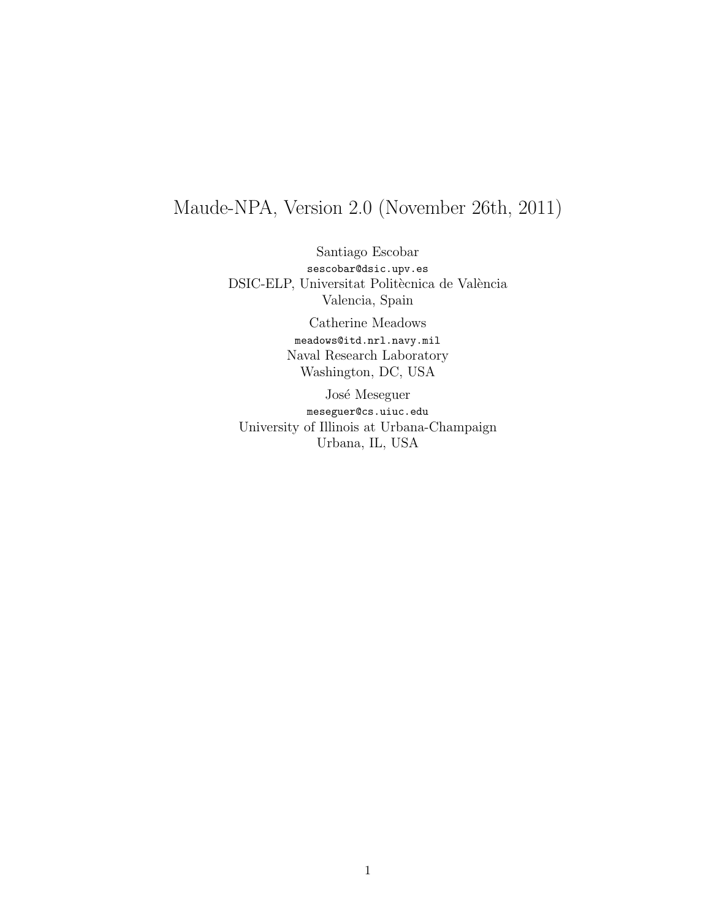# Maude-NPA, Version 2.0 (November 26th, 2011)

Santiago Escobar
sescobar@dsic.upv.es
DSIC-ELP, Universitat Politècnica de València
Valencia, Spain

Catherine Meadows
meadows@itd.nrl.navy.mil
Naval Research Laboratory
Washington, DC, USA

José Meseguer
meseguer@cs.uiuc.edu
University of Illinois at Urbana-Champaign
Urbana, IL, USA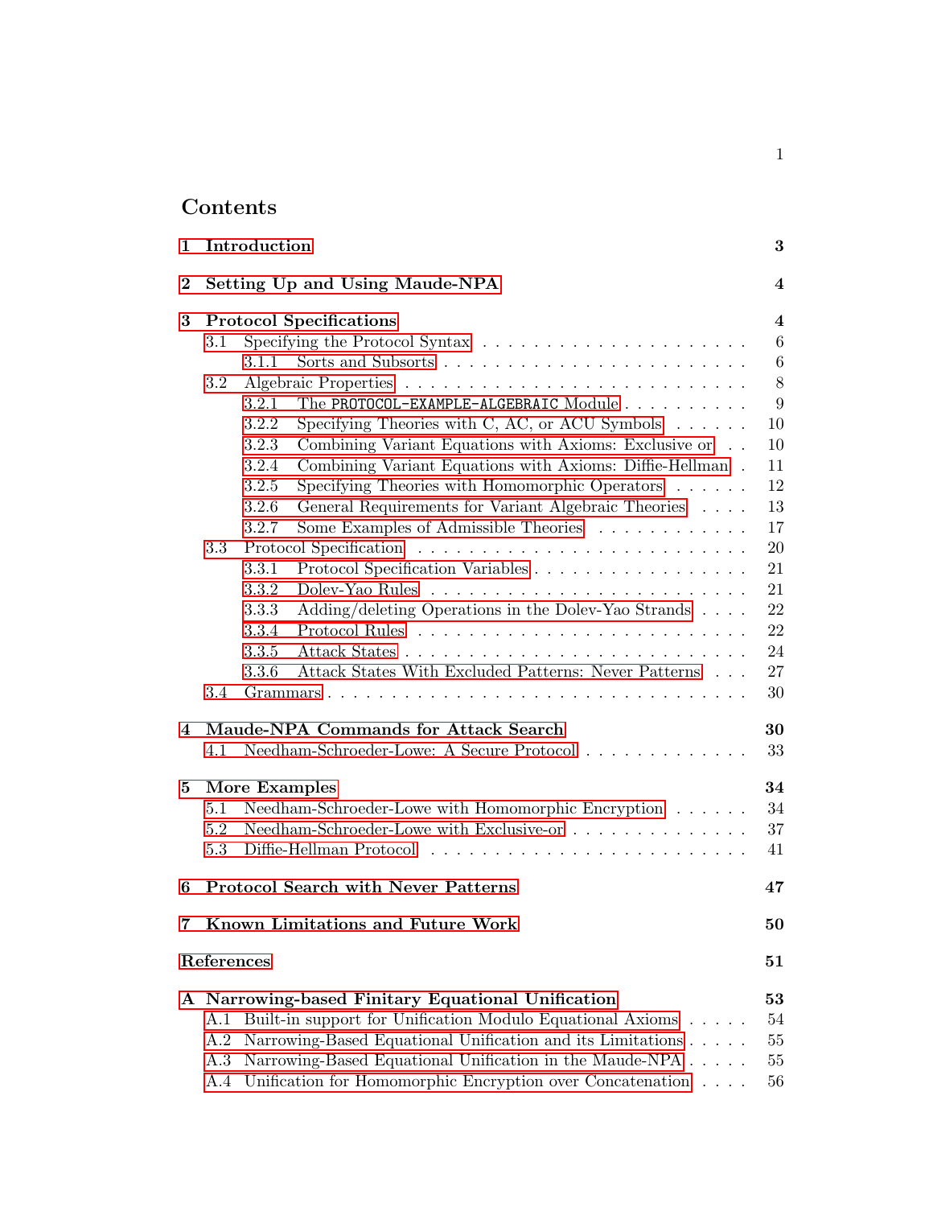# Contents

- **1 Introduction** — 3
- **2 Setting Up and Using Maude-NPA** — 4
- **3 Protocol Specifications** — 4
  - 3.1 Specifying the Protocol Syntax — 6
    - 3.1.1 Sorts and Subsorts — 6
  - 3.2 Algebraic Properties — 8
    - 3.2.1 The `PROTOCOL-EXAMPLE-ALGEBRAIC` Module — 9
    - 3.2.2 Specifying Theories with C, AC, or ACU Symbols — 10
    - 3.2.3 Combining Variant Equations with Axioms: Exclusive or — 10
    - 3.2.4 Combining Variant Equations with Axioms: Diffie-Hellman — 11
    - 3.2.5 Specifying Theories with Homomorphic Operators — 12
    - 3.2.6 General Requirements for Variant Algebraic Theories — 13
    - 3.2.7 Some Examples of Admissible Theories — 17
  - 3.3 Protocol Specification — 20
    - 3.3.1 Protocol Specification Variables — 21
    - 3.3.2 Dolev-Yao Rules — 21
    - 3.3.3 Adding/deleting Operations in the Dolev-Yao Strands — 22
    - 3.3.4 Protocol Rules — 22
    - 3.3.5 Attack States — 24
    - 3.3.6 Attack States With Excluded Patterns: Never Patterns — 27
  - 3.4 Grammars — 30
- **4 Maude-NPA Commands for Attack Search** — 30
  - 4.1 Needham-Schroeder-Lowe: A Secure Protocol — 33
- **5 More Examples** — 34
  - 5.1 Needham-Schroeder-Lowe with Homomorphic Encryption — 34
  - 5.2 Needham-Schroeder-Lowe with Exclusive-or — 37
  - 5.3 Diffie-Hellman Protocol — 41
- **6 Protocol Search with Never Patterns** — 47
- **7 Known Limitations and Future Work** — 50
- **References** — 51
- **A Narrowing-based Finitary Equational Unification** — 53
  - A.1 Built-in support for Unification Modulo Equational Axioms — 54
  - A.2 Narrowing-Based Equational Unification and its Limitations — 55
  - A.3 Narrowing-Based Equational Unification in the Maude-NPA — 55
  - A.4 Unification for Homomorphic Encryption over Concatenation — 56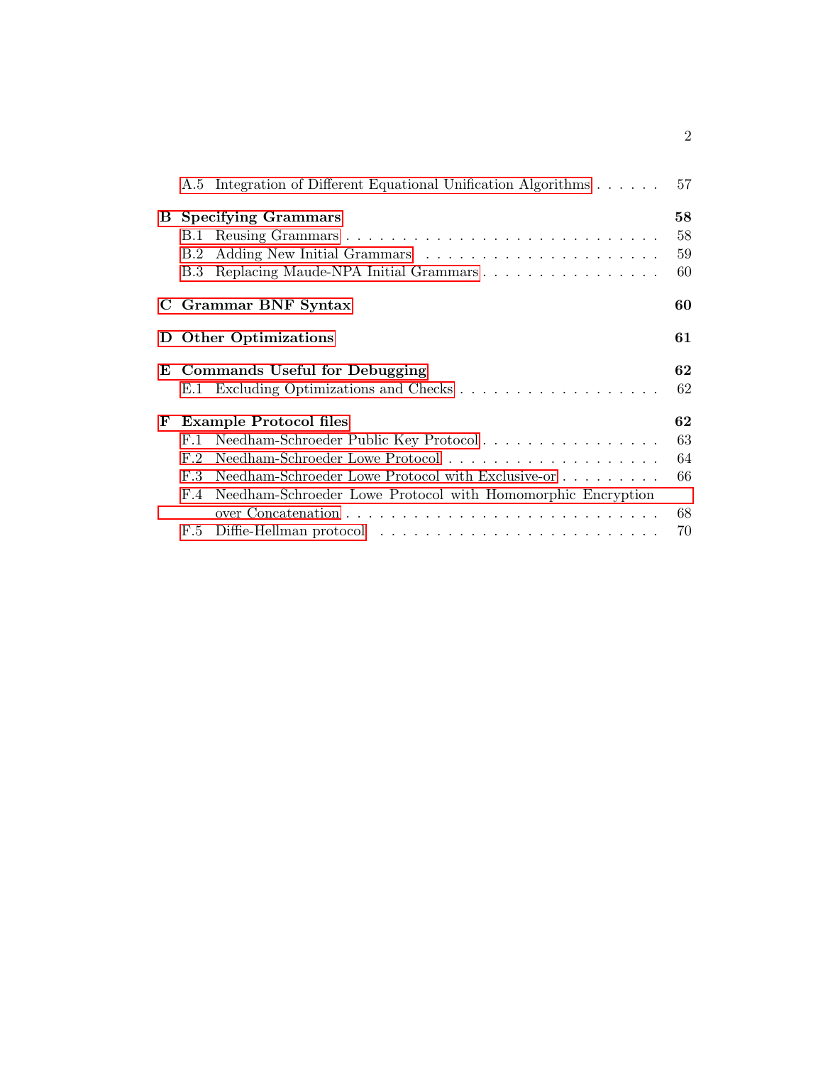- A.5 Integration of Different Equational Unification Algorithms . . . . . . 57

**B Specifying Grammars** **58**

- B.1 Reusing Grammars . . . . . . . . . . . . . . . . . . . . . . . . . . . . 58
- B.2 Adding New Initial Grammars . . . . . . . . . . . . . . . . . . . . . . 59
- B.3 Replacing Maude-NPA Initial Grammars . . . . . . . . . . . . . . . . . 60

**C Grammar BNF Syntax** **60**

**D Other Optimizations** **61**

**E Commands Useful for Debugging** **62**

- E.1 Excluding Optimizations and Checks . . . . . . . . . . . . . . . . . . 62

**F Example Protocol files** **62**

- F.1 Needham-Schroeder Public Key Protocol . . . . . . . . . . . . . . . . . 63
- F.2 Needham-Schroeder Lowe Protocol . . . . . . . . . . . . . . . . . . . 64
- F.3 Needham-Schroeder Lowe Protocol with Exclusive-or . . . . . . . . . . 66
- F.4 Needham-Schroeder Lowe Protocol with Homomorphic Encryption over Concatenation . . . . . . . . . . . . . . . . . . . . . . . . . . . . 68
- F.5 Diffie-Hellman protocol . . . . . . . . . . . . . . . . . . . . . . . . . 70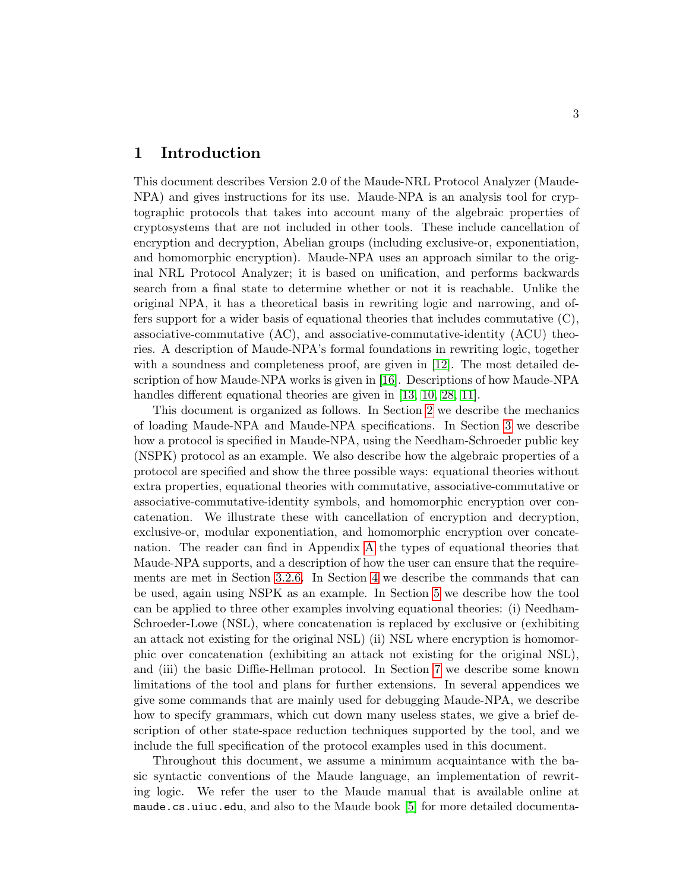# 1 Introduction

This document describes Version 2.0 of the Maude-NRL Protocol Analyzer (Maude-NPA) and gives instructions for its use. Maude-NPA is an analysis tool for cryptographic protocols that takes into account many of the algebraic properties of cryptosystems that are not included in other tools. These include cancellation of encryption and decryption, Abelian groups (including exclusive-or, exponentiation, and homomorphic encryption). Maude-NPA uses an approach similar to the original NRL Protocol Analyzer; it is based on unification, and performs backwards search from a final state to determine whether or not it is reachable. Unlike the original NPA, it has a theoretical basis in rewriting logic and narrowing, and offers support for a wider basis of equational theories that includes commutative (C), associative-commutative (AC), and associative-commutative-identity (ACU) theories. A description of Maude-NPA's formal foundations in rewriting logic, together with a soundness and completeness proof, are given in [12]. The most detailed description of how Maude-NPA works is given in [16]. Descriptions of how Maude-NPA handles different equational theories are given in [13, 10, 28, 11].

This document is organized as follows. In Section 2 we describe the mechanics of loading Maude-NPA and Maude-NPA specifications. In Section 3 we describe how a protocol is specified in Maude-NPA, using the Needham-Schroeder public key (NSPK) protocol as an example. We also describe how the algebraic properties of a protocol are specified and show the three possible ways: equational theories without extra properties, equational theories with commutative, associative-commutative or associative-commutative-identity symbols, and homomorphic encryption over concatenation. We illustrate these with cancellation of encryption and decryption, exclusive-or, modular exponentiation, and homomorphic encryption over concatenation. The reader can find in Appendix A the types of equational theories that Maude-NPA supports, and a description of how the user can ensure that the requirements are met in Section 3.2.6. In Section 4 we describe the commands that can be used, again using NSPK as an example. In Section 5 we describe how the tool can be applied to three other examples involving equational theories: (i) Needham-Schroeder-Lowe (NSL), where concatenation is replaced by exclusive or (exhibiting an attack not existing for the original NSL) (ii) NSL where encryption is homomorphic over concatenation (exhibiting an attack not existing for the original NSL), and (iii) the basic Diffie-Hellman protocol. In Section 7 we describe some known limitations of the tool and plans for further extensions. In several appendices we give some commands that are mainly used for debugging Maude-NPA, we describe how to specify grammars, which cut down many useless states, we give a brief description of other state-space reduction techniques supported by the tool, and we include the full specification of the protocol examples used in this document.

Throughout this document, we assume a minimum acquaintance with the basic syntactic conventions of the Maude language, an implementation of rewriting logic. We refer the user to the Maude manual that is available online at `maude.cs.uiuc.edu`, and also to the Maude book [5] for more detailed documenta-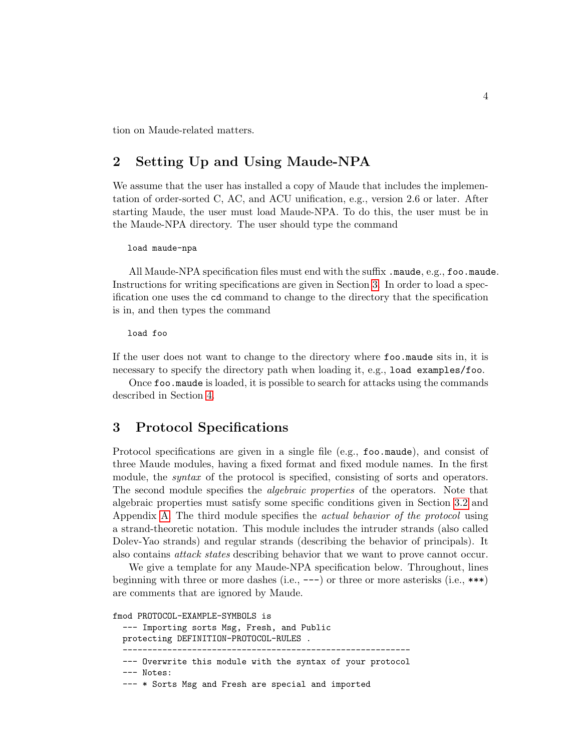tion on Maude-related matters.

## 2 Setting Up and Using Maude-NPA

We assume that the user has installed a copy of Maude that includes the implementation of order-sorted C, AC, and ACU unification, e.g., version 2.6 or later. After starting Maude, the user must load Maude-NPA. To do this, the user must be in the Maude-NPA directory. The user should type the command

```
load maude-npa
```

All Maude-NPA specification files must end with the suffix `.maude`, e.g., `foo.maude`. Instructions for writing specifications are given in Section 3. In order to load a specification one uses the `cd` command to change to the directory that the specification is in, and then types the command

```
load foo
```

If the user does not want to change to the directory where `foo.maude` sits in, it is necessary to specify the directory path when loading it, e.g., `load examples/foo`.

Once `foo.maude` is loaded, it is possible to search for attacks using the commands described in Section 4.

## 3 Protocol Specifications

Protocol specifications are given in a single file (e.g., `foo.maude`), and consist of three Maude modules, having a fixed format and fixed module names. In the first module, the *syntax* of the protocol is specified, consisting of sorts and operators. The second module specifies the *algebraic properties* of the operators. Note that algebraic properties must satisfy some specific conditions given in Section 3.2 and Appendix A. The third module specifies the *actual behavior of the protocol* using a strand-theoretic notation. This module includes the intruder strands (also called Dolev-Yao strands) and regular strands (describing the behavior of principals). It also contains *attack states* describing behavior that we want to prove cannot occur.

We give a template for any Maude-NPA specification below. Throughout, lines beginning with three or more dashes (i.e., `---`) or three or more asterisks (i.e., `***`) are comments that are ignored by Maude.

```
fmod PROTOCOL-EXAMPLE-SYMBOLS is
  --- Importing sorts Msg, Fresh, and Public
  protecting DEFINITION-PROTOCOL-RULES .
  ----------------------------------------------------------
  --- Overwrite this module with the syntax of your protocol
  --- Notes:
  --- * Sorts Msg and Fresh are special and imported
```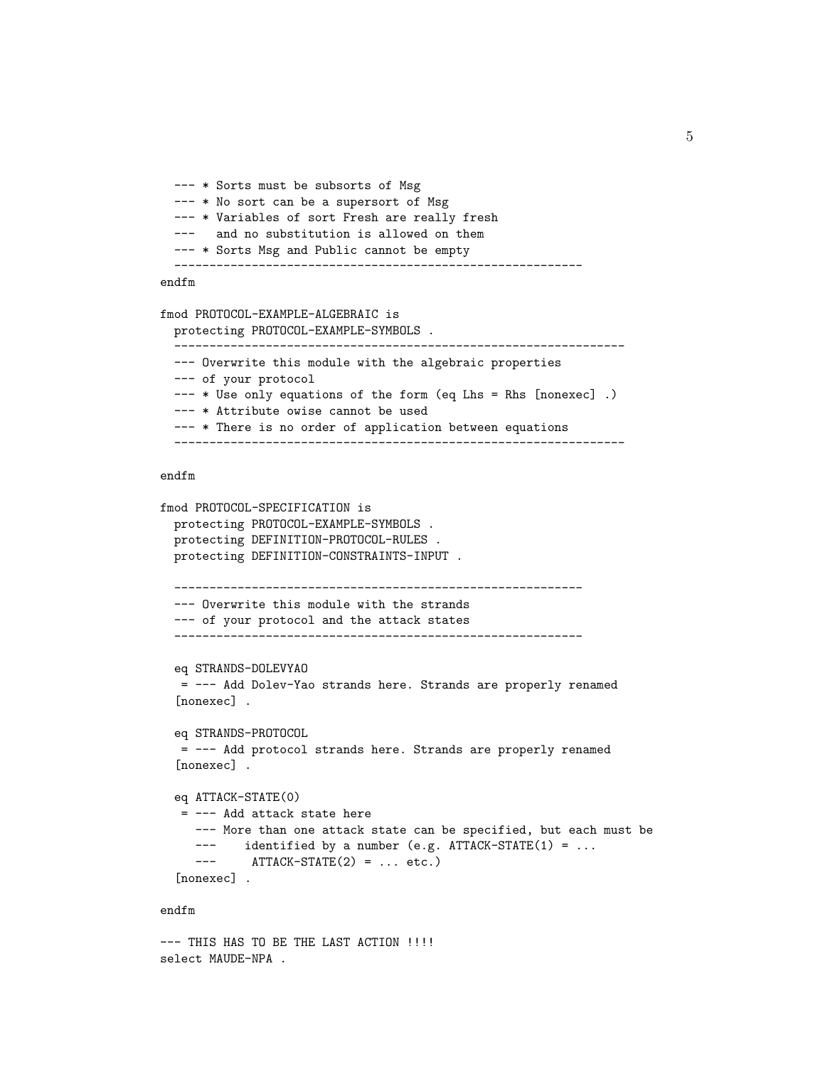```
  --- * Sorts must be subsorts of Msg
  --- * No sort can be a supersort of Msg
  --- * Variables of sort Fresh are really fresh
  ---   and no substitution is allowed on them
  --- * Sorts Msg and Public cannot be empty
  ----------------------------------------------------------
endfm

fmod PROTOCOL-EXAMPLE-ALGEBRAIC is
  protecting PROTOCOL-EXAMPLE-SYMBOLS .
  ----------------------------------------------------------------
  --- Overwrite this module with the algebraic properties
  --- of your protocol
  --- * Use only equations of the form (eq Lhs = Rhs [nonexec] .)
  --- * Attribute owise cannot be used
  --- * There is no order of application between equations
  ----------------------------------------------------------------

endfm

fmod PROTOCOL-SPECIFICATION is
  protecting PROTOCOL-EXAMPLE-SYMBOLS .
  protecting DEFINITION-PROTOCOL-RULES .
  protecting DEFINITION-CONSTRAINTS-INPUT .

  ----------------------------------------------------------
  --- Overwrite this module with the strands
  --- of your protocol and the attack states
  ----------------------------------------------------------

  eq STRANDS-DOLEVYAO
   = --- Add Dolev-Yao strands here. Strands are properly renamed
  [nonexec] .

  eq STRANDS-PROTOCOL
   = --- Add protocol strands here. Strands are properly renamed
  [nonexec] .

  eq ATTACK-STATE(0)
   = --- Add attack state here
     --- More than one attack state can be specified, but each must be
     ---    identified by a number (e.g. ATTACK-STATE(1) = ...
     ---     ATTACK-STATE(2) = ... etc.)
  [nonexec] .

endfm

--- THIS HAS TO BE THE LAST ACTION !!!!
select MAUDE-NPA .
```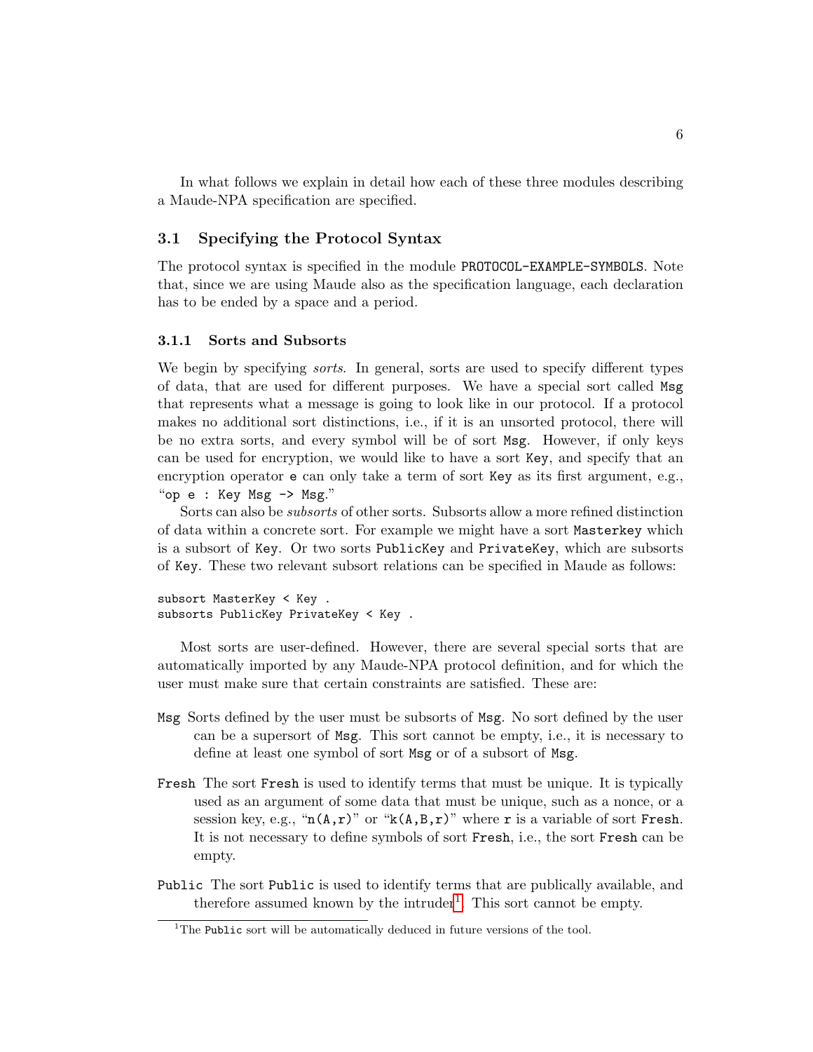In what follows we explain in detail how each of these three modules describing a Maude-NPA specification are specified.

## 3.1 Specifying the Protocol Syntax

The protocol syntax is specified in the module `PROTOCOL-EXAMPLE-SYMBOLS`. Note that, since we are using Maude also as the specification language, each declaration has to be ended by a space and a period.

### 3.1.1 Sorts and Subsorts

We begin by specifying *sorts*. In general, sorts are used to specify different types of data, that are used for different purposes. We have a special sort called `Msg` that represents what a message is going to look like in our protocol. If a protocol makes no additional sort distinctions, i.e., if it is an unsorted protocol, there will be no extra sorts, and every symbol will be of sort `Msg`. However, if only keys can be used for encryption, we would like to have a sort `Key`, and specify that an encryption operator `e` can only take a term of sort `Key` as its first argument, e.g., "`op e : Key Msg -> Msg`."

Sorts can also be *subsorts* of other sorts. Subsorts allow a more refined distinction of data within a concrete sort. For example we might have a sort `Masterkey` which is a subsort of `Key`. Or two sorts `PublicKey` and `PrivateKey`, which are subsorts of `Key`. These two relevant subsort relations can be specified in Maude as follows:

```
subsort MasterKey < Key .
subsorts PublicKey PrivateKey < Key .
```

Most sorts are user-defined. However, there are several special sorts that are automatically imported by any Maude-NPA protocol definition, and for which the user must make sure that certain constraints are satisfied. These are:

- `Msg` Sorts defined by the user must be subsorts of `Msg`. No sort defined by the user can be a supersort of `Msg`. This sort cannot be empty, i.e., it is necessary to define at least one symbol of sort `Msg` or of a subsort of `Msg`.

- `Fresh` The sort `Fresh` is used to identify terms that must be unique. It is typically used as an argument of some data that must be unique, such as a nonce, or a session key, e.g., "`n(A,r)`" or "`k(A,B,r)`" where `r` is a variable of sort `Fresh`. It is not necessary to define symbols of sort `Fresh`, i.e., the sort `Fresh` can be empty.

- `Public` The sort `Public` is used to identify terms that are publically available, and therefore assumed known by the intruder[1]. This sort cannot be empty.

[1]The `Public` sort will be automatically deduced in future versions of the tool.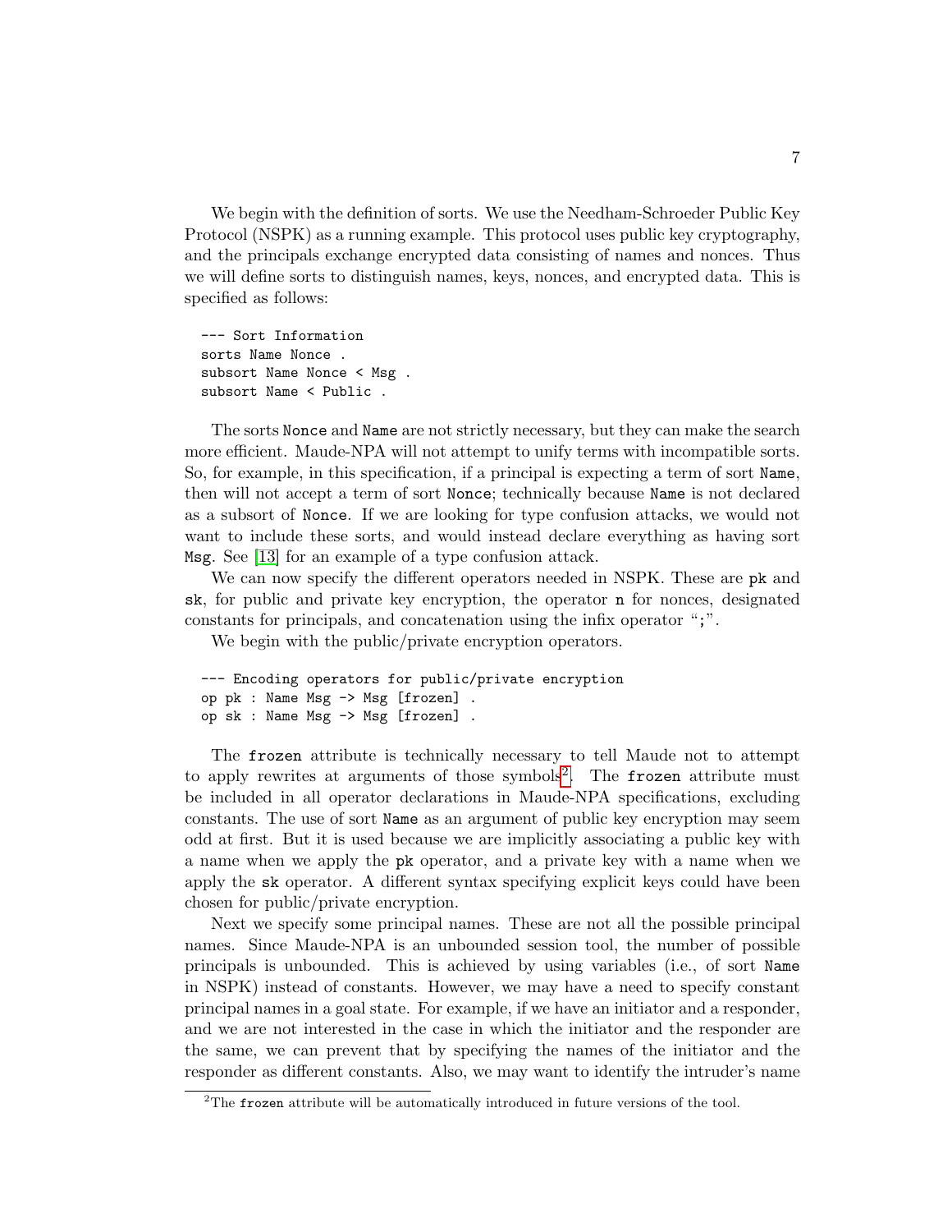We begin with the definition of sorts. We use the Needham-Schroeder Public Key Protocol (NSPK) as a running example. This protocol uses public key cryptography, and the principals exchange encrypted data consisting of names and nonces. Thus we will define sorts to distinguish names, keys, nonces, and encrypted data. This is specified as follows:

```
--- Sort Information
sorts Name Nonce .
subsort Name Nonce < Msg .
subsort Name < Public .
```

The sorts `Nonce` and `Name` are not strictly necessary, but they can make the search more efficient. Maude-NPA will not attempt to unify terms with incompatible sorts. So, for example, in this specification, if a principal is expecting a term of sort `Name`, then will not accept a term of sort `Nonce`; technically because `Name` is not declared as a subsort of `Nonce`. If we are looking for type confusion attacks, we would not want to include these sorts, and would instead declare everything as having sort `Msg`. See [13] for an example of a type confusion attack.

We can now specify the different operators needed in NSPK. These are `pk` and `sk`, for public and private key encryption, the operator `n` for nonces, designated constants for principals, and concatenation using the infix operator "`;`".

We begin with the public/private encryption operators.

```
--- Encoding operators for public/private encryption
op pk : Name Msg -> Msg [frozen] .
op sk : Name Msg -> Msg [frozen] .
```

The `frozen` attribute is technically necessary to tell Maude not to attempt to apply rewrites at arguments of those symbols[2]. The `frozen` attribute must be included in all operator declarations in Maude-NPA specifications, excluding constants. The use of sort `Name` as an argument of public key encryption may seem odd at first. But it is used because we are implicitly associating a public key with a name when we apply the `pk` operator, and a private key with a name when we apply the `sk` operator. A different syntax specifying explicit keys could have been chosen for public/private encryption.

Next we specify some principal names. These are not all the possible principal names. Since Maude-NPA is an unbounded session tool, the number of possible principals is unbounded. This is achieved by using variables (i.e., of sort `Name` in NSPK) instead of constants. However, we may have a need to specify constant principal names in a goal state. For example, if we have an initiator and a responder, and we are not interested in the case in which the initiator and the responder are the same, we can prevent that by specifying the names of the initiator and the responder as different constants. Also, we may want to identify the intruder's name

[2] The `frozen` attribute will be automatically introduced in future versions of the tool.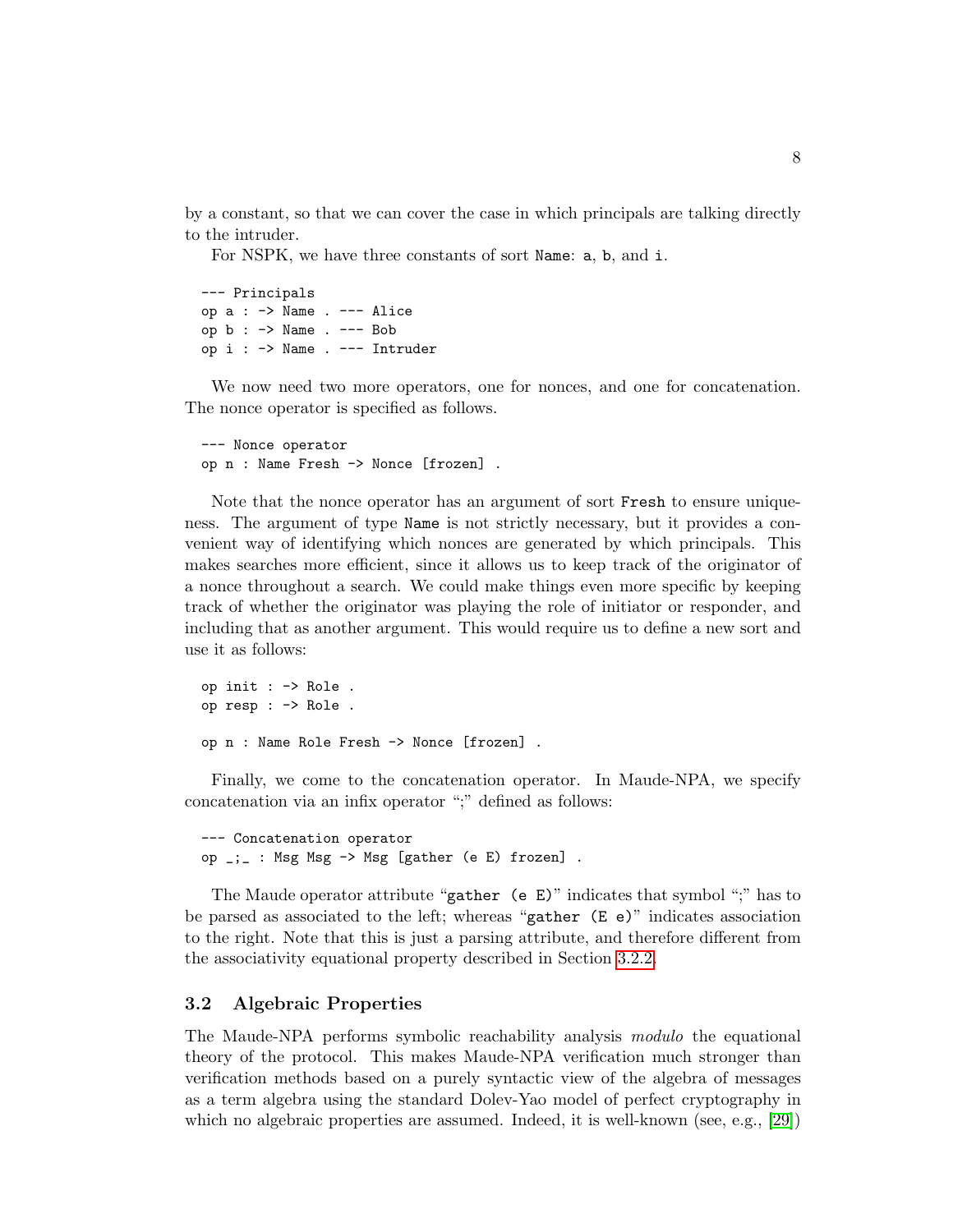by a constant, so that we can cover the case in which principals are talking directly to the intruder.

For NSPK, we have three constants of sort `Name`: `a`, `b`, and `i`.

```
--- Principals
op a : -> Name . --- Alice
op b : -> Name . --- Bob
op i : -> Name . --- Intruder
```

We now need two more operators, one for nonces, and one for concatenation. The nonce operator is specified as follows.

```
--- Nonce operator
op n : Name Fresh -> Nonce [frozen] .
```

Note that the nonce operator has an argument of sort `Fresh` to ensure uniqueness. The argument of type `Name` is not strictly necessary, but it provides a convenient way of identifying which nonces are generated by which principals. This makes searches more efficient, since it allows us to keep track of the originator of a nonce throughout a search. We could make things even more specific by keeping track of whether the originator was playing the role of initiator or responder, and including that as another argument. This would require us to define a new sort and use it as follows:

```
op init : -> Role .
op resp : -> Role .

op n : Name Role Fresh -> Nonce [frozen] .
```

Finally, we come to the concatenation operator. In Maude-NPA, we specify concatenation via an infix operator ";" defined as follows:

```
--- Concatenation operator
op _;_ : Msg Msg -> Msg [gather (e E) frozen] .
```

The Maude operator attribute "`gather (e E)`" indicates that symbol ";" has to be parsed as associated to the left; whereas "`gather (E e)`" indicates association to the right. Note that this is just a parsing attribute, and therefore different from the associativity equational property described in Section 3.2.2.

### 3.2 Algebraic Properties

The Maude-NPA performs symbolic reachability analysis *modulo* the equational theory of the protocol. This makes Maude-NPA verification much stronger than verification methods based on a purely syntactic view of the algebra of messages as a term algebra using the standard Dolev-Yao model of perfect cryptography in which no algebraic properties are assumed. Indeed, it is well-known (see, e.g., [29])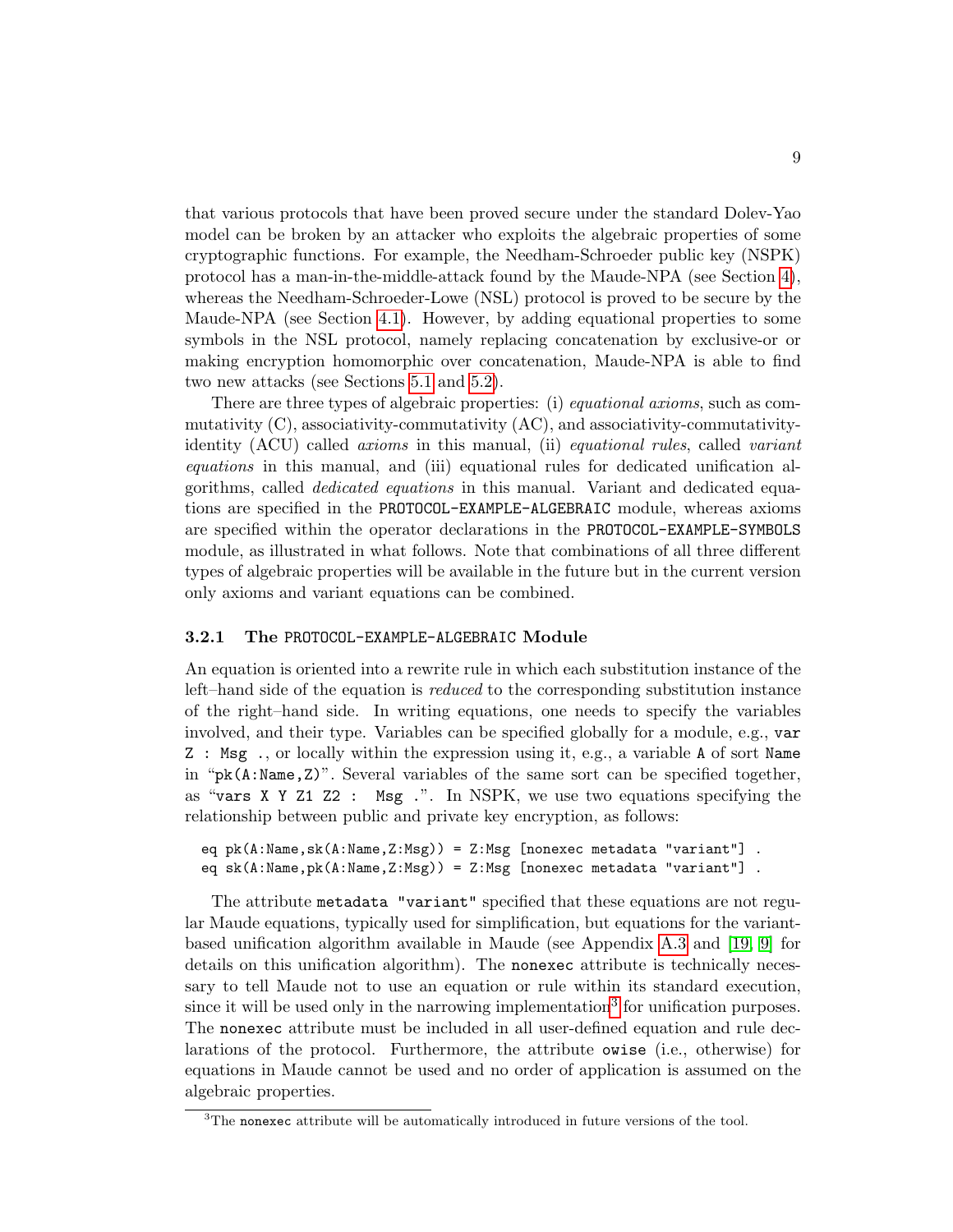that various protocols that have been proved secure under the standard Dolev-Yao model can be broken by an attacker who exploits the algebraic properties of some cryptographic functions. For example, the Needham-Schroeder public key (NSPK) protocol has a man-in-the-middle-attack found by the Maude-NPA (see Section 4), whereas the Needham-Schroeder-Lowe (NSL) protocol is proved to be secure by the Maude-NPA (see Section 4.1). However, by adding equational properties to some symbols in the NSL protocol, namely replacing concatenation by exclusive-or or making encryption homomorphic over concatenation, Maude-NPA is able to find two new attacks (see Sections 5.1 and 5.2).

There are three types of algebraic properties: (i) *equational axioms*, such as commutativity (C), associativity-commutativity (AC), and associativity-commutativity-identity (ACU) called *axioms* in this manual, (ii) *equational rules*, called *variant equations* in this manual, and (iii) equational rules for dedicated unification algorithms, called *dedicated equations* in this manual. Variant and dedicated equations are specified in the `PROTOCOL-EXAMPLE-ALGEBRAIC` module, whereas axioms are specified within the operator declarations in the `PROTOCOL-EXAMPLE-SYMBOLS` module, as illustrated in what follows. Note that combinations of all three different types of algebraic properties will be available in the future but in the current version only axioms and variant equations can be combined.

### 3.2.1 The `PROTOCOL-EXAMPLE-ALGEBRAIC` Module

An equation is oriented into a rewrite rule in which each substitution instance of the left–hand side of the equation is *reduced* to the corresponding substitution instance of the right–hand side. In writing equations, one needs to specify the variables involved, and their type. Variables can be specified globally for a module, e.g., `var Z : Msg .`, or locally within the expression using it, e.g., a variable `A` of sort `Name` in "`pk(A:Name,Z)`". Several variables of the same sort can be specified together, as "`vars X Y Z1 Z2 : Msg .`". In NSPK, we use two equations specifying the relationship between public and private key encryption, as follows:

```
eq pk(A:Name,sk(A:Name,Z:Msg)) = Z:Msg [nonexec metadata "variant"] .
eq sk(A:Name,pk(A:Name,Z:Msg)) = Z:Msg [nonexec metadata "variant"] .
```

The attribute `metadata "variant"` specified that these equations are not regular Maude equations, typically used for simplification, but equations for the variant-based unification algorithm available in Maude (see Appendix A.3 and [19, 9] for details on this unification algorithm). The `nonexec` attribute is technically necessary to tell Maude not to use an equation or rule within its standard execution, since it will be used only in the narrowing implementation[3] for unification purposes. The `nonexec` attribute must be included in all user-defined equation and rule declarations of the protocol. Furthermore, the attribute `owise` (i.e., otherwise) for equations in Maude cannot be used and no order of application is assumed on the algebraic properties.

[3]The `nonexec` attribute will be automatically introduced in future versions of the tool.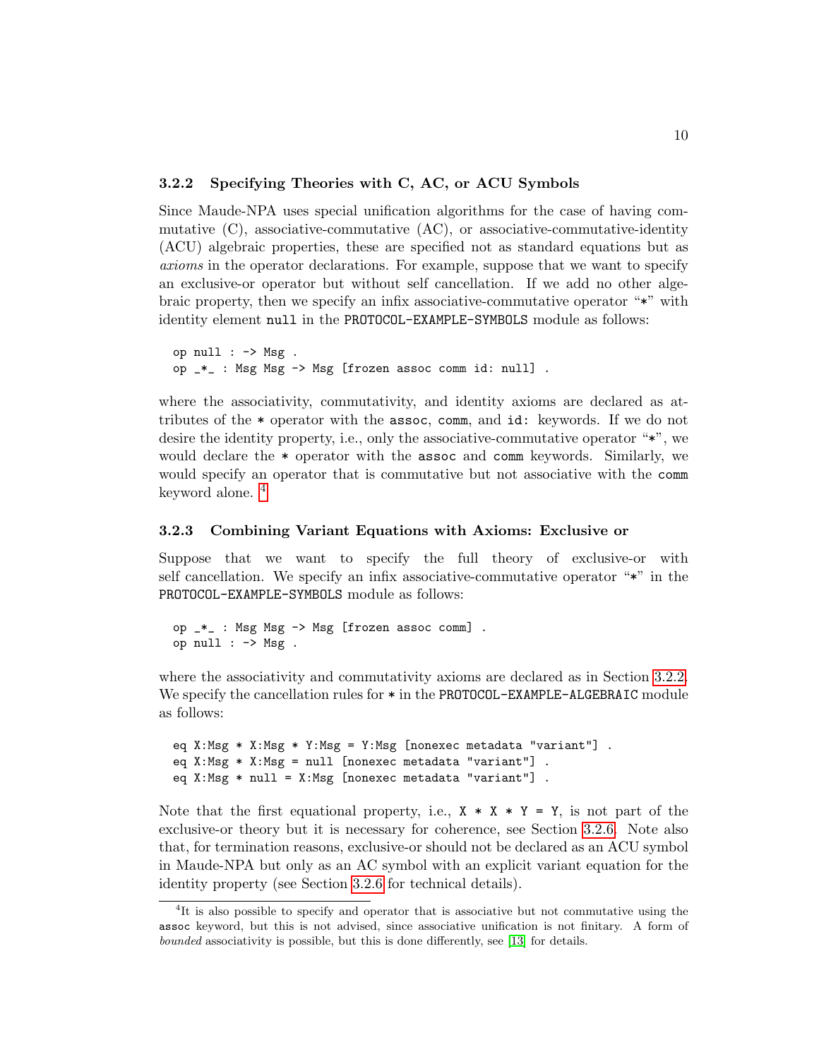### 3.2.2 Specifying Theories with C, AC, or ACU Symbols

Since Maude-NPA uses special unification algorithms for the case of having commutative (C), associative-commutative (AC), or associative-commutative-identity (ACU) algebraic properties, these are specified not as standard equations but as *axioms* in the operator declarations. For example, suppose that we want to specify an exclusive-or operator but without self cancellation. If we add no other algebraic property, then we specify an infix associative-commutative operator "*" with identity element `null` in the `PROTOCOL-EXAMPLE-SYMBOLS` module as follows:

```
op null : -> Msg .
op _*_ : Msg Msg -> Msg [frozen assoc comm id: null] .
```

where the associativity, commutativity, and identity axioms are declared as attributes of the * operator with the `assoc`, `comm`, and `id:` keywords. If we do not desire the identity property, i.e., only the associative-commutative operator "*", we would declare the * operator with the `assoc` and `comm` keywords. Similarly, we would specify an operator that is commutative but not associative with the `comm` keyword alone. [4]

### 3.2.3 Combining Variant Equations with Axioms: Exclusive or

Suppose that we want to specify the full theory of exclusive-or with self cancellation. We specify an infix associative-commutative operator "*" in the `PROTOCOL-EXAMPLE-SYMBOLS` module as follows:

```
op _*_ : Msg Msg -> Msg [frozen assoc comm] .
op null : -> Msg .
```

where the associativity and commutativity axioms are declared as in Section 3.2.2. We specify the cancellation rules for * in the `PROTOCOL-EXAMPLE-ALGEBRAIC` module as follows:

```
eq X:Msg * X:Msg * Y:Msg = Y:Msg [nonexec metadata "variant"] .
eq X:Msg * X:Msg = null [nonexec metadata "variant"] .
eq X:Msg * null = X:Msg [nonexec metadata "variant"] .
```

Note that the first equational property, i.e., `X * X * Y = Y`, is not part of the exclusive-or theory but it is necessary for coherence, see Section 3.2.6. Note also that, for termination reasons, exclusive-or should not be declared as an ACU symbol in Maude-NPA but only as an AC symbol with an explicit variant equation for the identity property (see Section 3.2.6 for technical details).

[4] It is also possible to specify and operator that is associative but not commutative using the `assoc` keyword, but this is not advised, since associative unification is not finitary. A form of *bounded* associativity is possible, but this is done differently, see [13] for details.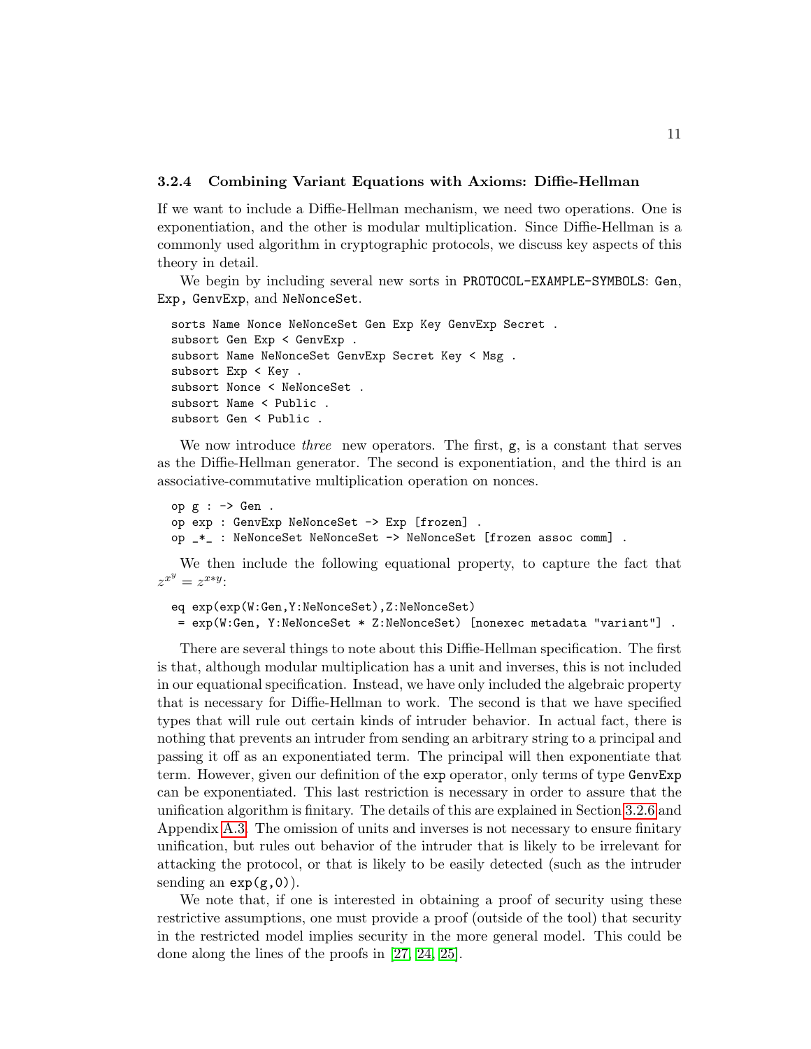### 3.2.4 Combining Variant Equations with Axioms: Diffie-Hellman

If we want to include a Diffie-Hellman mechanism, we need two operations. One is exponentiation, and the other is modular multiplication. Since Diffie-Hellman is a commonly used algorithm in cryptographic protocols, we discuss key aspects of this theory in detail.

We begin by including several new sorts in `PROTOCOL-EXAMPLE-SYMBOLS`: `Gen`, `Exp`, `GenvExp`, and `NeNonceSet`.

```
sorts Name Nonce NeNonceSet Gen Exp Key GenvExp Secret .
subsort Gen Exp < GenvExp .
subsort Name NeNonceSet GenvExp Secret Key < Msg .
subsort Exp < Key .
subsort Nonce < NeNonceSet .
subsort Name < Public .
subsort Gen < Public .
```

We now introduce *three* new operators. The first, `g`, is a constant that serves as the Diffie-Hellman generator. The second is exponentiation, and the third is an associative-commutative multiplication operation on nonces.

```
op g : -> Gen .
op exp : GenvExp NeNonceSet -> Exp [frozen] .
op _*_ : NeNonceSet NeNonceSet -> NeNonceSet [frozen assoc comm] .
```

We then include the following equational property, to capture the fact that $z^{x^y} = z^{x*y}$:

```
eq exp(exp(W:Gen,Y:NeNonceSet),Z:NeNonceSet)
 = exp(W:Gen, Y:NeNonceSet * Z:NeNonceSet) [nonexec metadata "variant"] .
```

There are several things to note about this Diffie-Hellman specification. The first is that, although modular multiplication has a unit and inverses, this is not included in our equational specification. Instead, we have only included the algebraic property that is necessary for Diffie-Hellman to work. The second is that we have specified types that will rule out certain kinds of intruder behavior. In actual fact, there is nothing that prevents an intruder from sending an arbitrary string to a principal and passing it off as an exponentiated term. The principal will then exponentiate that term. However, given our definition of the `exp` operator, only terms of type `GenvExp` can be exponentiated. This last restriction is necessary in order to assure that the unification algorithm is finitary. The details of this are explained in Section 3.2.6 and Appendix A.3. The omission of units and inverses is not necessary to ensure finitary unification, but rules out behavior of the intruder that is likely to be irrelevant for attacking the protocol, or that is likely to be easily detected (such as the intruder sending an `exp(g,0)`).

We note that, if one is interested in obtaining a proof of security using these restrictive assumptions, one must provide a proof (outside of the tool) that security in the restricted model implies security in the more general model. This could be done along the lines of the proofs in [27, 24, 25].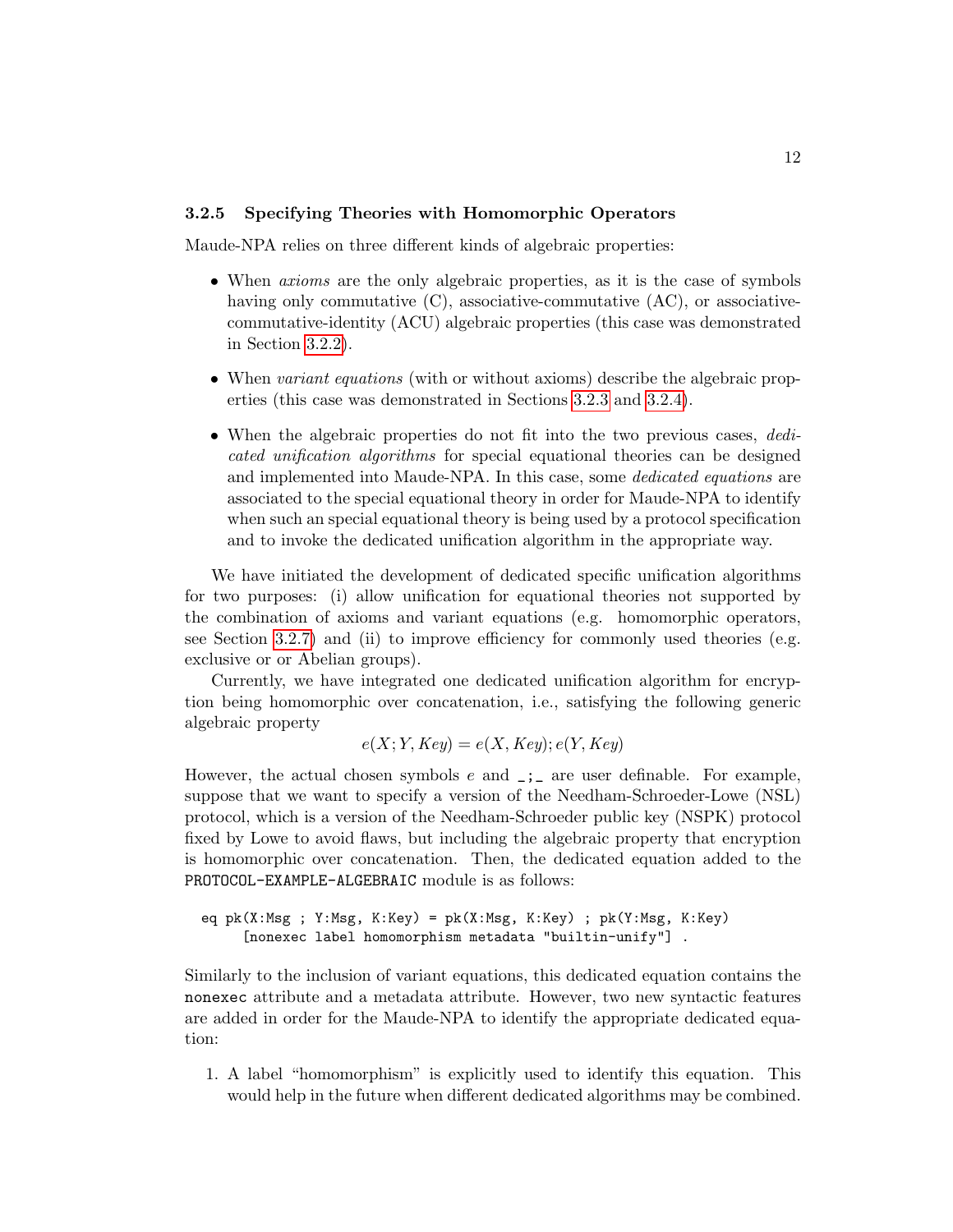### 3.2.5 Specifying Theories with Homomorphic Operators

Maude-NPA relies on three different kinds of algebraic properties:

- When *axioms* are the only algebraic properties, as it is the case of symbols having only commutative (C), associative-commutative (AC), or associative-commutative-identity (ACU) algebraic properties (this case was demonstrated in Section 3.2.2).
- When *variant equations* (with or without axioms) describe the algebraic properties (this case was demonstrated in Sections 3.2.3 and 3.2.4).
- When the algebraic properties do not fit into the two previous cases, *dedicated unification algorithms* for special equational theories can be designed and implemented into Maude-NPA. In this case, some *dedicated equations* are associated to the special equational theory in order for Maude-NPA to identify when such an special equational theory is being used by a protocol specification and to invoke the dedicated unification algorithm in the appropriate way.

We have initiated the development of dedicated specific unification algorithms for two purposes: (i) allow unification for equational theories not supported by the combination of axioms and variant equations (e.g. homomorphic operators, see Section 3.2.7) and (ii) to improve efficiency for commonly used theories (e.g. exclusive or or Abelian groups).

Currently, we have integrated one dedicated unification algorithm for encryption being homomorphic over concatenation, i.e., satisfying the following generic algebraic property

$$e(X;Y,Key) = e(X,Key);e(Y,Key)$$

However, the actual chosen symbols $e$ and `_;_` are user definable. For example, suppose that we want to specify a version of the Needham-Schroeder-Lowe (NSL) protocol, which is a version of the Needham-Schroeder public key (NSPK) protocol fixed by Lowe to avoid flaws, but including the algebraic property that encryption is homomorphic over concatenation. Then, the dedicated equation added to the `PROTOCOL-EXAMPLE-ALGEBRAIC` module is as follows:

```
eq pk(X:Msg ; Y:Msg, K:Key) = pk(X:Msg, K:Key) ; pk(Y:Msg, K:Key)
     [nonexec label homomorphism metadata "builtin-unify"] .
```

Similarly to the inclusion of variant equations, this dedicated equation contains the `nonexec` attribute and a metadata attribute. However, two new syntactic features are added in order for the Maude-NPA to identify the appropriate dedicated equation:

1. A label "homomorphism" is explicitly used to identify this equation. This would help in the future when different dedicated algorithms may be combined.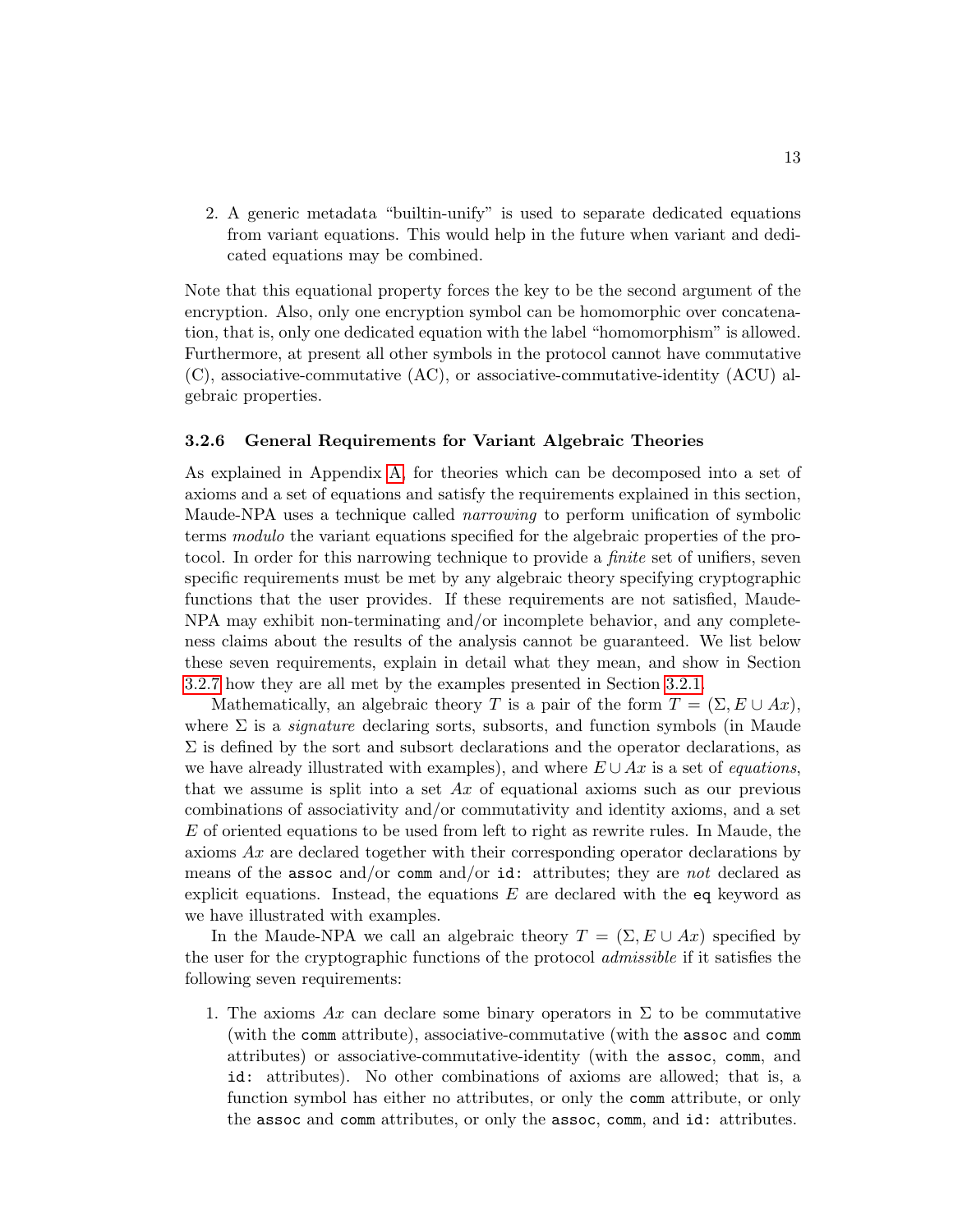2. A generic metadata "builtin-unify" is used to separate dedicated equations from variant equations. This would help in the future when variant and dedicated equations may be combined.

Note that this equational property forces the key to be the second argument of the encryption. Also, only one encryption symbol can be homomorphic over concatenation, that is, only one dedicated equation with the label "homomorphism" is allowed. Furthermore, at present all other symbols in the protocol cannot have commutative (C), associative-commutative (AC), or associative-commutative-identity (ACU) algebraic properties.

### 3.2.6 General Requirements for Variant Algebraic Theories

As explained in Appendix A, for theories which can be decomposed into a set of axioms and a set of equations and satisfy the requirements explained in this section, Maude-NPA uses a technique called *narrowing* to perform unification of symbolic terms *modulo* the variant equations specified for the algebraic properties of the protocol. In order for this narrowing technique to provide a *finite* set of unifiers, seven specific requirements must be met by any algebraic theory specifying cryptographic functions that the user provides. If these requirements are not satisfied, Maude-NPA may exhibit non-terminating and/or incomplete behavior, and any completeness claims about the results of the analysis cannot be guaranteed. We list below these seven requirements, explain in detail what they mean, and show in Section 3.2.7 how they are all met by the examples presented in Section 3.2.1.

Mathematically, an algebraic theory $T$ is a pair of the form $T = (\Sigma, E \cup Ax)$, where $\Sigma$ is a *signature* declaring sorts, subsorts, and function symbols (in Maude $\Sigma$ is defined by the sort and subsort declarations and the operator declarations, as we have already illustrated with examples), and where $E \cup Ax$ is a set of *equations*, that we assume is split into a set $Ax$ of equational axioms such as our previous combinations of associativity and/or commutativity and identity axioms, and a set $E$ of oriented equations to be used from left to right as rewrite rules. In Maude, the axioms $Ax$ are declared together with their corresponding operator declarations by means of the `assoc` and/or `comm` and/or `id:` attributes; they are *not* declared as explicit equations. Instead, the equations $E$ are declared with the `eq` keyword as we have illustrated with examples.

In the Maude-NPA we call an algebraic theory $T = (\Sigma, E \cup Ax)$ specified by the user for the cryptographic functions of the protocol *admissible* if it satisfies the following seven requirements:

1. The axioms $Ax$ can declare some binary operators in $\Sigma$ to be commutative (with the `comm` attribute), associative-commutative (with the `assoc` and `comm` attributes) or associative-commutative-identity (with the `assoc`, `comm`, and `id:` attributes). No other combinations of axioms are allowed; that is, a function symbol has either no attributes, or only the `comm` attribute, or only the `assoc` and `comm` attributes, or only the `assoc`, `comm`, and `id:` attributes.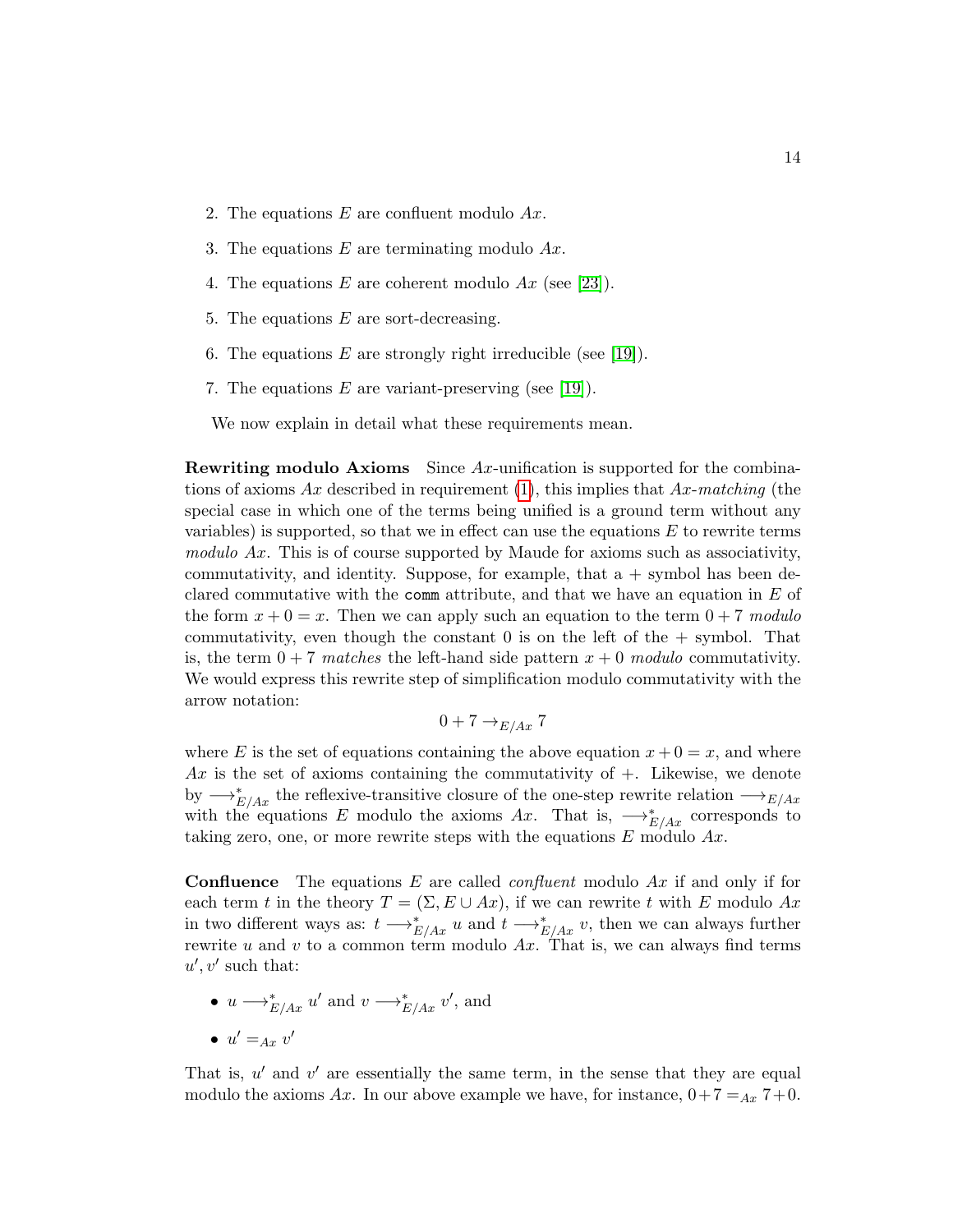2. The equations $E$ are confluent modulo $Ax$.

3. The equations $E$ are terminating modulo $Ax$.

4. The equations $E$ are coherent modulo $Ax$ (see [23]).

5. The equations $E$ are sort-decreasing.

6. The equations $E$ are strongly right irreducible (see [19]).

7. The equations $E$ are variant-preserving (see [19]).

We now explain in detail what these requirements mean.

**Rewriting modulo Axioms** Since $Ax$-unification is supported for the combinations of axioms $Ax$ described in requirement (1), this implies that $Ax$-*matching* (the special case in which one of the terms being unified is a ground term without any variables) is supported, so that we in effect can use the equations $E$ to rewrite terms *modulo* $Ax$. This is of course supported by Maude for axioms such as associativity, commutativity, and identity. Suppose, for example, that a $+$ symbol has been declared commutative with the `comm` attribute, and that we have an equation in $E$ of the form $x + 0 = x$. Then we can apply such an equation to the term $0 + 7$ *modulo* commutativity, even though the constant $0$ is on the left of the $+$ symbol. That is, the term $0 + 7$ *matches* the left-hand side pattern $x + 0$ *modulo* commutativity. We would express this rewrite step of simplification modulo commutativity with the arrow notation:

$$0 + 7 \rightarrow_{E/Ax} 7$$

where $E$ is the set of equations containing the above equation $x + 0 = x$, and where $Ax$ is the set of axioms containing the commutativity of $+$. Likewise, we denote by $\longrightarrow^*_{E/Ax}$ the reflexive-transitive closure of the one-step rewrite relation $\longrightarrow_{E/Ax}$ with the equations $E$ modulo the axioms $Ax$. That is, $\longrightarrow^*_{E/Ax}$ corresponds to taking zero, one, or more rewrite steps with the equations $E$ modulo $Ax$.

**Confluence** The equations $E$ are called *confluent* modulo $Ax$ if and only if for each term $t$ in the theory $T = (\Sigma, E \cup Ax)$, if we can rewrite $t$ with $E$ modulo $Ax$ in two different ways as: $t \longrightarrow^*_{E/Ax} u$ and $t \longrightarrow^*_{E/Ax} v$, then we can always further rewrite $u$ and $v$ to a common term modulo $Ax$. That is, we can always find terms $u', v'$ such that:

- $u \longrightarrow^*_{E/Ax} u'$ and $v \longrightarrow^*_{E/Ax} v'$, and
- $u' =_{Ax} v'$

That is, $u'$ and $v'$ are essentially the same term, in the sense that they are equal modulo the axioms $Ax$. In our above example we have, for instance, $0+7 =_{Ax} 7+0$.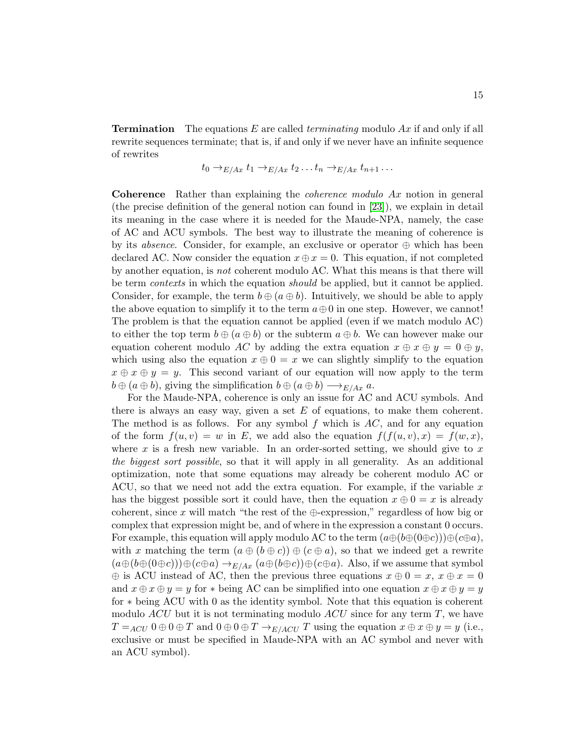**Termination** The equations $E$ are called *terminating* modulo $Ax$ if and only if all rewrite sequences terminate; that is, if and only if we never have an infinite sequence of rewrites

$$t_0 \rightarrow_{E/Ax} t_1 \rightarrow_{E/Ax} t_2 \ldots t_n \rightarrow_{E/Ax} t_{n+1} \ldots$$

**Coherence** Rather than explaining the *coherence modulo Ax* notion in general (the precise definition of the general notion can found in [23]), we explain in detail its meaning in the case where it is needed for the Maude-NPA, namely, the case of AC and ACU symbols. The best way to illustrate the meaning of coherence is by its *absence*. Consider, for example, an exclusive or operator $\oplus$ which has been declared AC. Now consider the equation $x \oplus x = 0$. This equation, if not completed by another equation, is *not* coherent modulo AC. What this means is that there will be term *contexts* in which the equation *should* be applied, but it cannot be applied. Consider, for example, the term $b \oplus (a \oplus b)$. Intuitively, we should be able to apply the above equation to simplify it to the term $a \oplus 0$ in one step. However, we cannot! The problem is that the equation cannot be applied (even if we match modulo AC) to either the top term $b \oplus (a \oplus b)$ or the subterm $a \oplus b$. We can however make our equation coherent modulo *AC* by adding the extra equation $x \oplus x \oplus y = 0 \oplus y$, which using also the equation $x \oplus 0 = x$ we can slightly simplify to the equation $x \oplus x \oplus y = y$. This second variant of our equation will now apply to the term $b \oplus (a \oplus b)$, giving the simplification $b \oplus (a \oplus b) \longrightarrow_{E/Ax} a$.

For the Maude-NPA, coherence is only an issue for AC and ACU symbols. And there is always an easy way, given a set $E$ of equations, to make them coherent. The method is as follows. For any symbol $f$ which is *AC*, and for any equation of the form $f(u, v) = w$ in $E$, we add also the equation $f(f(u, v), x) = f(w, x)$, where $x$ is a fresh new variable. In an order-sorted setting, we should give to $x$ *the biggest sort possible*, so that it will apply in all generality. As an additional optimization, note that some equations may already be coherent modulo AC or ACU, so that we need not add the extra equation. For example, if the variable $x$ has the biggest possible sort it could have, then the equation $x \oplus 0 = x$ is already coherent, since $x$ will match "the rest of the $\oplus$-expression," regardless of how big or complex that expression might be, and of where in the expression a constant 0 occurs. For example, this equation will apply modulo AC to the term $(a \oplus (b \oplus (0 \oplus c))) \oplus (c \oplus a)$, with $x$ matching the term $(a \oplus (b \oplus c)) \oplus (c \oplus a)$, so that we indeed get a rewrite $(a \oplus (b \oplus (0 \oplus c))) \oplus (c \oplus a) \rightarrow_{E/Ax} (a \oplus (b \oplus c)) \oplus (c \oplus a)$. Also, if we assume that symbol $\oplus$ is ACU instead of AC, then the previous three equations $x \oplus 0 = x$, $x \oplus x = 0$ and $x \oplus x \oplus y = y$ for $*$ being AC can be simplified into one equation $x \oplus x \oplus y = y$ for $*$ being ACU with 0 as the identity symbol. Note that this equation is coherent modulo *ACU* but it is not terminating modulo *ACU* since for any term $T$, we have $T =_{ACU} 0 \oplus 0 \oplus T$ and $0 \oplus 0 \oplus T \rightarrow_{E/ACU} T$ using the equation $x \oplus x \oplus y = y$ (i.e., exclusive or must be specified in Maude-NPA with an AC symbol and never with an ACU symbol).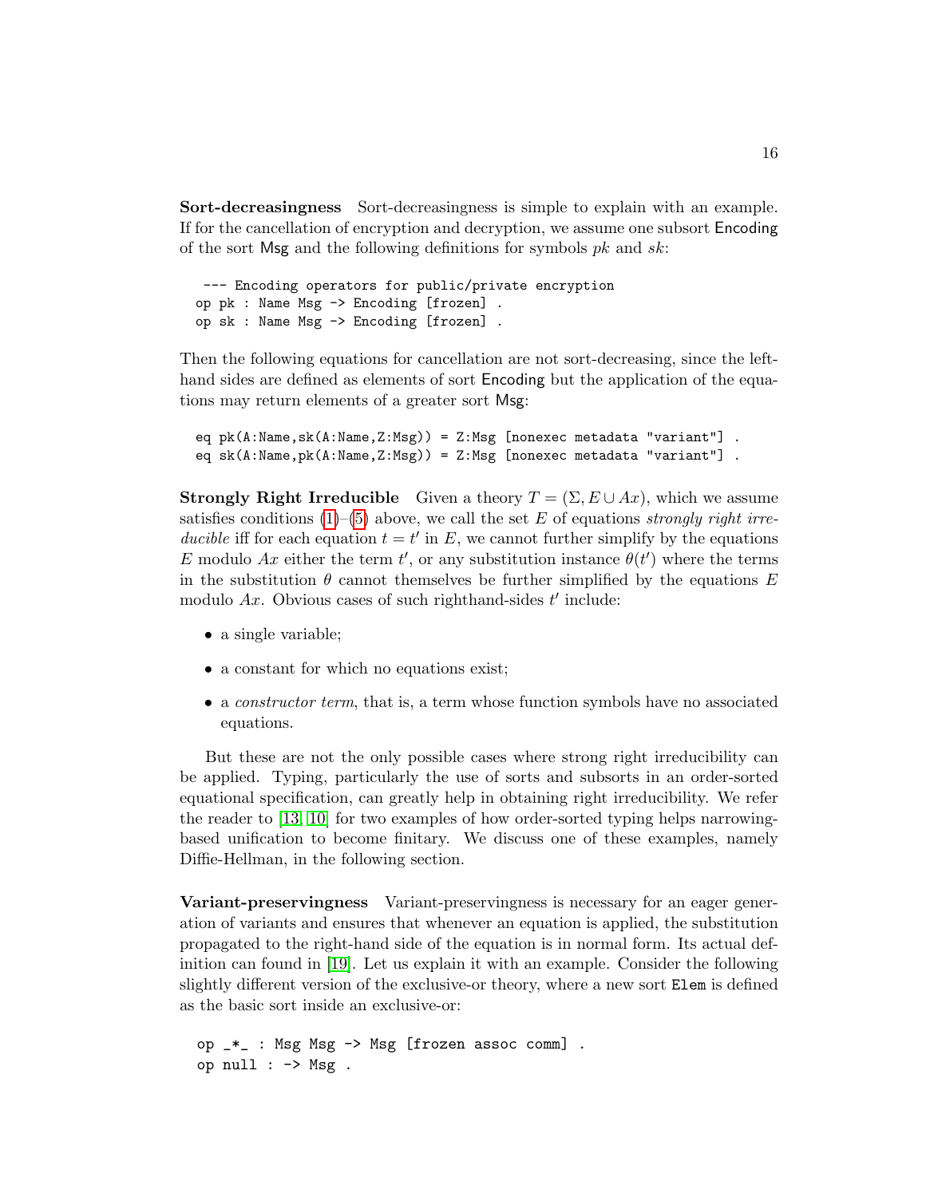**Sort-decreasingness** Sort-decreasingness is simple to explain with an example. If for the cancellation of encryption and decryption, we assume one subsort Encoding of the sort Msg and the following definitions for symbols $pk$ and $sk$:

```
 --- Encoding operators for public/private encryption
op pk : Name Msg -> Encoding [frozen] .
op sk : Name Msg -> Encoding [frozen] .
```

Then the following equations for cancellation are not sort-decreasing, since the left-hand sides are defined as elements of sort Encoding but the application of the equations may return elements of a greater sort Msg:

```
eq pk(A:Name,sk(A:Name,Z:Msg)) = Z:Msg [nonexec metadata "variant"] .
eq sk(A:Name,pk(A:Name,Z:Msg)) = Z:Msg [nonexec metadata "variant"] .
```

**Strongly Right Irreducible** Given a theory $T = (\Sigma, E \cup Ax)$, which we assume satisfies conditions (1)–(5) above, we call the set $E$ of equations *strongly right irreducible* iff for each equation $t = t'$ in $E$, we cannot further simplify by the equations $E$ modulo $Ax$ either the term $t'$, or any substitution instance $\theta(t')$ where the terms in the substitution $\theta$ cannot themselves be further simplified by the equations $E$ modulo $Ax$. Obvious cases of such righthand-sides $t'$ include:

- a single variable;
- a constant for which no equations exist;
- a *constructor term*, that is, a term whose function symbols have no associated equations.

But these are not the only possible cases where strong right irreducibility can be applied. Typing, particularly the use of sorts and subsorts in an order-sorted equational specification, can greatly help in obtaining right irreducibility. We refer the reader to [13, 10] for two examples of how order-sorted typing helps narrowing-based unification to become finitary. We discuss one of these examples, namely Diffie-Hellman, in the following section.

**Variant-preservingness** Variant-preservingness is necessary for an eager generation of variants and ensures that whenever an equation is applied, the substitution propagated to the right-hand side of the equation is in normal form. Its actual definition can found in [19]. Let us explain it with an example. Consider the following slightly different version of the exclusive-or theory, where a new sort Elem is defined as the basic sort inside an exclusive-or:

```
op _*_ : Msg Msg -> Msg [frozen assoc comm] .
op null : -> Msg .
```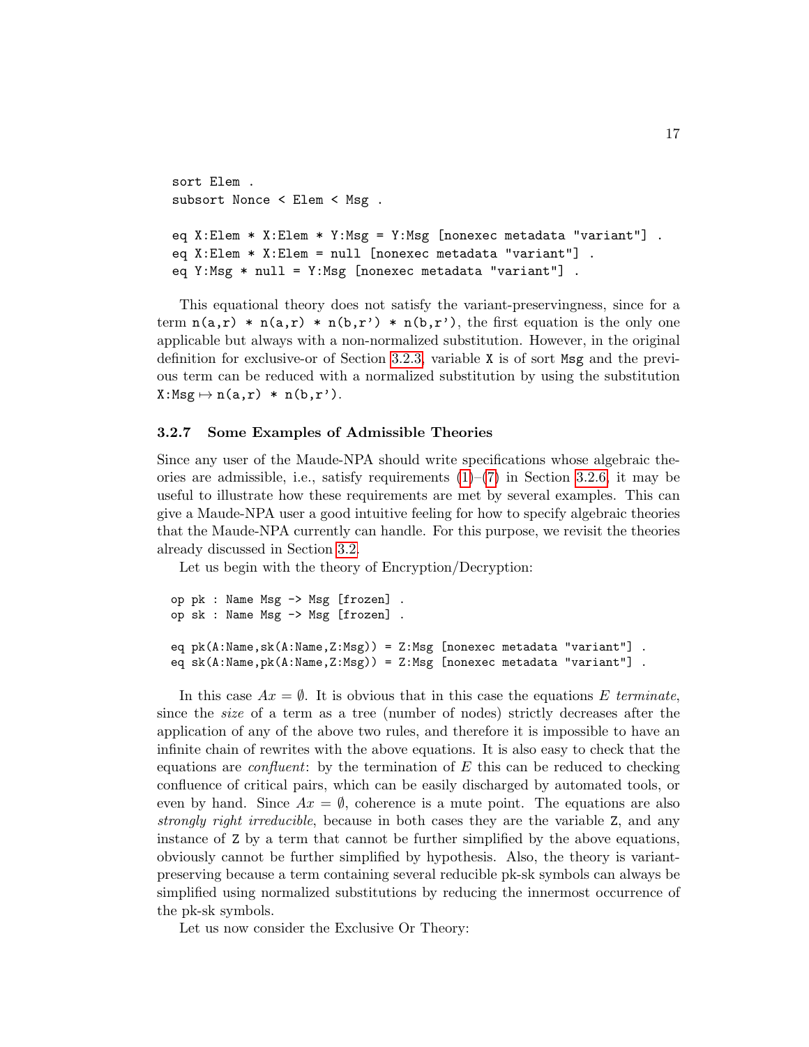```
sort Elem .
subsort Nonce < Elem < Msg .

eq X:Elem * X:Elem * Y:Msg = Y:Msg [nonexec metadata "variant"] .
eq X:Elem * X:Elem = null [nonexec metadata "variant"] .
eq Y:Msg * null = Y:Msg [nonexec metadata "variant"] .
```

This equational theory does not satisfy the variant-preservingness, since for a term `n(a,r) * n(a,r) * n(b,r') * n(b,r')`, the first equation is the only one applicable but always with a non-normalized substitution. However, in the original definition for exclusive-or of Section 3.2.3, variable `X` is of sort `Msg` and the previous term can be reduced with a normalized substitution by using the substitution `X:Msg` $\mapsto$ `n(a,r) * n(b,r')`.

### 3.2.7 Some Examples of Admissible Theories

Since any user of the Maude-NPA should write specifications whose algebraic theories are admissible, i.e., satisfy requirements (1)–(7) in Section 3.2.6, it may be useful to illustrate how these requirements are met by several examples. This can give a Maude-NPA user a good intuitive feeling for how to specify algebraic theories that the Maude-NPA currently can handle. For this purpose, we revisit the theories already discussed in Section 3.2.

Let us begin with the theory of Encryption/Decryption:

```
op pk : Name Msg -> Msg [frozen] .
op sk : Name Msg -> Msg [frozen] .

eq pk(A:Name,sk(A:Name,Z:Msg)) = Z:Msg [nonexec metadata "variant"] .
eq sk(A:Name,pk(A:Name,Z:Msg)) = Z:Msg [nonexec metadata "variant"] .
```

In this case $Ax = \emptyset$. It is obvious that in this case the equations $E$ *terminate*, since the *size* of a term as a tree (number of nodes) strictly decreases after the application of any of the above two rules, and therefore it is impossible to have an infinite chain of rewrites with the above equations. It is also easy to check that the equations are *confluent*: by the termination of $E$ this can be reduced to checking confluence of critical pairs, which can be easily discharged by automated tools, or even by hand. Since $Ax = \emptyset$, coherence is a mute point. The equations are also *strongly right irreducible*, because in both cases they are the variable `Z`, and any instance of `Z` by a term that cannot be further simplified by the above equations, obviously cannot be further simplified by hypothesis. Also, the theory is variant-preserving because a term containing several reducible pk-sk symbols can always be simplified using normalized substitutions by reducing the innermost occurrence of the pk-sk symbols.

Let us now consider the Exclusive Or Theory: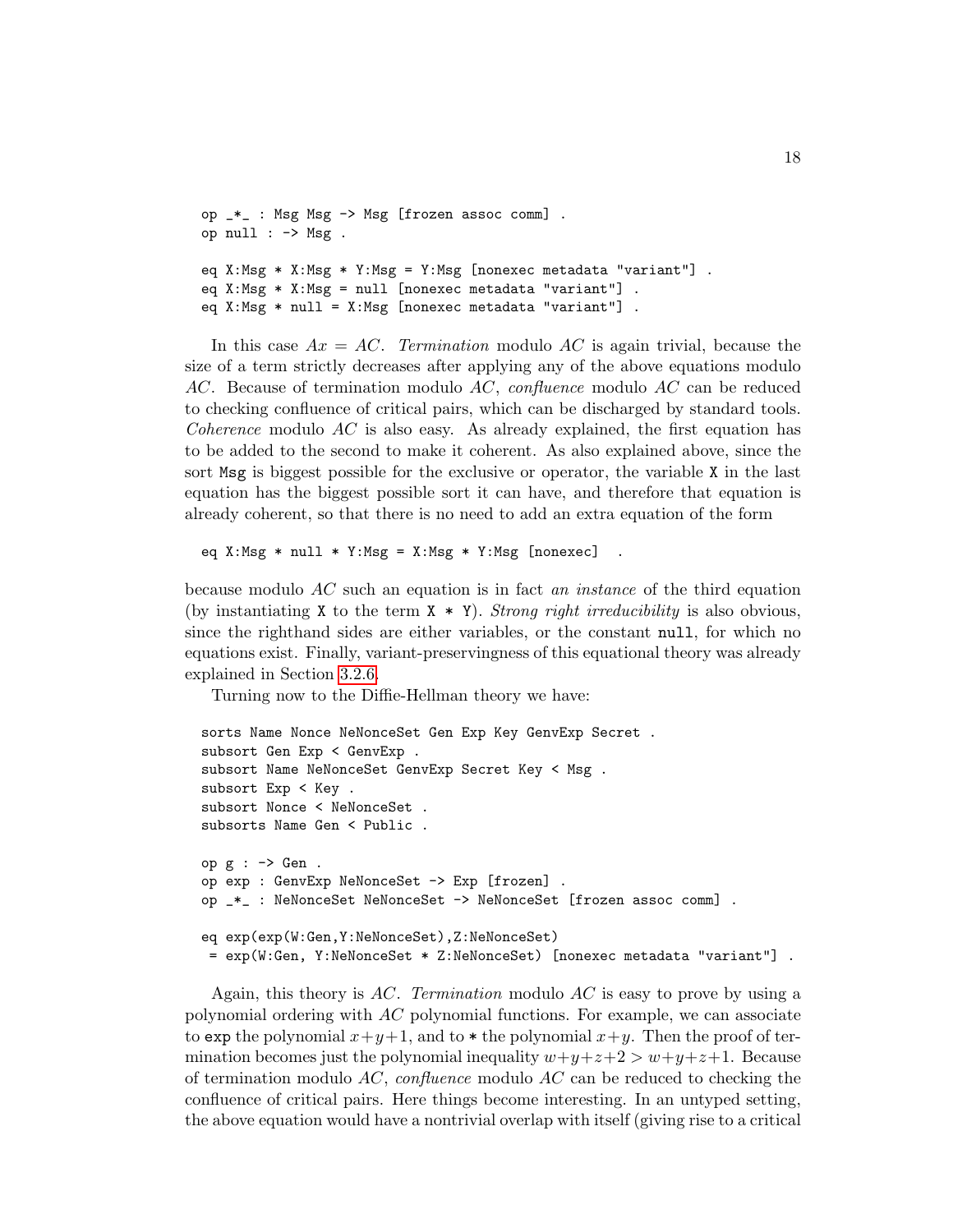```
op _*_ : Msg Msg -> Msg [frozen assoc comm] .
op null : -> Msg .

eq X:Msg * X:Msg * Y:Msg = Y:Msg [nonexec metadata "variant"] .
eq X:Msg * X:Msg = null [nonexec metadata "variant"] .
eq X:Msg * null = X:Msg [nonexec metadata "variant"] .
```

In this case $Ax = AC$. *Termination* modulo $AC$ is again trivial, because the size of a term strictly decreases after applying any of the above equations modulo $AC$. Because of termination modulo $AC$, *confluence* modulo $AC$ can be reduced to checking confluence of critical pairs, which can be discharged by standard tools. *Coherence* modulo $AC$ is also easy. As already explained, the first equation has to be added to the second to make it coherent. As also explained above, since the sort `Msg` is biggest possible for the exclusive or operator, the variable `X` in the last equation has the biggest possible sort it can have, and therefore that equation is already coherent, so that there is no need to add an extra equation of the form

```
eq X:Msg * null * Y:Msg = X:Msg * Y:Msg [nonexec]  .
```

because modulo $AC$ such an equation is in fact *an instance* of the third equation (by instantiating `X` to the term `X * Y`). *Strong right irreducibility* is also obvious, since the righthand sides are either variables, or the constant `null`, for which no equations exist. Finally, variant-preservingness of this equational theory was already explained in Section 3.2.6.

Turning now to the Diffie-Hellman theory we have:

```
sorts Name Nonce NeNonceSet Gen Exp Key GenvExp Secret .
subsort Gen Exp < GenvExp .
subsort Name NeNonceSet GenvExp Secret Key < Msg .
subsort Exp < Key .
subsort Nonce < NeNonceSet .
subsorts Name Gen < Public .

op g : -> Gen .
op exp : GenvExp NeNonceSet -> Exp [frozen] .
op _*_ : NeNonceSet NeNonceSet -> NeNonceSet [frozen assoc comm] .

eq exp(exp(W:Gen,Y:NeNonceSet),Z:NeNonceSet)
 = exp(W:Gen, Y:NeNonceSet * Z:NeNonceSet) [nonexec metadata "variant"] .
```

Again, this theory is $AC$. *Termination* modulo $AC$ is easy to prove by using a polynomial ordering with $AC$ polynomial functions. For example, we can associate to `exp` the polynomial $x+y+1$, and to `*` the polynomial $x+y$. Then the proof of termination becomes just the polynomial inequality $w+y+z+2 > w+y+z+1$. Because of termination modulo $AC$, *confluence* modulo $AC$ can be reduced to checking the confluence of critical pairs. Here things become interesting. In an untyped setting, the above equation would have a nontrivial overlap with itself (giving rise to a critical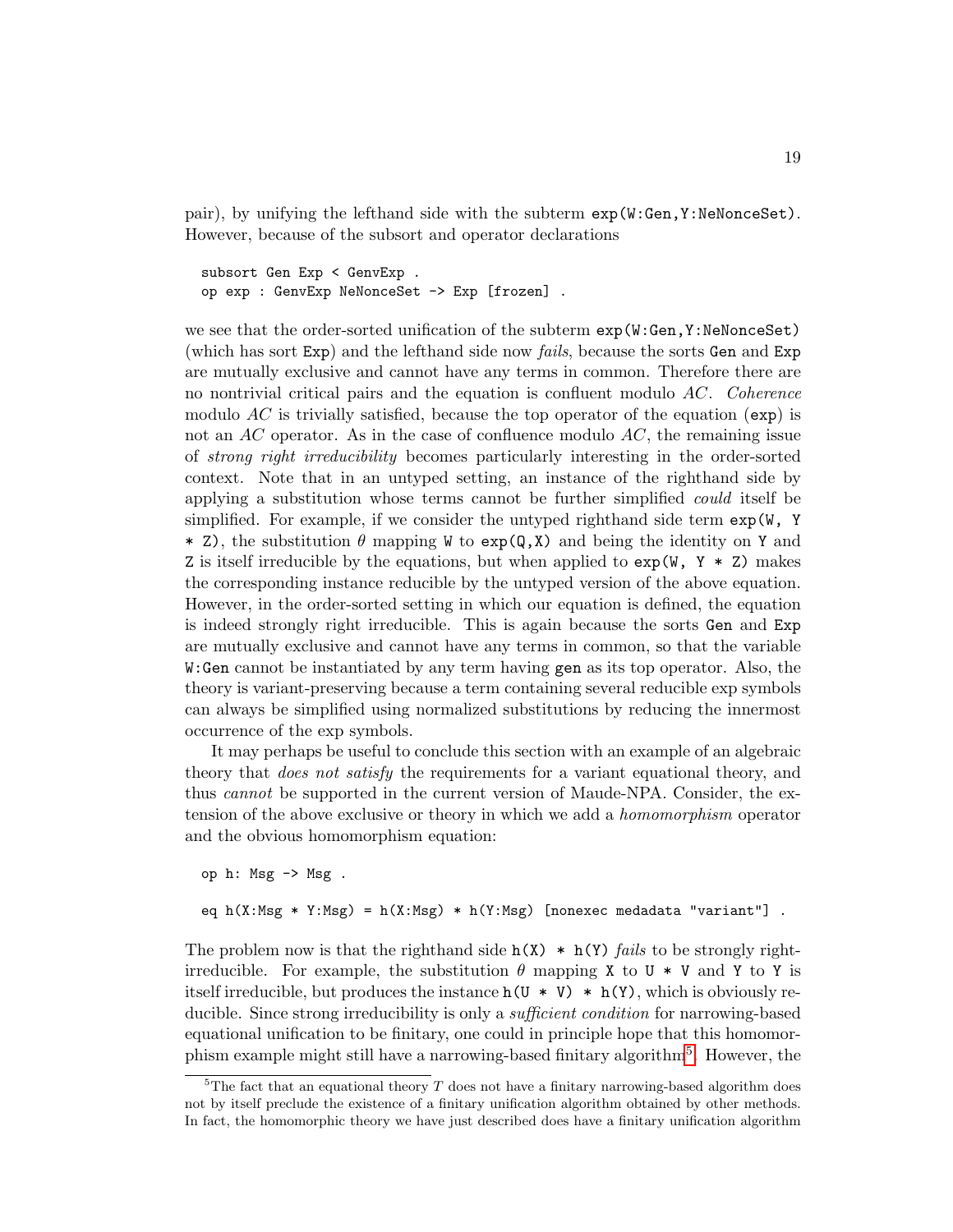pair), by unifying the lefthand side with the subterm `exp(W:Gen,Y:NeNonceSet)`. However, because of the subsort and operator declarations

```
subsort Gen Exp < GenvExp .
op exp : GenvExp NeNonceSet -> Exp [frozen] .
```

we see that the order-sorted unification of the subterm `exp(W:Gen,Y:NeNonceSet)` (which has sort `Exp`) and the lefthand side now *fails*, because the sorts `Gen` and `Exp` are mutually exclusive and cannot have any terms in common. Therefore there are no nontrivial critical pairs and the equation is confluent modulo $AC$. *Coherence* modulo $AC$ is trivially satisfied, because the top operator of the equation (`exp`) is not an $AC$ operator. As in the case of confluence modulo $AC$, the remaining issue of *strong right irreducibility* becomes particularly interesting in the order-sorted context. Note that in an untyped setting, an instance of the righthand side by applying a substitution whose terms cannot be further simplified *could* itself be simplified. For example, if we consider the untyped righthand side term `exp(W, Y * Z)`, the substitution $\theta$ mapping `W` to `exp(Q,X)` and being the identity on `Y` and `Z` is itself irreducible by the equations, but when applied to `exp(W, Y * Z)` makes the corresponding instance reducible by the untyped version of the above equation. However, in the order-sorted setting in which our equation is defined, the equation is indeed strongly right irreducible. This is again because the sorts `Gen` and `Exp` are mutually exclusive and cannot have any terms in common, so that the variable `W:Gen` cannot be instantiated by any term having `gen` as its top operator. Also, the theory is variant-preserving because a term containing several reducible exp symbols can always be simplified using normalized substitutions by reducing the innermost occurrence of the exp symbols.

It may perhaps be useful to conclude this section with an example of an algebraic theory that *does not satisfy* the requirements for a variant equational theory, and thus *cannot* be supported in the current version of Maude-NPA. Consider, the extension of the above exclusive or theory in which we add a *homomorphism* operator and the obvious homomorphism equation:

```
op h: Msg -> Msg .

eq h(X:Msg * Y:Msg) = h(X:Msg) * h(Y:Msg) [nonexec medadata "variant"] .
```

The problem now is that the righthand side `h(X) * h(Y)` *fails* to be strongly right-irreducible. For example, the substitution $\theta$ mapping `X` to `U * V` and `Y` to `Y` is itself irreducible, but produces the instance `h(U * V) * h(Y)`, which is obviously reducible. Since strong irreducibility is only a *sufficient condition* for narrowing-based equational unification to be finitary, one could in principle hope that this homomorphism example might still have a narrowing-based finitary algorithm[5]. However, the

[5] The fact that an equational theory $T$ does not have a finitary narrowing-based algorithm does not by itself preclude the existence of a finitary unification algorithm obtained by other methods. In fact, the homomorphic theory we have just described does have a finitary unification algorithm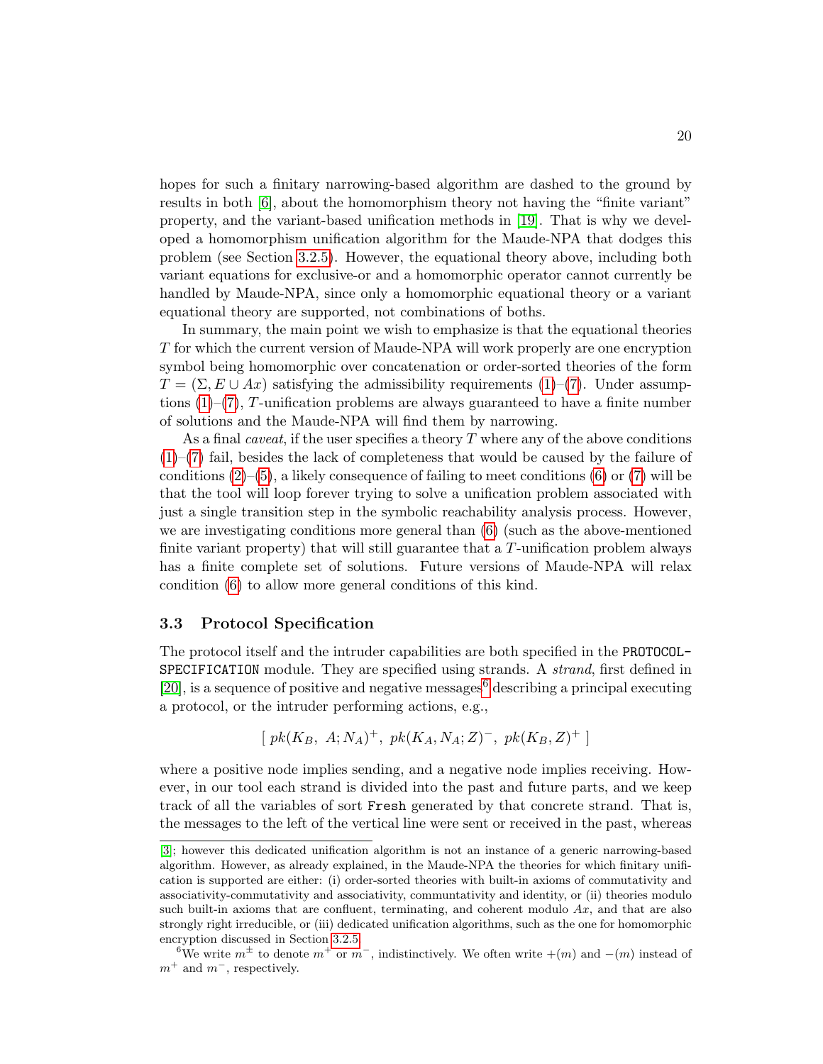hopes for such a finitary narrowing-based algorithm are dashed to the ground by results in both [6], about the homomorphism theory not having the "finite variant" property, and the variant-based unification methods in [19]. That is why we developed a homomorphism unification algorithm for the Maude-NPA that dodges this problem (see Section 3.2.5). However, the equational theory above, including both variant equations for exclusive-or and a homomorphic operator cannot currently be handled by Maude-NPA, since only a homomorphic equational theory or a variant equational theory are supported, not combinations of boths.

In summary, the main point we wish to emphasize is that the equational theories $T$ for which the current version of Maude-NPA will work properly are one encryption symbol being homomorphic over concatenation or order-sorted theories of the form $T = (\Sigma, E \cup Ax)$ satisfying the admissibility requirements (1)–(7). Under assumptions (1)–(7), $T$-unification problems are always guaranteed to have a finite number of solutions and the Maude-NPA will find them by narrowing.

As a final *caveat*, if the user specifies a theory $T$ where any of the above conditions (1)–(7) fail, besides the lack of completeness that would be caused by the failure of conditions (2)–(5), a likely consequence of failing to meet conditions (6) or (7) will be that the tool will loop forever trying to solve a unification problem associated with just a single transition step in the symbolic reachability analysis process. However, we are investigating conditions more general than (6) (such as the above-mentioned finite variant property) that will still guarantee that a $T$-unification problem always has a finite complete set of solutions. Future versions of Maude-NPA will relax condition (6) to allow more general conditions of this kind.

### 3.3 Protocol Specification

The protocol itself and the intruder capabilities are both specified in the `PROTOCOL-SPECIFICATION` module. They are specified using strands. A *strand*, first defined in [20], is a sequence of positive and negative messages[6] describing a principal executing a protocol, or the intruder performing actions, e.g.,

$$[\ pk(K_B,\ A; N_A)^+,\ pk(K_A, N_A; Z)^-,\ pk(K_B, Z)^+\ ]$$

where a positive node implies sending, and a negative node implies receiving. However, in our tool each strand is divided into the past and future parts, and we keep track of all the variables of sort `Fresh` generated by that concrete strand. That is, the messages to the left of the vertical line were sent or received in the past, whereas

[3]; however this dedicated unification algorithm is not an instance of a generic narrowing-based algorithm. However, as already explained, in the Maude-NPA the theories for which finitary unification is supported are either: (i) order-sorted theories with built-in axioms of commutativity and associativity-commutativity and associativity, communtativity and identity, or (ii) theories modulo such built-in axioms that are confluent, terminating, and coherent modulo $Ax$, and that are also strongly right irreducible, or (iii) dedicated unification algorithms, such as the one for homomorphic encryption discussed in Section 3.2.5.

[6] We write $m^{\pm}$ to denote $m^+$ or $m^-$, indistinctively. We often write $+(m)$ and $-(m)$ instead of $m^+$ and $m^-$, respectively.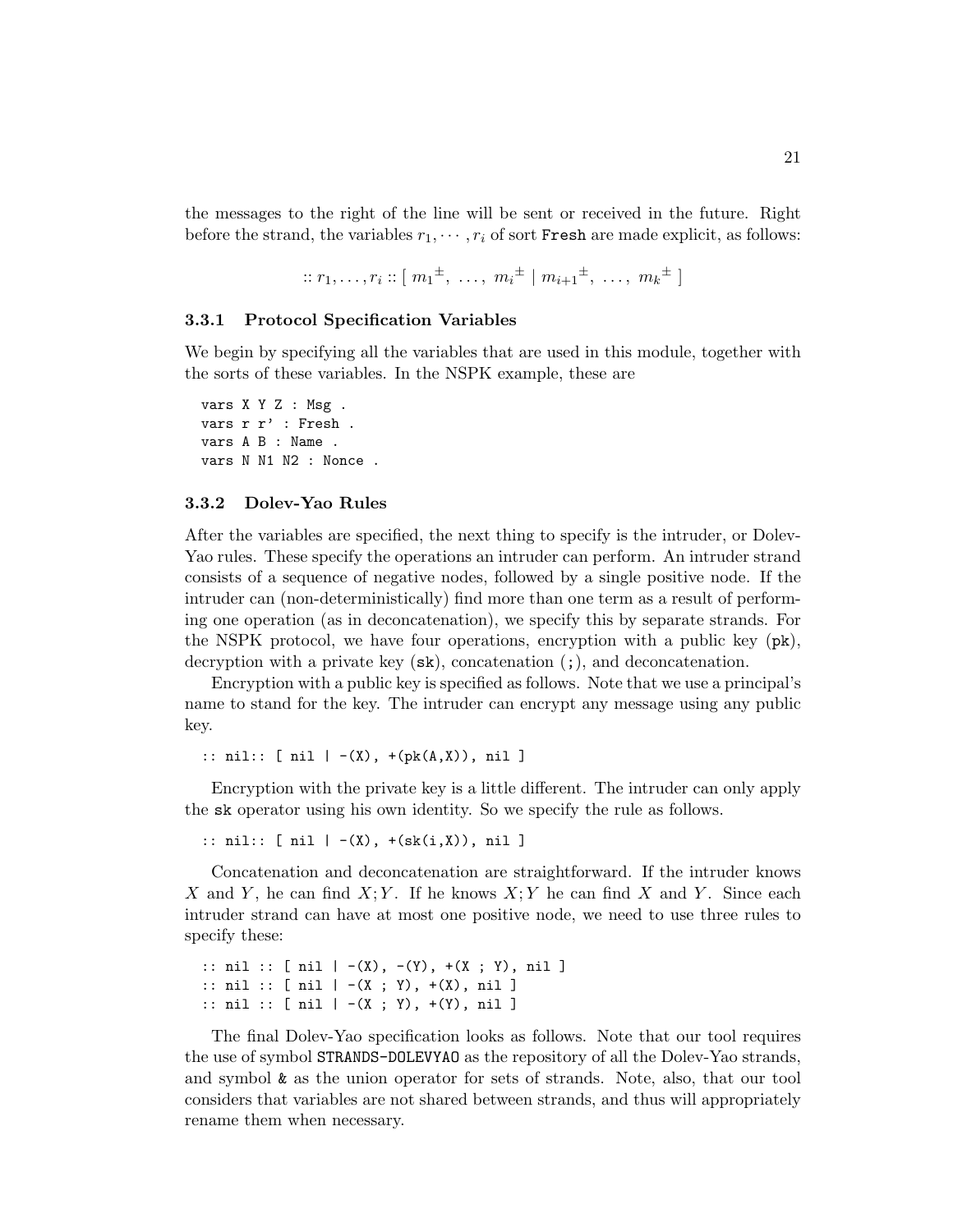the messages to the right of the line will be sent or received in the future. Right before the strand, the variables $r_1, \cdots, r_i$ of sort `Fresh` are made explicit, as follows:

$$:: r_1, \ldots, r_i :: [\ m_1{}^{\pm},\ \ldots,\ m_i{}^{\pm} \mid m_{i+1}{}^{\pm},\ \ldots,\ m_k{}^{\pm}\ ]$$

### 3.3.1 Protocol Specification Variables

We begin by specifying all the variables that are used in this module, together with the sorts of these variables. In the NSPK example, these are

```
vars X Y Z : Msg .
vars r r' : Fresh .
vars A B : Name .
vars N N1 N2 : Nonce .
```

### 3.3.2 Dolev-Yao Rules

After the variables are specified, the next thing to specify is the intruder, or Dolev-Yao rules. These specify the operations an intruder can perform. An intruder strand consists of a sequence of negative nodes, followed by a single positive node. If the intruder can (non-deterministically) find more than one term as a result of performing one operation (as in deconcatenation), we specify this by separate strands. For the NSPK protocol, we have four operations, encryption with a public key (`pk`), decryption with a private key (`sk`), concatenation (`;`), and deconcatenation.

Encryption with a public key is specified as follows. Note that we use a principal's name to stand for the key. The intruder can encrypt any message using any public key.

```
:: nil:: [ nil | -(X), +(pk(A,X)), nil ]
```

Encryption with the private key is a little different. The intruder can only apply the `sk` operator using his own identity. So we specify the rule as follows.

```
:: nil:: [ nil | -(X), +(sk(i,X)), nil ]
```

Concatenation and deconcatenation are straightforward. If the intruder knows $X$ and $Y$, he can find $X;Y$. If he knows $X;Y$ he can find $X$ and $Y$. Since each intruder strand can have at most one positive node, we need to use three rules to specify these:

```
:: nil :: [ nil | -(X), -(Y), +(X ; Y), nil ]
:: nil :: [ nil | -(X ; Y), +(X), nil ]
:: nil :: [ nil | -(X ; Y), +(Y), nil ]
```

The final Dolev-Yao specification looks as follows. Note that our tool requires the use of symbol `STRANDS-DOLEVYAO` as the repository of all the Dolev-Yao strands, and symbol `&` as the union operator for sets of strands. Note, also, that our tool considers that variables are not shared between strands, and thus will appropriately rename them when necessary.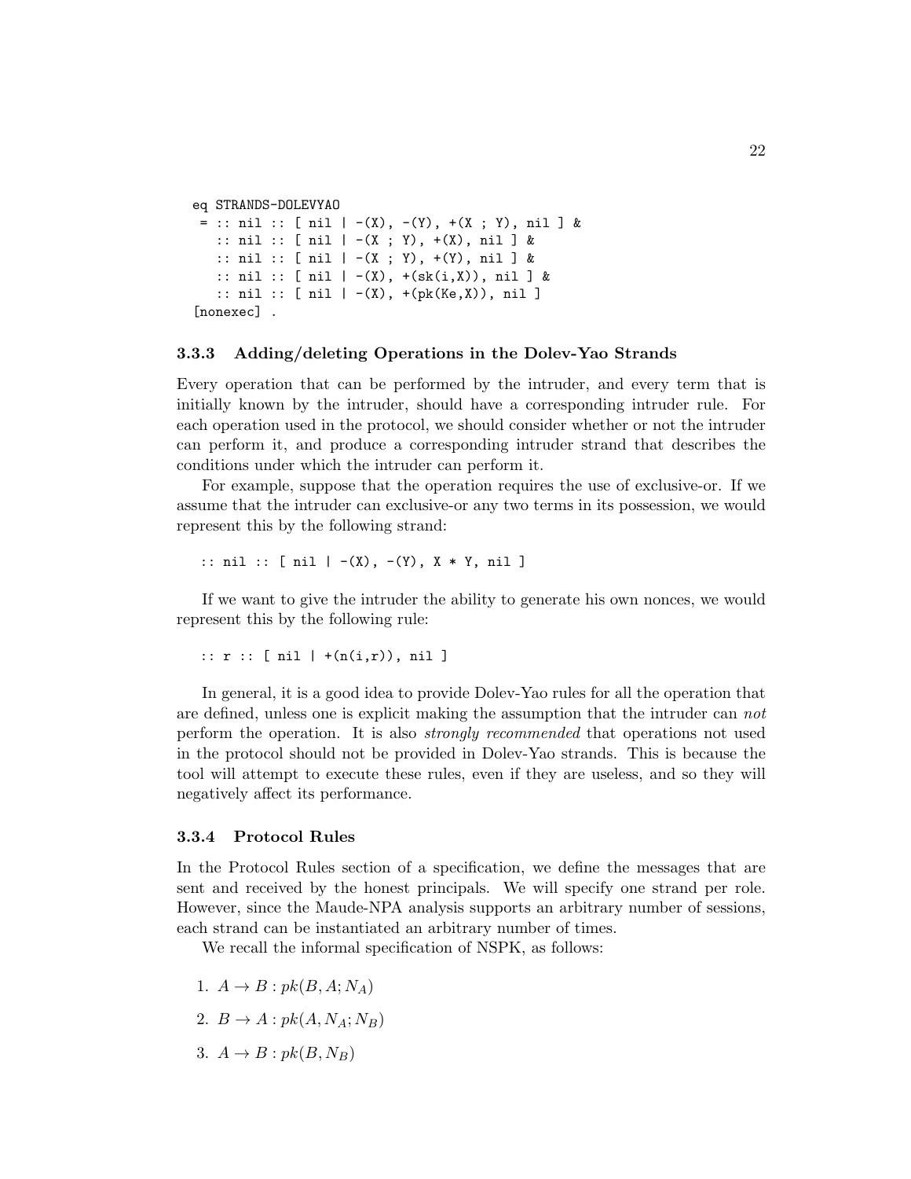```
eq STRANDS-DOLEVYAO
 = :: nil :: [ nil | -(X), -(Y), +(X ; Y), nil ] &
   :: nil :: [ nil | -(X ; Y), +(X), nil ] &
   :: nil :: [ nil | -(X ; Y), +(Y), nil ] &
   :: nil :: [ nil | -(X), +(sk(i,X)), nil ] &
   :: nil :: [ nil | -(X), +(pk(Ke,X)), nil ]
[nonexec] .
```

### 3.3.3 Adding/deleting Operations in the Dolev-Yao Strands

Every operation that can be performed by the intruder, and every term that is initially known by the intruder, should have a corresponding intruder rule. For each operation used in the protocol, we should consider whether or not the intruder can perform it, and produce a corresponding intruder strand that describes the conditions under which the intruder can perform it.

For example, suppose that the operation requires the use of exclusive-or. If we assume that the intruder can exclusive-or any two terms in its possession, we would represent this by the following strand:

```
:: nil :: [ nil | -(X), -(Y), X * Y, nil ]
```

If we want to give the intruder the ability to generate his own nonces, we would represent this by the following rule:

```
:: r :: [ nil | +(n(i,r)), nil ]
```

In general, it is a good idea to provide Dolev-Yao rules for all the operation that are defined, unless one is explicit making the assumption that the intruder can *not* perform the operation. It is also *strongly recommended* that operations not used in the protocol should not be provided in Dolev-Yao strands. This is because the tool will attempt to execute these rules, even if they are useless, and so they will negatively affect its performance.

### 3.3.4 Protocol Rules

In the Protocol Rules section of a specification, we define the messages that are sent and received by the honest principals. We will specify one strand per role. However, since the Maude-NPA analysis supports an arbitrary number of sessions, each strand can be instantiated an arbitrary number of times.

We recall the informal specification of NSPK, as follows:

1. $A \to B : pk(B, A; N_A)$
2. $B \to A : pk(A, N_A; N_B)$
3. $A \to B : pk(B, N_B)$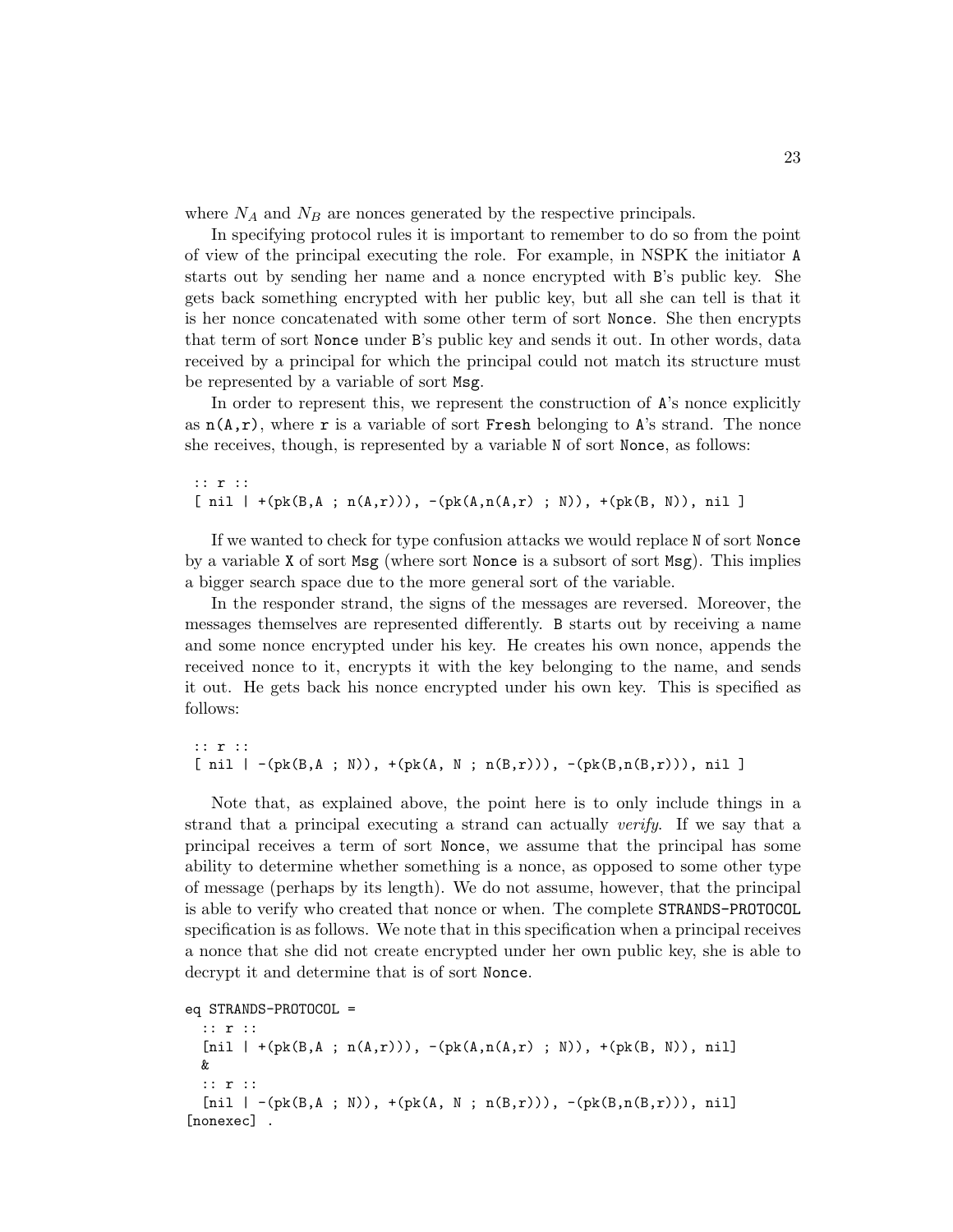where $N_A$ and $N_B$ are nonces generated by the respective principals.

In specifying protocol rules it is important to remember to do so from the point of view of the principal executing the role. For example, in NSPK the initiator `A` starts out by sending her name and a nonce encrypted with `B`'s public key. She gets back something encrypted with her public key, but all she can tell is that it is her nonce concatenated with some other term of sort `Nonce`. She then encrypts that term of sort `Nonce` under `B`'s public key and sends it out. In other words, data received by a principal for which the principal could not match its structure must be represented by a variable of sort `Msg`.

In order to represent this, we represent the construction of `A`'s nonce explicitly as `n(A,r)`, where `r` is a variable of sort `Fresh` belonging to `A`'s strand. The nonce she receives, though, is represented by a variable `N` of sort `Nonce`, as follows:

```
:: r ::
[ nil | +(pk(B,A ; n(A,r))), -(pk(A,n(A,r) ; N)), +(pk(B, N)), nil ]
```

If we wanted to check for type confusion attacks we would replace `N` of sort `Nonce` by a variable `X` of sort `Msg` (where sort `Nonce` is a subsort of sort `Msg`). This implies a bigger search space due to the more general sort of the variable.

In the responder strand, the signs of the messages are reversed. Moreover, the messages themselves are represented differently. `B` starts out by receiving a name and some nonce encrypted under his key. He creates his own nonce, appends the received nonce to it, encrypts it with the key belonging to the name, and sends it out. He gets back his nonce encrypted under his own key. This is specified as follows:

```
:: r ::
[ nil | -(pk(B,A ; N)), +(pk(A, N ; n(B,r))), -(pk(B,n(B,r))), nil ]
```

Note that, as explained above, the point here is to only include things in a strand that a principal executing a strand can actually *verify*. If we say that a principal receives a term of sort `Nonce`, we assume that the principal has some ability to determine whether something is a nonce, as opposed to some other type of message (perhaps by its length). We do not assume, however, that the principal is able to verify who created that nonce or when. The complete `STRANDS-PROTOCOL` specification is as follows. We note that in this specification when a principal receives a nonce that she did not create encrypted under her own public key, she is able to decrypt it and determine that is of sort `Nonce`.

```
eq STRANDS-PROTOCOL =
  :: r ::
  [nil | +(pk(B,A ; n(A,r))), -(pk(A,n(A,r) ; N)), +(pk(B, N)), nil]
  &
  :: r ::
  [nil | -(pk(B,A ; N)), +(pk(A, N ; n(B,r))), -(pk(B,n(B,r))), nil]
[nonexec] .
```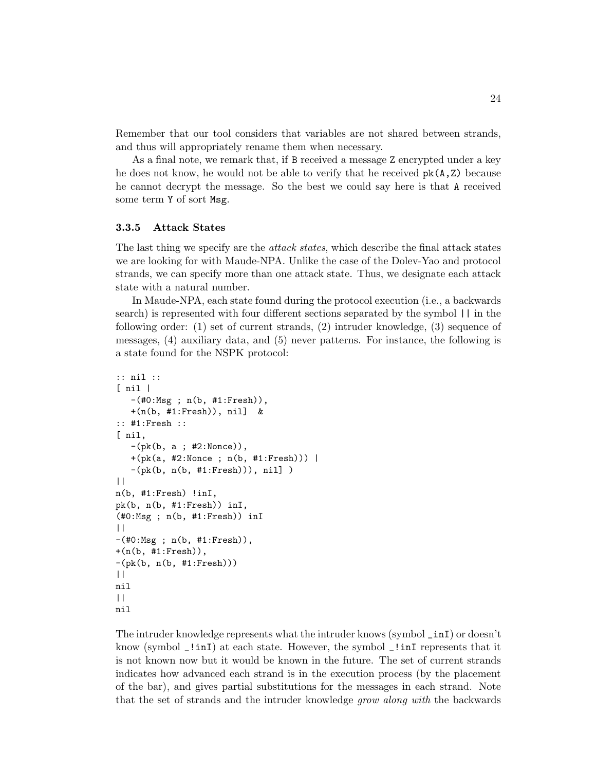Remember that our tool considers that variables are not shared between strands, and thus will appropriately rename them when necessary.

As a final note, we remark that, if `B` received a message `Z` encrypted under a key he does not know, he would not be able to verify that he received `pk(A,Z)` because he cannot decrypt the message. So the best we could say here is that `A` received some term `Y` of sort `Msg`.

### 3.3.5 Attack States

The last thing we specify are the *attack states*, which describe the final attack states we are looking for with Maude-NPA. Unlike the case of the Dolev-Yao and protocol strands, we can specify more than one attack state. Thus, we designate each attack state with a natural number.

In Maude-NPA, each state found during the protocol execution (i.e., a backwards search) is represented with four different sections separated by the symbol `||` in the following order: (1) set of current strands, (2) intruder knowledge, (3) sequence of messages, (4) auxiliary data, and (5) never patterns. For instance, the following is a state found for the NSPK protocol:

```
:: nil ::
[ nil |
   -(#0:Msg ; n(b, #1:Fresh)),
   +(n(b, #1:Fresh)), nil]  &
:: #1:Fresh ::
[ nil,
   -(pk(b, a ; #2:Nonce)),
   +(pk(a, #2:Nonce ; n(b, #1:Fresh))) |
   -(pk(b, n(b, #1:Fresh))), nil] )
||
n(b, #1:Fresh) !inI,
pk(b, n(b, #1:Fresh)) inI,
(#0:Msg ; n(b, #1:Fresh)) inI
||
-(#0:Msg ; n(b, #1:Fresh)),
+(n(b, #1:Fresh)),
-(pk(b, n(b, #1:Fresh)))
||
nil
||
nil
```

The intruder knowledge represents what the intruder knows (symbol `_inI`) or doesn't know (symbol `_!inI`) at each state. However, the symbol `_!inI` represents that it is not known now but it would be known in the future. The set of current strands indicates how advanced each strand is in the execution process (by the placement of the bar), and gives partial substitutions for the messages in each strand. Note that the set of strands and the intruder knowledge *grow along with* the backwards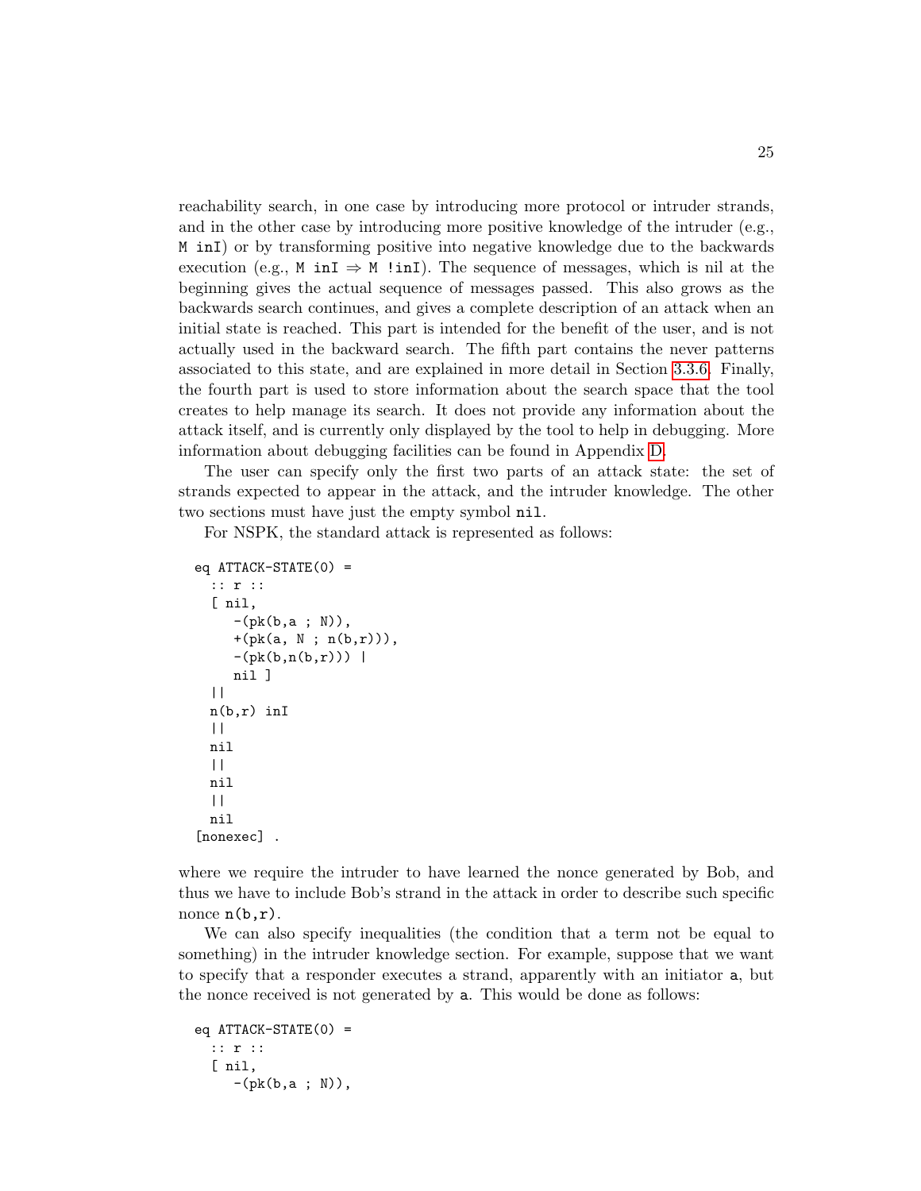reachability search, in one case by introducing more protocol or intruder strands, and in the other case by introducing more positive knowledge of the intruder (e.g., `M inI`) or by transforming positive into negative knowledge due to the backwards execution (e.g., `M inI` ⇒ `M !inI`). The sequence of messages, which is nil at the beginning gives the actual sequence of messages passed. This also grows as the backwards search continues, and gives a complete description of an attack when an initial state is reached. This part is intended for the benefit of the user, and is not actually used in the backward search. The fifth part contains the never patterns associated to this state, and are explained in more detail in Section 3.3.6. Finally, the fourth part is used to store information about the search space that the tool creates to help manage its search. It does not provide any information about the attack itself, and is currently only displayed by the tool to help in debugging. More information about debugging facilities can be found in Appendix D.

The user can specify only the first two parts of an attack state: the set of strands expected to appear in the attack, and the intruder knowledge. The other two sections must have just the empty symbol `nil`.

For NSPK, the standard attack is represented as follows:

```
eq ATTACK-STATE(0) =
  :: r ::
  [ nil,
     -(pk(b,a ; N)),
     +(pk(a, N ; n(b,r))),
     -(pk(b,n(b,r))) |
     nil ]
  ||
  n(b,r) inI
  ||
  nil
  ||
  nil
  ||
  nil
[nonexec] .
```

where we require the intruder to have learned the nonce generated by Bob, and thus we have to include Bob's strand in the attack in order to describe such specific nonce `n(b,r)`.

We can also specify inequalities (the condition that a term not be equal to something) in the intruder knowledge section. For example, suppose that we want to specify that a responder executes a strand, apparently with an initiator `a`, but the nonce received is not generated by `a`. This would be done as follows:

```
eq ATTACK-STATE(0) =
  :: r ::
  [ nil,
     -(pk(b,a ; N)),
```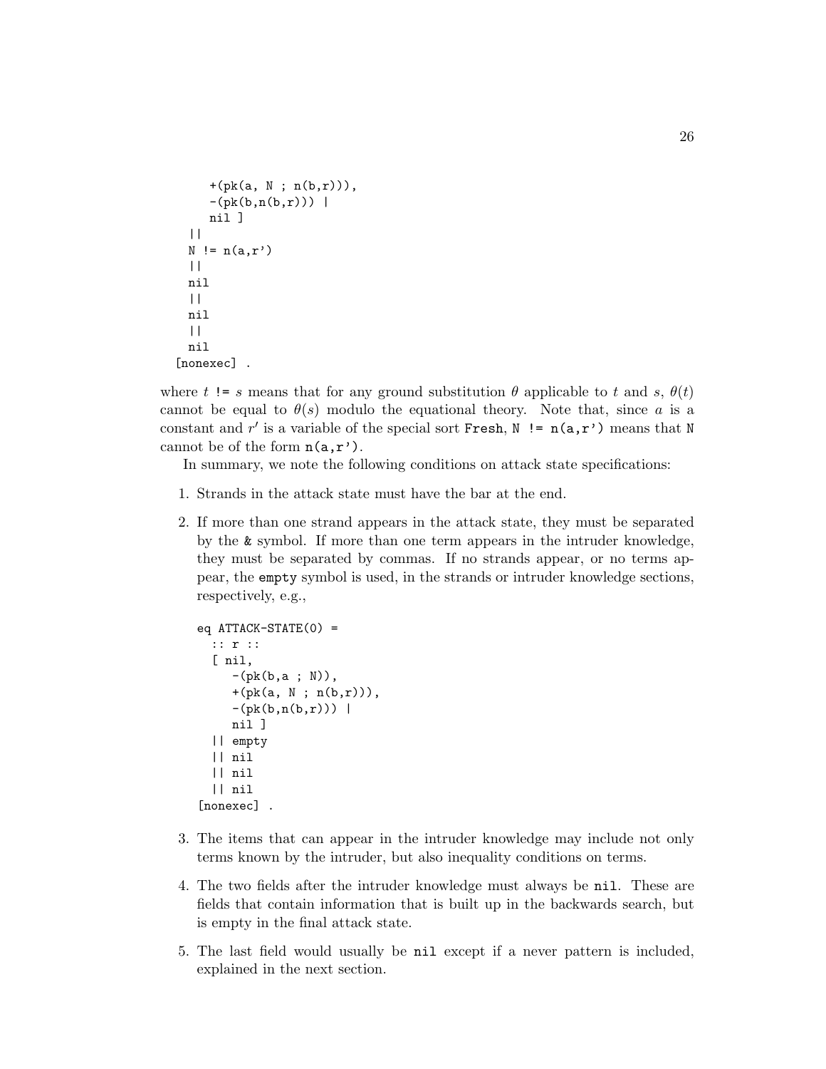```
    +(pk(a, N ; n(b,r))),
    -(pk(b,n(b,r))) |
    nil ]
  ||
  N != n(a,r')
  ||
  nil
  ||
  nil
  ||
  nil
[nonexec] .
```

where $t$ `!=` $s$ means that for any ground substitution $\theta$ applicable to $t$ and $s$, $\theta(t)$ cannot be equal to $\theta(s)$ modulo the equational theory. Note that, since $a$ is a constant and $r'$ is a variable of the special sort `Fresh`, `N != n(a,r')` means that `N` cannot be of the form `n(a,r')`.

In summary, we note the following conditions on attack state specifications:

1. Strands in the attack state must have the bar at the end.

2. If more than one strand appears in the attack state, they must be separated by the `&` symbol. If more than one term appears in the intruder knowledge, they must be separated by commas. If no strands appear, or no terms appear, the `empty` symbol is used, in the strands or intruder knowledge sections, respectively, e.g.,

```
eq ATTACK-STATE(0) =
  :: r ::
  [ nil,
     -(pk(b,a ; N)),
     +(pk(a, N ; n(b,r))),
     -(pk(b,n(b,r))) |
     nil ]
  || empty
  || nil
  || nil
  || nil
[nonexec] .
```

3. The items that can appear in the intruder knowledge may include not only terms known by the intruder, but also inequality conditions on terms.

4. The two fields after the intruder knowledge must always be `nil`. These are fields that contain information that is built up in the backwards search, but is empty in the final attack state.

5. The last field would usually be `nil` except if a never pattern is included, explained in the next section.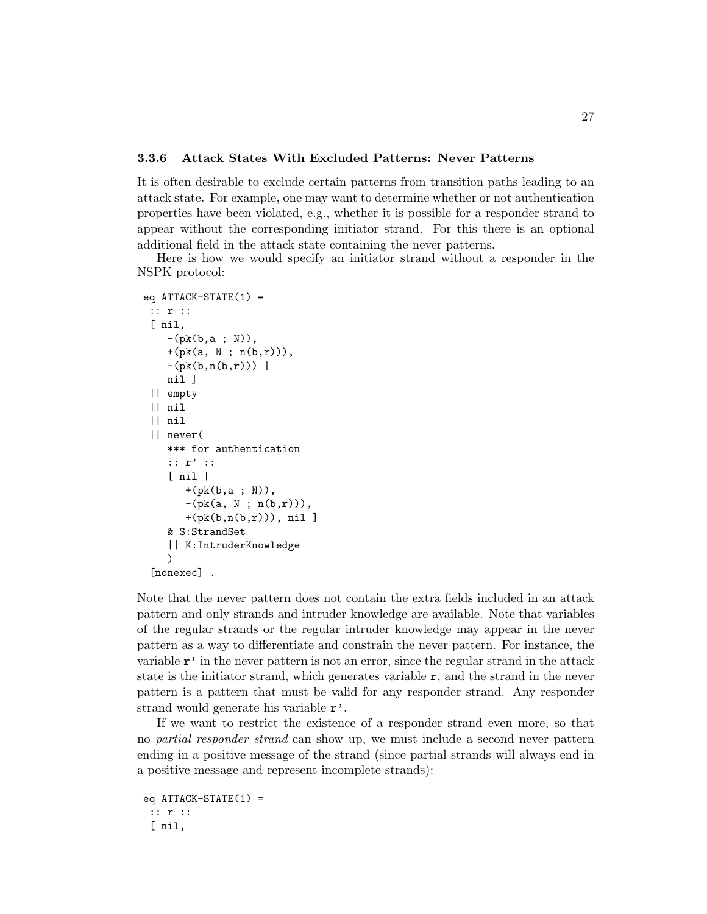### 3.3.6 Attack States With Excluded Patterns: Never Patterns

It is often desirable to exclude certain patterns from transition paths leading to an attack state. For example, one may want to determine whether or not authentication properties have been violated, e.g., whether it is possible for a responder strand to appear without the corresponding initiator strand. For this there is an optional additional field in the attack state containing the never patterns.

Here is how we would specify an initiator strand without a responder in the NSPK protocol:

```
eq ATTACK-STATE(1) =
 :: r ::
 [ nil,
    -(pk(b,a ; N)),
    +(pk(a, N ; n(b,r))),
    -(pk(b,n(b,r))) |
    nil ]
 || empty
 || nil
 || nil
 || never(
    *** for authentication
    :: r' ::
    [ nil |
       +(pk(b,a ; N)),
       -(pk(a, N ; n(b,r))),
       +(pk(b,n(b,r))), nil ]
    & S:StrandSet
    || K:IntruderKnowledge
    )
 [nonexec] .
```

Note that the never pattern does not contain the extra fields included in an attack pattern and only strands and intruder knowledge are available. Note that variables of the regular strands or the regular intruder knowledge may appear in the never pattern as a way to differentiate and constrain the never pattern. For instance, the variable `r'` in the never pattern is not an error, since the regular strand in the attack state is the initiator strand, which generates variable `r`, and the strand in the never pattern is a pattern that must be valid for any responder strand. Any responder strand would generate his variable `r'`.

If we want to restrict the existence of a responder strand even more, so that no *partial responder strand* can show up, we must include a second never pattern ending in a positive message of the strand (since partial strands will always end in a positive message and represent incomplete strands):

```
eq ATTACK-STATE(1) =
 :: r ::
 [ nil,
```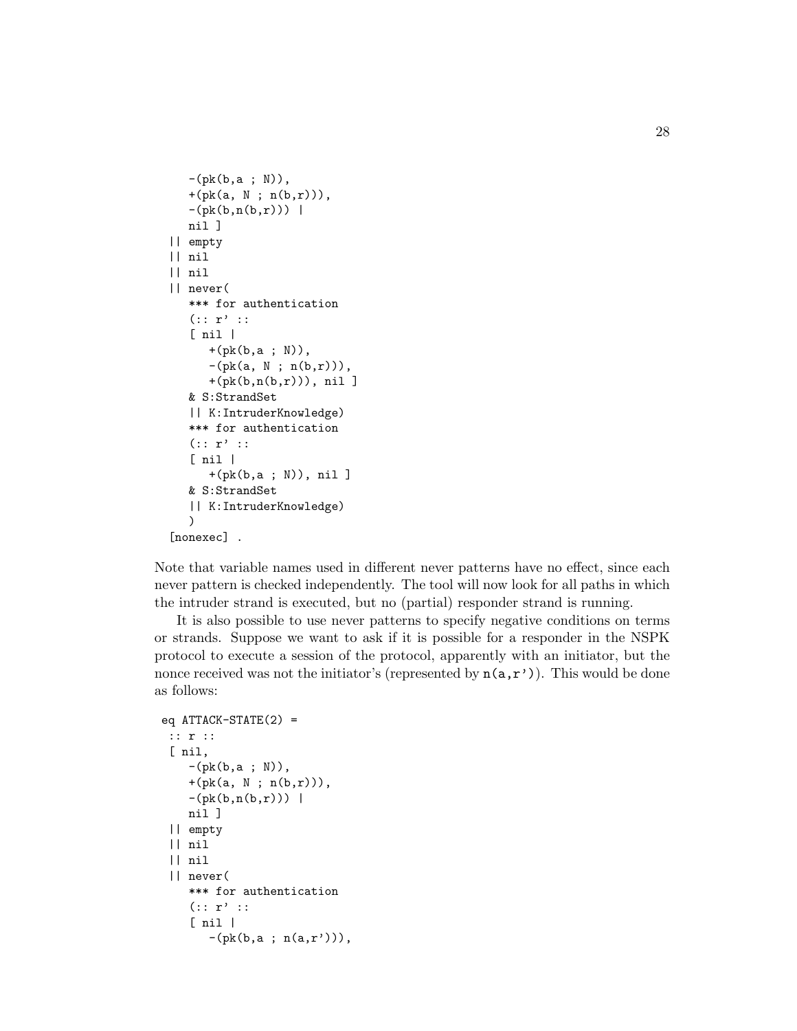```
    -(pk(b,a ; N)),
    +(pk(a, N ; n(b,r))),
    -(pk(b,n(b,r))) |
    nil ]
  || empty
  || nil
  || nil
  || never(
    *** for authentication
    (:: r' ::
    [ nil |
       +(pk(b,a ; N)),
       -(pk(a, N ; n(b,r))),
       +(pk(b,n(b,r))), nil ]
    & S:StrandSet
    || K:IntruderKnowledge)
    *** for authentication
    (:: r' ::
    [ nil |
       +(pk(b,a ; N)), nil ]
    & S:StrandSet
    || K:IntruderKnowledge)
    )
  [nonexec] .
```

Note that variable names used in different never patterns have no effect, since each never pattern is checked independently. The tool will now look for all paths in which the intruder strand is executed, but no (partial) responder strand is running.

It is also possible to use never patterns to specify negative conditions on terms or strands. Suppose we want to ask if it is possible for a responder in the NSPK protocol to execute a session of the protocol, apparently with an initiator, but the nonce received was not the initiator's (represented by `n(a,r')`). This would be done as follows:

```
 eq ATTACK-STATE(2) =
  :: r ::
  [ nil,
    -(pk(b,a ; N)),
    +(pk(a, N ; n(b,r))),
    -(pk(b,n(b,r))) |
    nil ]
  || empty
  || nil
  || nil
  || never(
    *** for authentication
    (:: r' ::
    [ nil |
       -(pk(b,a ; n(a,r'))),
```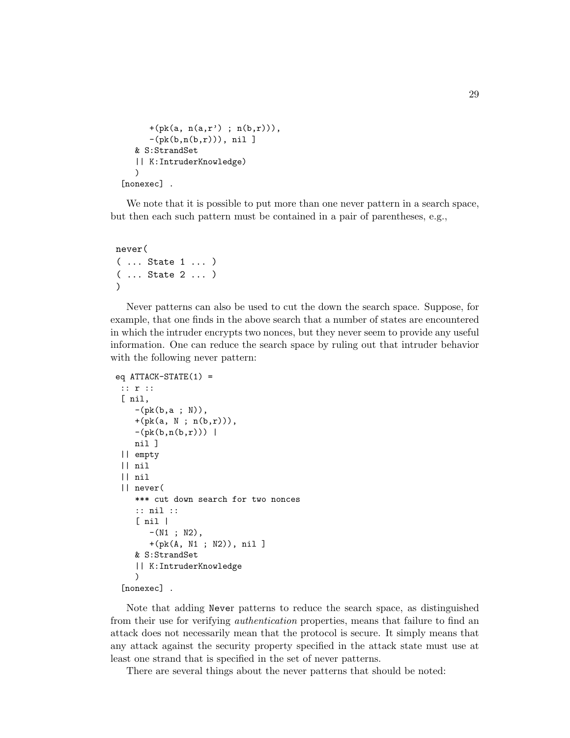```
      +(pk(a, n(a,r') ; n(b,r))),
      -(pk(b,n(b,r))), nil ]
   & S:StrandSet
   || K:IntruderKnowledge)
   )
 [nonexec] .
```

We note that it is possible to put more than one never pattern in a search space, but then each such pattern must be contained in a pair of parentheses, e.g.,

```
never(
( ... State 1 ... )
( ... State 2 ... )
)
```

Never patterns can also be used to cut the down the search space. Suppose, for example, that one finds in the above search that a number of states are encountered in which the intruder encrypts two nonces, but they never seem to provide any useful information. One can reduce the search space by ruling out that intruder behavior with the following never pattern:

```
eq ATTACK-STATE(1) =
 :: r ::
 [ nil,
    -(pk(b,a ; N)),
    +(pk(a, N ; n(b,r))),
    -(pk(b,n(b,r))) |
    nil ]
 || empty
 || nil
 || nil
 || never(
    *** cut down search for two nonces
    :: nil ::
    [ nil |
       -(N1 ; N2),
       +(pk(A, N1 ; N2)), nil ]
    & S:StrandSet
    || K:IntruderKnowledge
    )
 [nonexec] .
```

Note that adding `Never` patterns to reduce the search space, as distinguished from their use for verifying *authentication* properties, means that failure to find an attack does not necessarily mean that the protocol is secure. It simply means that any attack against the security property specified in the attack state must use at least one strand that is specified in the set of never patterns.

There are several things about the never patterns that should be noted: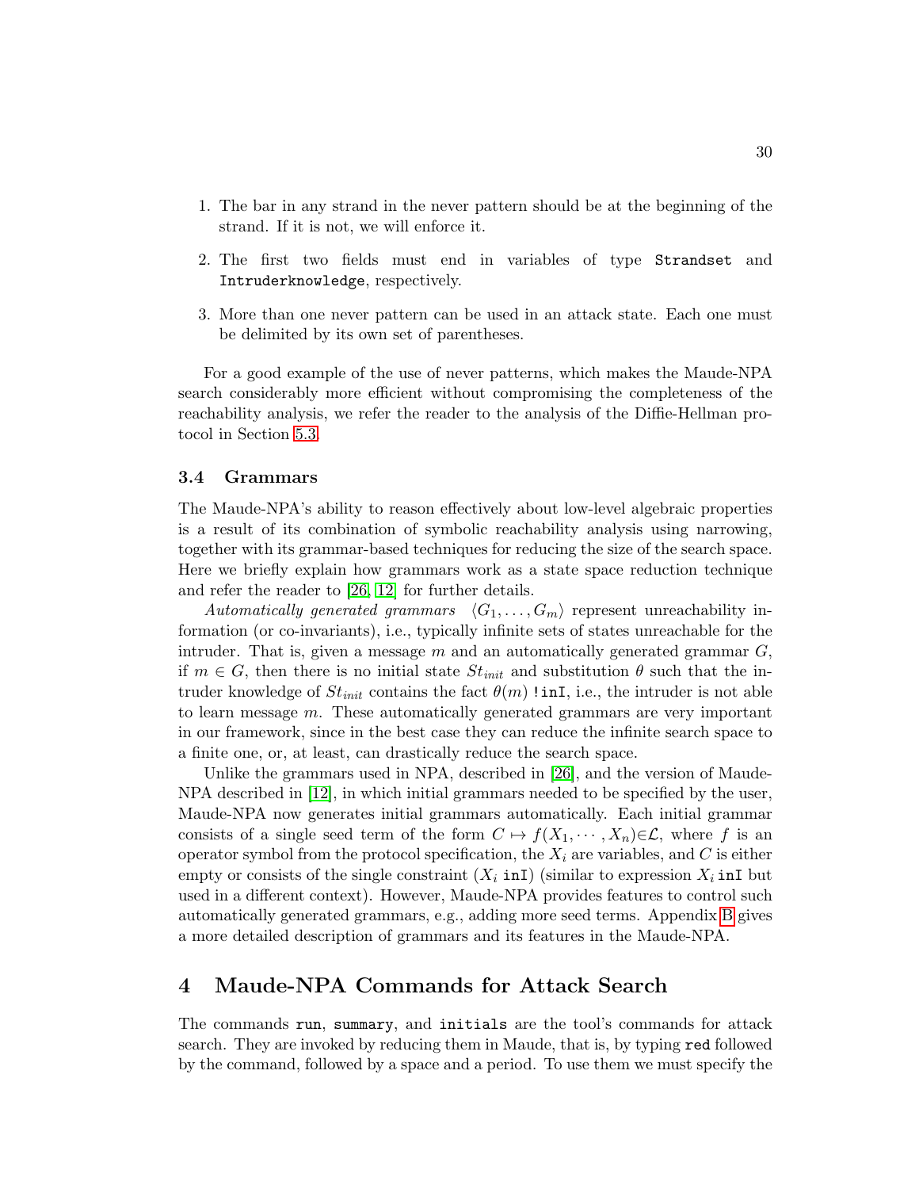1. The bar in any strand in the never pattern should be at the beginning of the strand. If it is not, we will enforce it.

2. The first two fields must end in variables of type `Strandset` and `Intruderknowledge`, respectively.

3. More than one never pattern can be used in an attack state. Each one must be delimited by its own set of parentheses.

For a good example of the use of never patterns, which makes the Maude-NPA search considerably more efficient without compromising the completeness of the reachability analysis, we refer the reader to the analysis of the Diffie-Hellman protocol in Section 5.3.

### 3.4 Grammars

The Maude-NPA's ability to reason effectively about low-level algebraic properties is a result of its combination of symbolic reachability analysis using narrowing, together with its grammar-based techniques for reducing the size of the search space. Here we briefly explain how grammars work as a state space reduction technique and refer the reader to [26, 12] for further details.

*Automatically generated grammars* $\langle G_1, \ldots, G_m \rangle$ represent unreachability information (or co-invariants), i.e., typically infinite sets of states unreachable for the intruder. That is, given a message $m$ and an automatically generated grammar $G$, if $m \in G$, then there is no initial state $St_{init}$ and substitution $\theta$ such that the intruder knowledge of $St_{init}$ contains the fact $\theta(m)$ `!inI`, i.e., the intruder is not able to learn message $m$. These automatically generated grammars are very important in our framework, since in the best case they can reduce the infinite search space to a finite one, or, at least, can drastically reduce the search space.

Unlike the grammars used in NPA, described in [26], and the version of Maude-NPA described in [12], in which initial grammars needed to be specified by the user, Maude-NPA now generates initial grammars automatically. Each initial grammar consists of a single seed term of the form $C \mapsto f(X_1, \cdots, X_n) \in \mathcal{L}$, where $f$ is an operator symbol from the protocol specification, the $X_i$ are variables, and $C$ is either empty or consists of the single constraint ($X_i$ `inI`) (similar to expression $X_i$ `inI` but used in a different context). However, Maude-NPA provides features to control such automatically generated grammars, e.g., adding more seed terms. Appendix B gives a more detailed description of grammars and its features in the Maude-NPA.

## 4 Maude-NPA Commands for Attack Search

The commands `run`, `summary`, and `initials` are the tool's commands for attack search. They are invoked by reducing them in Maude, that is, by typing `red` followed by the command, followed by a space and a period. To use them we must specify the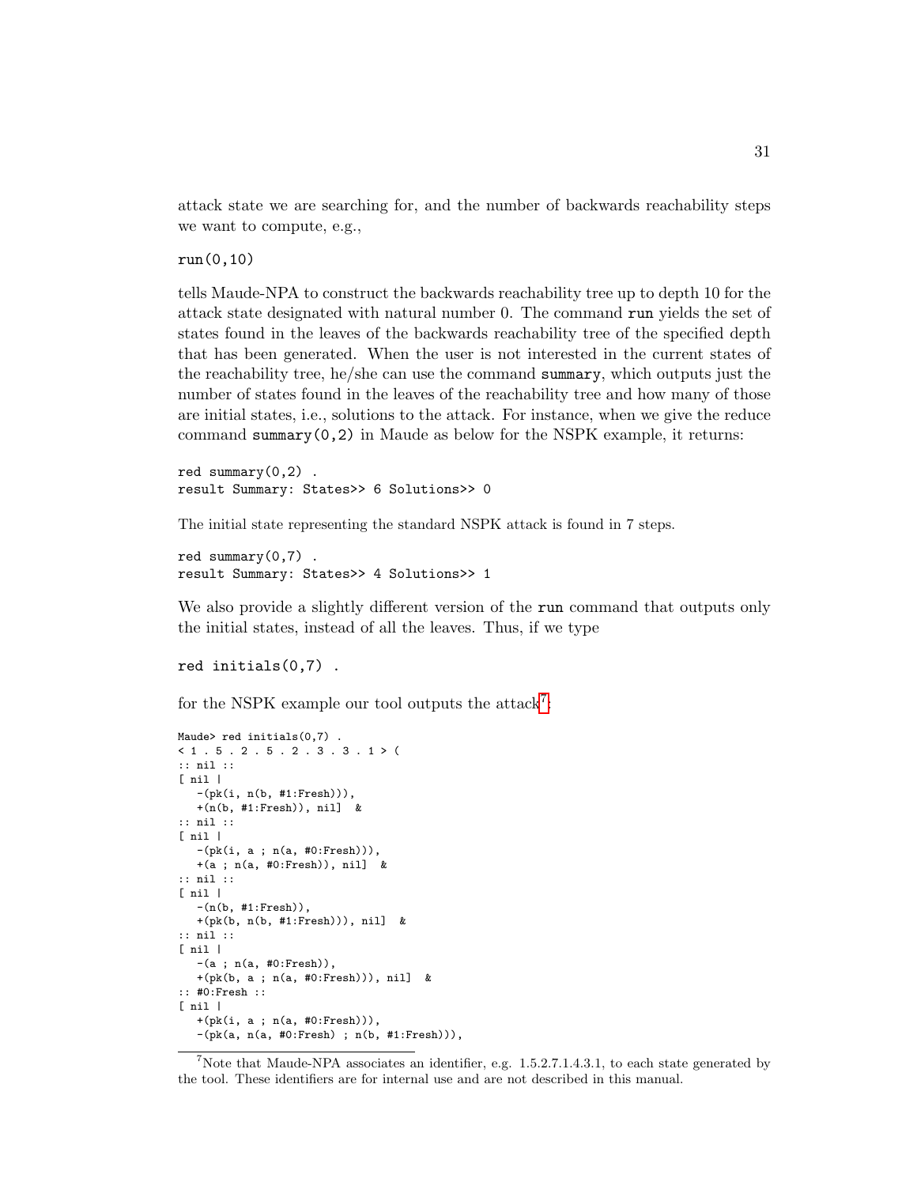attack state we are searching for, and the number of backwards reachability steps we want to compute, e.g.,

```
run(0,10)
```

tells Maude-NPA to construct the backwards reachability tree up to depth 10 for the attack state designated with natural number 0. The command `run` yields the set of states found in the leaves of the backwards reachability tree of the specified depth that has been generated. When the user is not interested in the current states of the reachability tree, he/she can use the command `summary`, which outputs just the number of states found in the leaves of the reachability tree and how many of those are initial states, i.e., solutions to the attack. For instance, when we give the reduce command `summary(0,2)` in Maude as below for the NSPK example, it returns:

```
red summary(0,2) .
result Summary: States>> 6 Solutions>> 0
```

The initial state representing the standard NSPK attack is found in 7 steps.

```
red summary(0,7) .
result Summary: States>> 4 Solutions>> 1
```

We also provide a slightly different version of the `run` command that outputs only the initial states, instead of all the leaves. Thus, if we type

```
red initials(0,7) .
```

for the NSPK example our tool outputs the attack[7]:

```
Maude> red initials(0,7) .
< 1 . 5 . 2 . 5 . 2 . 3 . 3 . 1 > (
:: nil ::
[ nil |
   -(pk(i, n(b, #1:Fresh))),
   +(n(b, #1:Fresh)), nil]  &
:: nil ::
[ nil |
   -(pk(i, a ; n(a, #0:Fresh))),
   +(a ; n(a, #0:Fresh)), nil]  &
:: nil ::
[ nil |
   -(n(b, #1:Fresh)),
   +(pk(b, n(b, #1:Fresh))), nil]  &
:: nil ::
[ nil |
   -(a ; n(a, #0:Fresh)),
   +(pk(b, a ; n(a, #0:Fresh))), nil]  &
:: #0:Fresh ::
[ nil |
   +(pk(i, a ; n(a, #0:Fresh))),
   -(pk(a, n(a, #0:Fresh) ; n(b, #1:Fresh))),
```

[7] Note that Maude-NPA associates an identifier, e.g. 1.5.2.7.1.4.3.1, to each state generated by the tool. These identifiers are for internal use and are not described in this manual.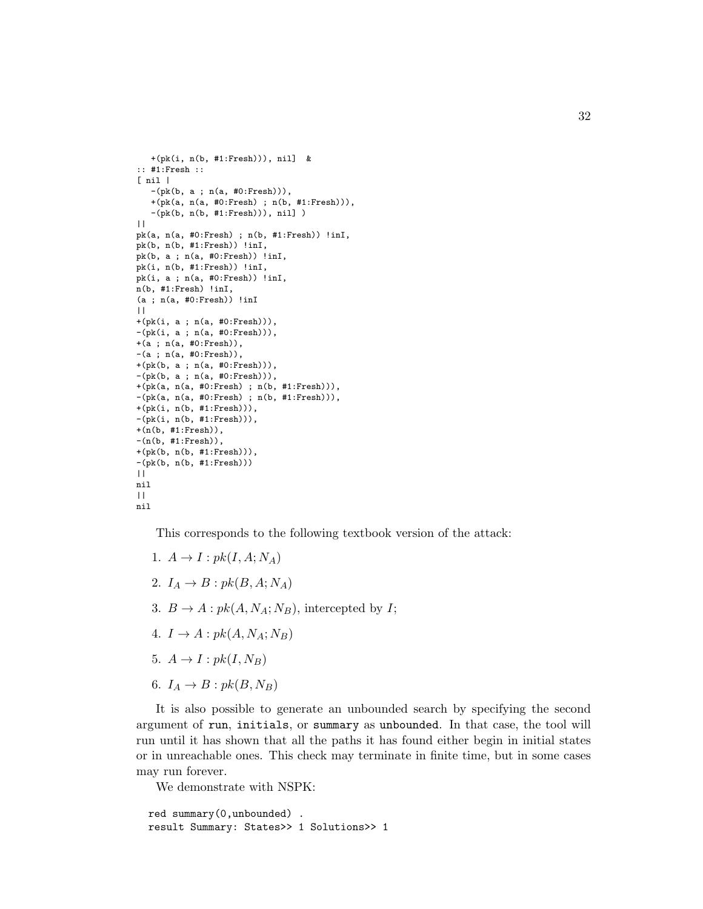```
   +(pk(i, n(b, #1:Fresh))), nil]  &
:: #1:Fresh ::
[ nil |
   -(pk(b, a ; n(a, #0:Fresh))),
   +(pk(a, n(a, #0:Fresh) ; n(b, #1:Fresh))),
   -(pk(b, n(b, #1:Fresh))), nil] )
||
pk(a, n(a, #0:Fresh) ; n(b, #1:Fresh)) !inI,
pk(b, n(b, #1:Fresh)) !inI,
pk(b, a ; n(a, #0:Fresh)) !inI,
pk(i, n(b, #1:Fresh)) !inI,
pk(i, a ; n(a, #0:Fresh)) !inI,
n(b, #1:Fresh) !inI,
(a ; n(a, #0:Fresh)) !inI
||
+(pk(i, a ; n(a, #0:Fresh))),
-(pk(i, a ; n(a, #0:Fresh))),
+(a ; n(a, #0:Fresh)),
-(a ; n(a, #0:Fresh)),
+(pk(b, a ; n(a, #0:Fresh))),
-(pk(b, a ; n(a, #0:Fresh))),
+(pk(a, n(a, #0:Fresh) ; n(b, #1:Fresh))),
-(pk(a, n(a, #0:Fresh) ; n(b, #1:Fresh))),
+(pk(i, n(b, #1:Fresh))),
-(pk(i, n(b, #1:Fresh))),
+(n(b, #1:Fresh)),
-(n(b, #1:Fresh)),
+(pk(b, n(b, #1:Fresh))),
-(pk(b, n(b, #1:Fresh)))
||
nil
||
nil
```

This corresponds to the following textbook version of the attack:

1. $A \to I : pk(I, A; N_A)$
2. $I_A \to B : pk(B, A; N_A)$
3. $B \to A : pk(A, N_A; N_B)$, intercepted by $I$;
4. $I \to A : pk(A, N_A; N_B)$
5. $A \to I : pk(I, N_B)$
6. $I_A \to B : pk(B, N_B)$

It is also possible to generate an unbounded search by specifying the second argument of `run`, `initials`, or `summary` as `unbounded`. In that case, the tool will run until it has shown that all the paths it has found either begin in initial states or in unreachable ones. This check may terminate in finite time, but in some cases may run forever.

We demonstrate with NSPK:

```
red summary(0,unbounded) .
result Summary: States>> 1 Solutions>> 1
```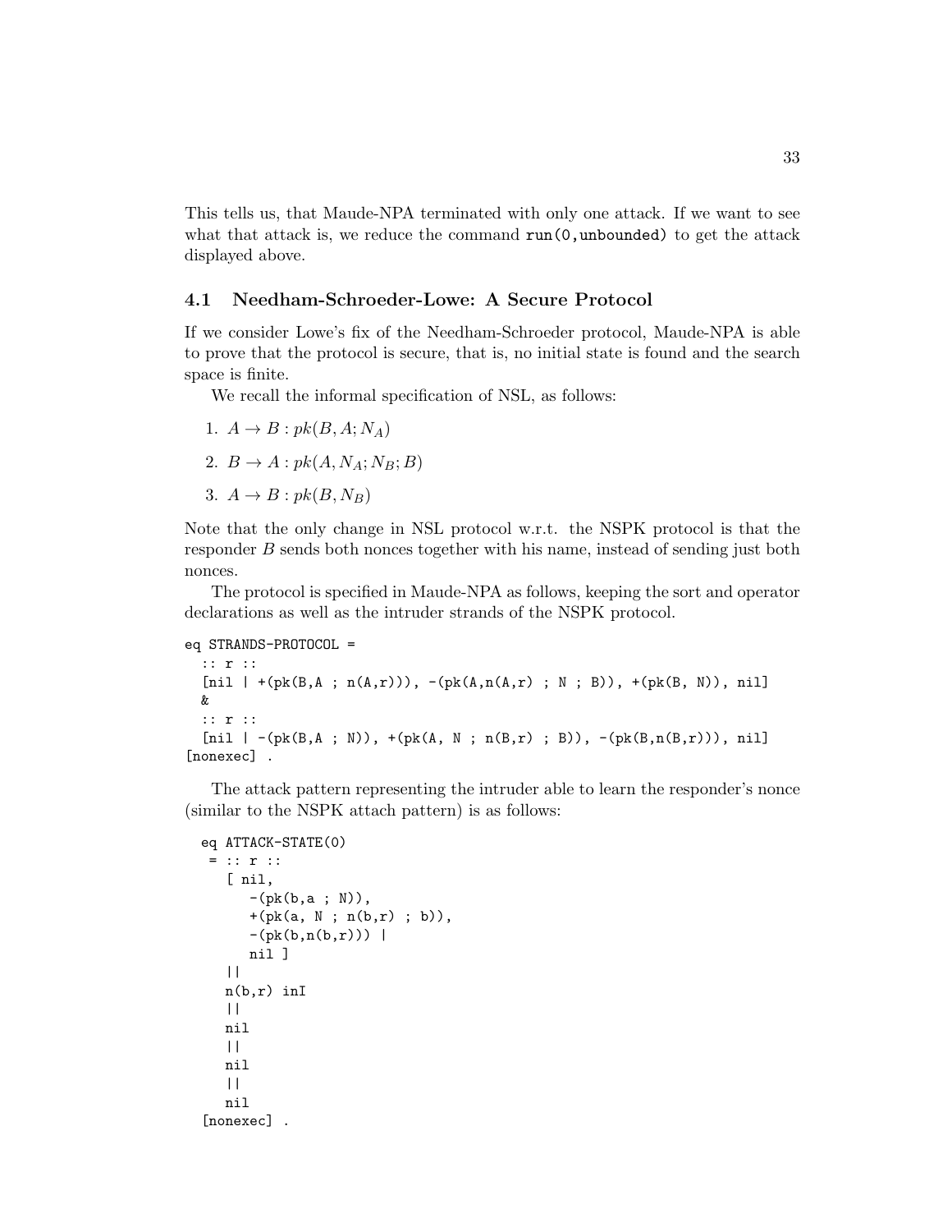This tells us, that Maude-NPA terminated with only one attack. If we want to see what that attack is, we reduce the command `run(0,unbounded)` to get the attack displayed above.

### 4.1 Needham-Schroeder-Lowe: A Secure Protocol

If we consider Lowe's fix of the Needham-Schroeder protocol, Maude-NPA is able to prove that the protocol is secure, that is, no initial state is found and the search space is finite.

We recall the informal specification of NSL, as follows:

1. $A \to B : pk(B, A; N_A)$
2. $B \to A : pk(A, N_A; N_B; B)$
3. $A \to B : pk(B, N_B)$

Note that the only change in NSL protocol w.r.t. the NSPK protocol is that the responder $B$ sends both nonces together with his name, instead of sending just both nonces.

The protocol is specified in Maude-NPA as follows, keeping the sort and operator declarations as well as the intruder strands of the NSPK protocol.

```
eq STRANDS-PROTOCOL =
  :: r ::
  [nil | +(pk(B,A ; n(A,r))), -(pk(A,n(A,r) ; N ; B)), +(pk(B, N)), nil]
  &
  :: r ::
  [nil | -(pk(B,A ; N)), +(pk(A, N ; n(B,r) ; B)), -(pk(B,n(B,r))), nil]
[nonexec] .
```

The attack pattern representing the intruder able to learn the responder's nonce (similar to the NSPK attach pattern) is as follows:

```
eq ATTACK-STATE(0)
 = :: r ::
   [ nil,
      -(pk(b,a ; N)),
      +(pk(a, N ; n(b,r) ; b)),
      -(pk(b,n(b,r))) |
      nil ]
   ||
   n(b,r) inI
   ||
   nil
   ||
   nil
   ||
   nil
[nonexec] .
```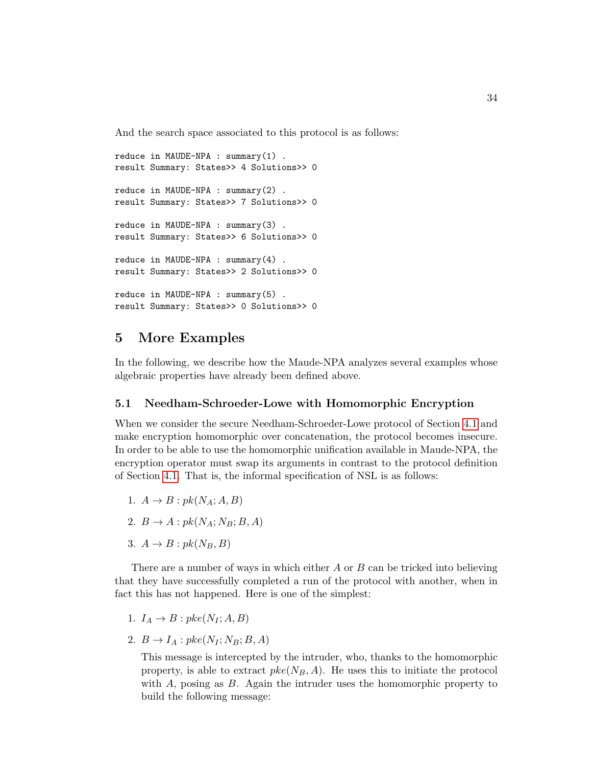And the search space associated to this protocol is as follows:

```
reduce in MAUDE-NPA : summary(1) .
result Summary: States>> 4 Solutions>> 0

reduce in MAUDE-NPA : summary(2) .
result Summary: States>> 7 Solutions>> 0

reduce in MAUDE-NPA : summary(3) .
result Summary: States>> 6 Solutions>> 0

reduce in MAUDE-NPA : summary(4) .
result Summary: States>> 2 Solutions>> 0

reduce in MAUDE-NPA : summary(5) .
result Summary: States>> 0 Solutions>> 0
```

# 5 More Examples

In the following, we describe how the Maude-NPA analyzes several examples whose algebraic properties have already been defined above.

## 5.1 Needham-Schroeder-Lowe with Homomorphic Encryption

When we consider the secure Needham-Schroeder-Lowe protocol of Section 4.1 and make encryption homomorphic over concatenation, the protocol becomes insecure. In order to be able to use the homomorphic unification available in Maude-NPA, the encryption operator must swap its arguments in contrast to the protocol definition of Section 4.1. That is, the informal specification of NSL is as follows:

1. $A \to B : pk(N_A; A, B)$
2. $B \to A : pk(N_A; N_B; B, A)$
3. $A \to B : pk(N_B, B)$

There are a number of ways in which either $A$ or $B$ can be tricked into believing that they have successfully completed a run of the protocol with another, when in fact this has not happened. Here is one of the simplest:

1. $I_A \to B : pke(N_I; A, B)$
2. $B \to I_A : pke(N_I; N_B; B, A)$

   This message is intercepted by the intruder, who, thanks to the homomorphic property, is able to extract $pke(N_B, A)$. He uses this to initiate the protocol with $A$, posing as $B$. Again the intruder uses the homomorphic property to build the following message: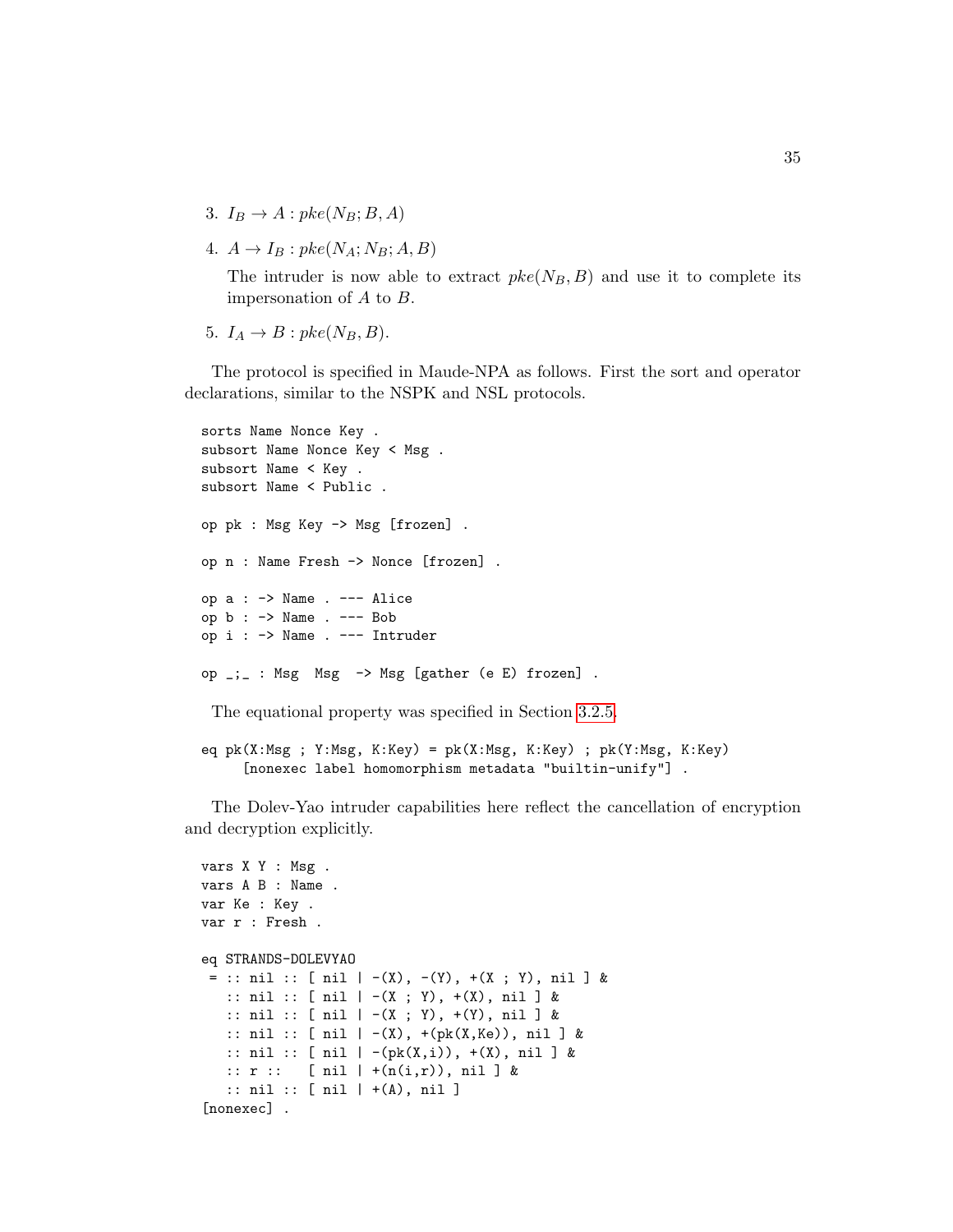3. $I_B \rightarrow A : pke(N_B; B, A)$
4. $A \rightarrow I_B : pke(N_A; N_B; A, B)$

   The intruder is now able to extract $pke(N_B, B)$ and use it to complete its impersonation of $A$ to $B$.

5. $I_A \rightarrow B : pke(N_B, B)$.

The protocol is specified in Maude-NPA as follows. First the sort and operator declarations, similar to the NSPK and NSL protocols.

```
sorts Name Nonce Key .
subsort Name Nonce Key < Msg .
subsort Name < Key .
subsort Name < Public .

op pk : Msg Key -> Msg [frozen] .

op n : Name Fresh -> Nonce [frozen] .

op a : -> Name . --- Alice
op b : -> Name . --- Bob
op i : -> Name . --- Intruder

op _;_ : Msg  Msg  -> Msg [gather (e E) frozen] .
```

The equational property was specified in Section 3.2.5.

```
eq pk(X:Msg ; Y:Msg, K:Key) = pk(X:Msg, K:Key) ; pk(Y:Msg, K:Key)
     [nonexec label homomorphism metadata "builtin-unify"] .
```

The Dolev-Yao intruder capabilities here reflect the cancellation of encryption and decryption explicitly.

```
vars X Y : Msg .
vars A B : Name .
var Ke : Key .
var r : Fresh .

eq STRANDS-DOLEVYAO
 = :: nil :: [ nil | -(X), -(Y), +(X ; Y), nil ] &
   :: nil :: [ nil | -(X ; Y), +(X), nil ] &
   :: nil :: [ nil | -(X ; Y), +(Y), nil ] &
   :: nil :: [ nil | -(X), +(pk(X,Ke)), nil ] &
   :: nil :: [ nil | -(pk(X,i)), +(X), nil ] &
   :: r ::   [ nil | +(n(i,r)), nil ] &
   :: nil :: [ nil | +(A), nil ]
[nonexec] .
```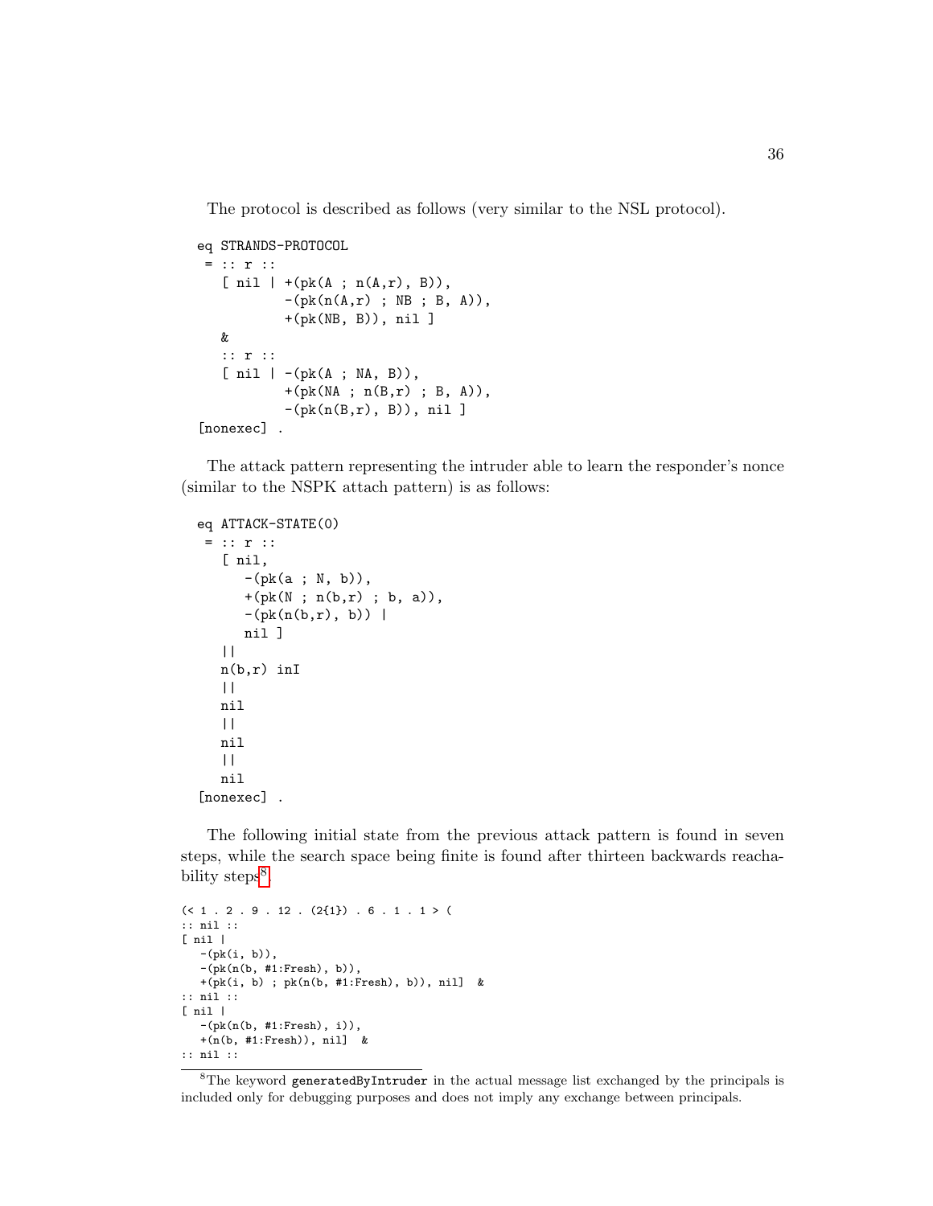The protocol is described as follows (very similar to the NSL protocol).

```
eq STRANDS-PROTOCOL
 = :: r ::
   [ nil | +(pk(A ; n(A,r), B)),
           -(pk(n(A,r) ; NB ; B, A)),
           +(pk(NB, B)), nil ]
   &
   :: r ::
   [ nil | -(pk(A ; NA, B)),
           +(pk(NA ; n(B,r) ; B, A)),
           -(pk(n(B,r), B)), nil ]
[nonexec] .
```

The attack pattern representing the intruder able to learn the responder's nonce (similar to the NSPK attach pattern) is as follows:

```
eq ATTACK-STATE(0)
 = :: r ::
   [ nil,
      -(pk(a ; N, b)),
      +(pk(N ; n(b,r) ; b, a)),
      -(pk(n(b,r), b)) |
      nil ]
   ||
   n(b,r) inI
   ||
   nil
   ||
   nil
   ||
   nil
[nonexec] .
```

The following initial state from the previous attack pattern is found in seven steps, while the search space being finite is found after thirteen backwards reachability steps[8].

```
(< 1 . 2 . 9 . 12 . (2{1}) . 6 . 1 . 1 > (
:: nil ::
[ nil |
   -(pk(i, b)),
   -(pk(n(b, #1:Fresh), b)),
   +(pk(i, b) ; pk(n(b, #1:Fresh), b)), nil]  &
:: nil ::
[ nil |
   -(pk(n(b, #1:Fresh), i)),
   +(n(b, #1:Fresh)), nil]  &
:: nil ::
```

[8] The keyword `generatedByIntruder` in the actual message list exchanged by the principals is included only for debugging purposes and does not imply any exchange between principals.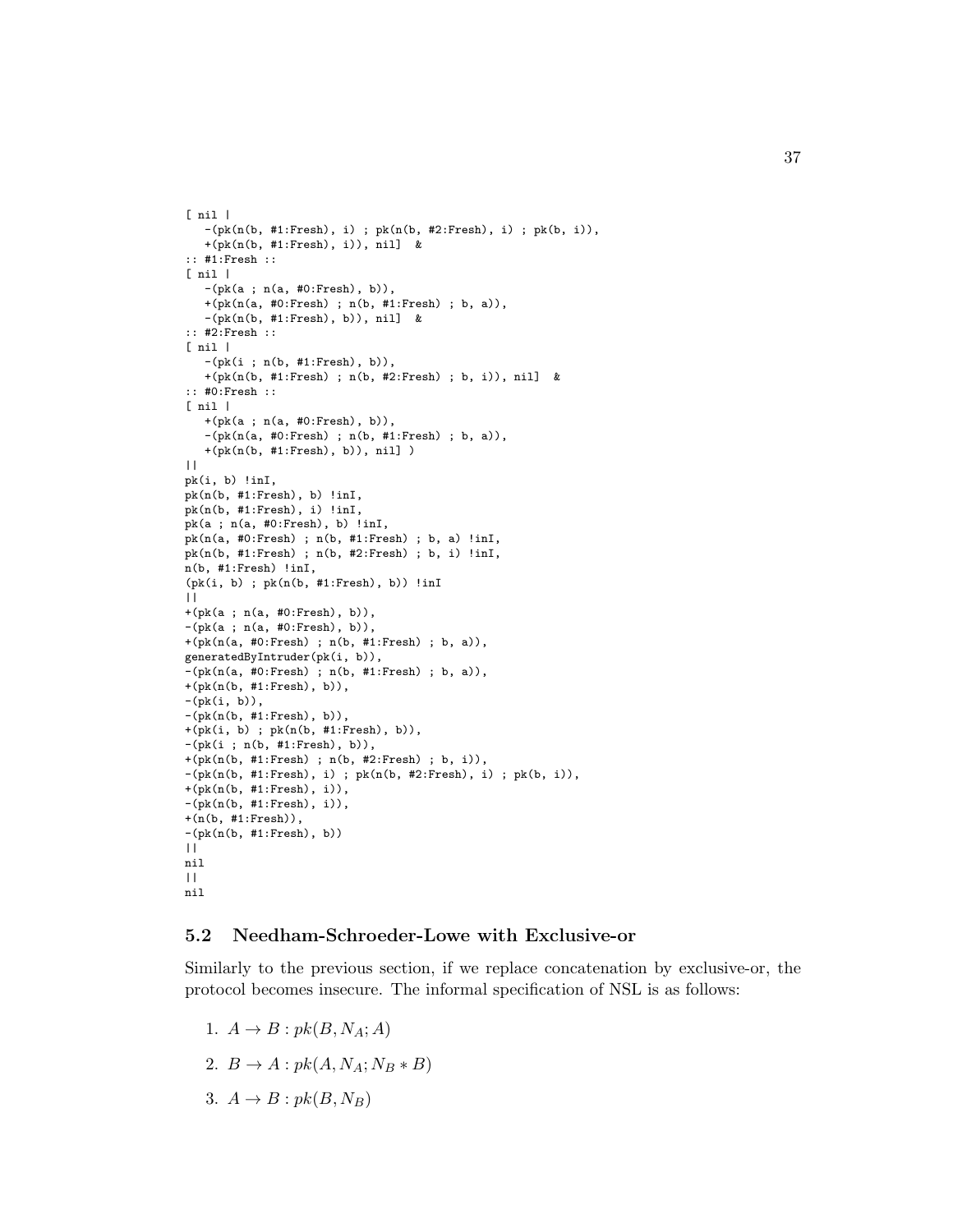```
[ nil |
   -(pk(n(b, #1:Fresh), i) ; pk(n(b, #2:Fresh), i) ; pk(b, i)),
   +(pk(n(b, #1:Fresh), i)), nil]  &
:: #1:Fresh ::
[ nil |
   -(pk(a ; n(a, #0:Fresh), b)),
   +(pk(n(a, #0:Fresh) ; n(b, #1:Fresh) ; b, a)),
   -(pk(n(b, #1:Fresh), b)), nil]  &
:: #2:Fresh ::
[ nil |
   -(pk(i ; n(b, #1:Fresh), b)),
   +(pk(n(b, #1:Fresh) ; n(b, #2:Fresh) ; b, i)), nil]  &
:: #0:Fresh ::
[ nil |
   +(pk(a ; n(a, #0:Fresh), b)),
   -(pk(n(a, #0:Fresh) ; n(b, #1:Fresh) ; b, a)),
   +(pk(n(b, #1:Fresh), b)), nil] )
||
pk(i, b) !inI,
pk(n(b, #1:Fresh), b) !inI,
pk(n(b, #1:Fresh), i) !inI,
pk(a ; n(a, #0:Fresh), b) !inI,
pk(n(a, #0:Fresh) ; n(b, #1:Fresh) ; b, a) !inI,
pk(n(b, #1:Fresh) ; n(b, #2:Fresh) ; b, i) !inI,
n(b, #1:Fresh) !inI,
(pk(i, b) ; pk(n(b, #1:Fresh), b)) !inI
||
+(pk(a ; n(a, #0:Fresh), b)),
-(pk(a ; n(a, #0:Fresh), b)),
+(pk(n(a, #0:Fresh) ; n(b, #1:Fresh) ; b, a)),
generatedByIntruder(pk(i, b)),
-(pk(n(a, #0:Fresh) ; n(b, #1:Fresh) ; b, a)),
+(pk(n(b, #1:Fresh), b)),
-(pk(i, b)),
-(pk(n(b, #1:Fresh), b)),
+(pk(i, b) ; pk(n(b, #1:Fresh), b)),
-(pk(i ; n(b, #1:Fresh), b)),
+(pk(n(b, #1:Fresh) ; n(b, #2:Fresh) ; b, i)),
-(pk(n(b, #1:Fresh), i) ; pk(n(b, #2:Fresh), i) ; pk(b, i)),
+(pk(n(b, #1:Fresh), i)),
-(pk(n(b, #1:Fresh), i)),
+(n(b, #1:Fresh)),
-(pk(n(b, #1:Fresh), b))
||
nil
||
nil
```

## 5.2 Needham-Schroeder-Lowe with Exclusive-or

Similarly to the previous section, if we replace concatenation by exclusive-or, the protocol becomes insecure. The informal specification of NSL is as follows:

1. $A \to B : pk(B, N_A; A)$
2. $B \to A : pk(A, N_A; N_B * B)$
3. $A \to B : pk(B, N_B)$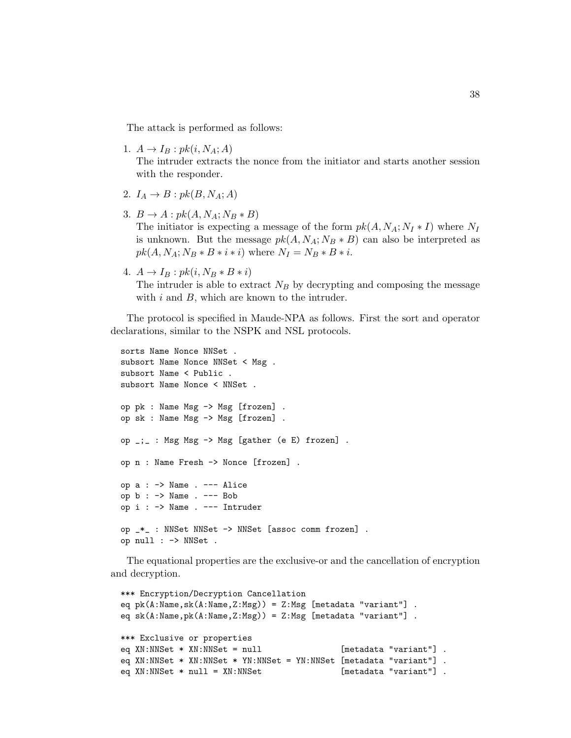The attack is performed as follows:

1. $A \to I_B : pk(i, N_A; A)$
   The intruder extracts the nonce from the initiator and starts another session with the responder.

2. $I_A \to B : pk(B, N_A; A)$

3. $B \to A : pk(A, N_A; N_B * B)$
   The initiator is expecting a message of the form $pk(A, N_A; N_I * I)$ where $N_I$ is unknown. But the message $pk(A, N_A; N_B * B)$ can also be interpreted as $pk(A, N_A; N_B * B * i * i)$ where $N_I = N_B * B * i$.

4. $A \to I_B : pk(i, N_B * B * i)$
   The intruder is able to extract $N_B$ by decrypting and composing the message with $i$ and $B$, which are known to the intruder.

The protocol is specified in Maude-NPA as follows. First the sort and operator declarations, similar to the NSPK and NSL protocols.

```
sorts Name Nonce NNSet .
subsort Name Nonce NNSet < Msg .
subsort Name < Public .
subsort Name Nonce < NNSet .

op pk : Name Msg -> Msg [frozen] .
op sk : Name Msg -> Msg [frozen] .

op _;_ : Msg Msg -> Msg [gather (e E) frozen] .

op n : Name Fresh -> Nonce [frozen] .

op a : -> Name . --- Alice
op b : -> Name . --- Bob
op i : -> Name . --- Intruder

op _*_ : NNSet NNSet -> NNSet [assoc comm frozen] .
op null : -> NNSet .
```

The equational properties are the exclusive-or and the cancellation of encryption and decryption.

```
*** Encryption/Decryption Cancellation
eq pk(A:Name,sk(A:Name,Z:Msg)) = Z:Msg [metadata "variant"] .
eq sk(A:Name,pk(A:Name,Z:Msg)) = Z:Msg [metadata "variant"] .

*** Exclusive or properties
eq XN:NNSet * XN:NNSet = null                [metadata "variant"] .
eq XN:NNSet * XN:NNSet * YN:NNSet = YN:NNSet [metadata "variant"] .
eq XN:NNSet * null = XN:NNSet                [metadata "variant"] .
```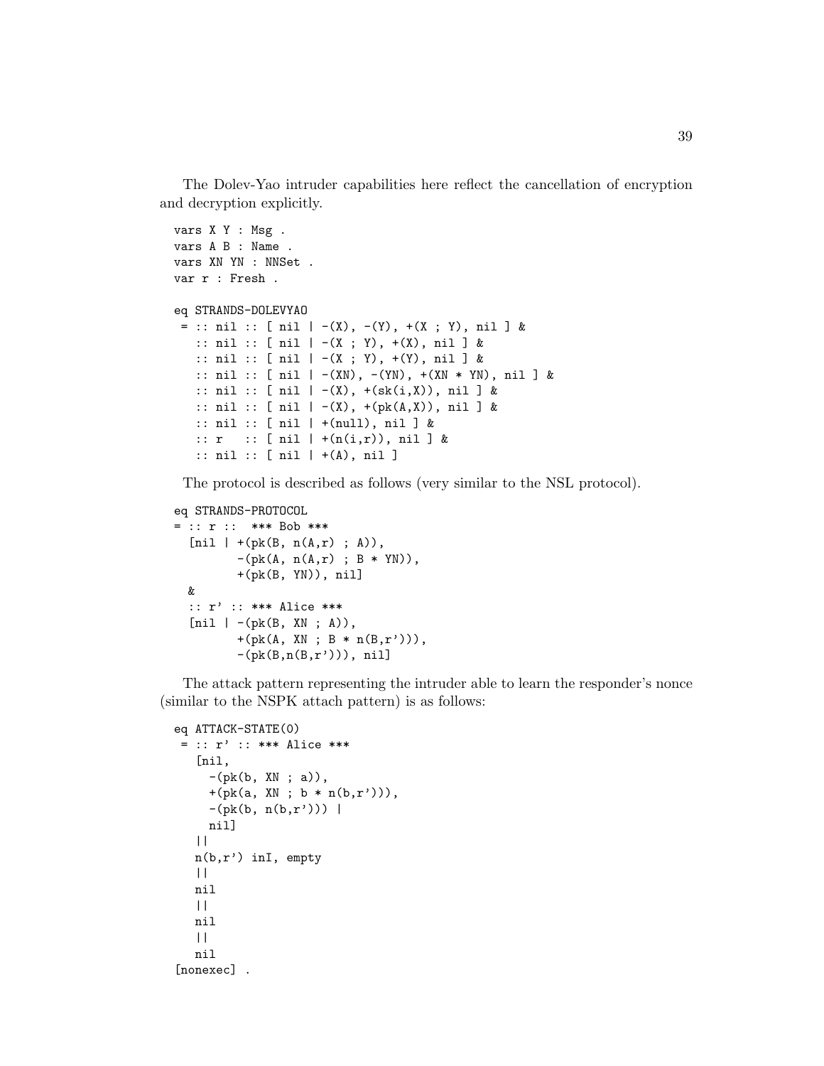The Dolev-Yao intruder capabilities here reflect the cancellation of encryption and decryption explicitly.

```
vars X Y : Msg .
vars A B : Name .
vars XN YN : NNSet .
var r : Fresh .

eq STRANDS-DOLEVYAO
 = :: nil :: [ nil | -(X), -(Y), +(X ; Y), nil ] &
   :: nil :: [ nil | -(X ; Y), +(X), nil ] &
   :: nil :: [ nil | -(X ; Y), +(Y), nil ] &
   :: nil :: [ nil | -(XN), -(YN), +(XN * YN), nil ] &
   :: nil :: [ nil | -(X), +(sk(i,X)), nil ] &
   :: nil :: [ nil | -(X), +(pk(A,X)), nil ] &
   :: nil :: [ nil | +(null), nil ] &
   :: r   :: [ nil | +(n(i,r)), nil ] &
   :: nil :: [ nil | +(A), nil ]
```

The protocol is described as follows (very similar to the NSL protocol).

```
eq STRANDS-PROTOCOL
= :: r ::  *** Bob ***
  [nil | +(pk(B, n(A,r) ; A)),
         -(pk(A, n(A,r) ; B * YN)),
         +(pk(B, YN)), nil]
  &
  :: r' :: *** Alice ***
  [nil | -(pk(B, XN ; A)),
         +(pk(A, XN ; B * n(B,r'))),
         -(pk(B,n(B,r'))), nil]
```

The attack pattern representing the intruder able to learn the responder's nonce (similar to the NSPK attach pattern) is as follows:

```
eq ATTACK-STATE(0)
 = :: r' :: *** Alice ***
   [nil,
     -(pk(b, XN ; a)),
     +(pk(a, XN ; b * n(b,r'))),
     -(pk(b, n(b,r'))) |
     nil]
   ||
   n(b,r') inI, empty
   ||
   nil
   ||
   nil
   ||
   nil
[nonexec] .
```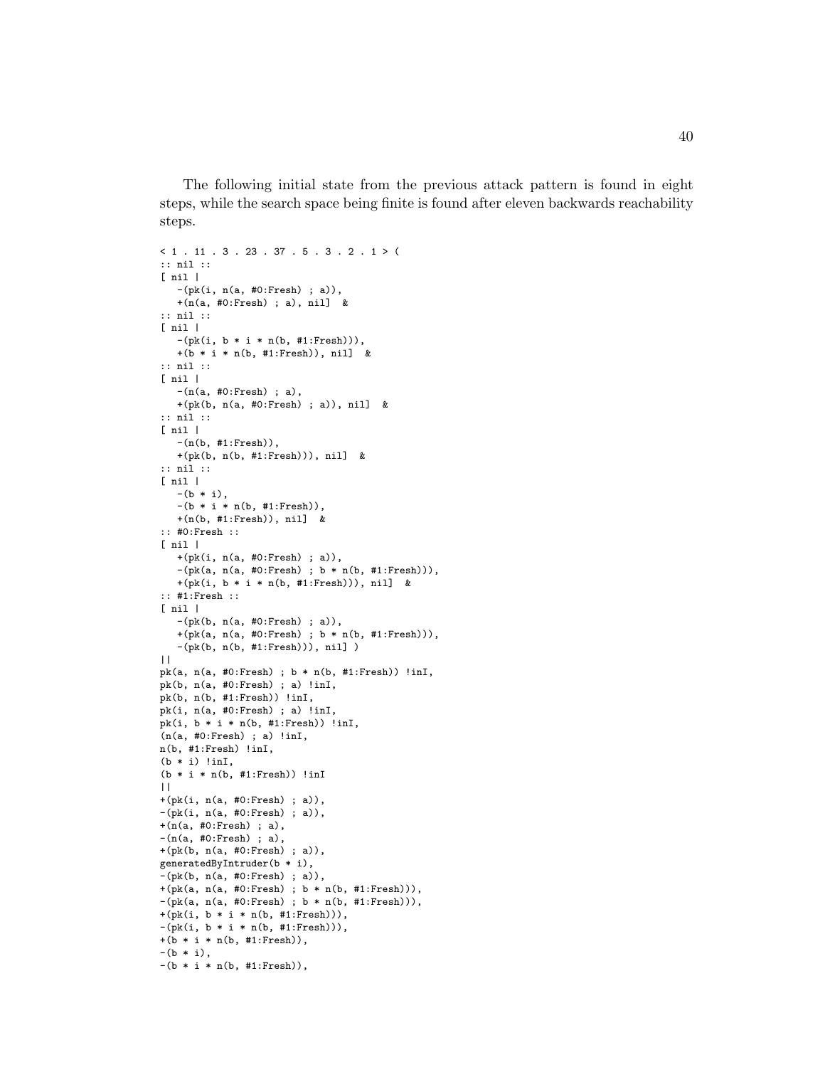The following initial state from the previous attack pattern is found in eight steps, while the search space being finite is found after eleven backwards reachability steps.

```
< 1 . 11 . 3 . 23 . 37 . 5 . 3 . 2 . 1 > (
:: nil ::
[ nil |
   -(pk(i, n(a, #0:Fresh) ; a)),
   +(n(a, #0:Fresh) ; a), nil]  &
:: nil ::
[ nil |
   -(pk(i, b * i * n(b, #1:Fresh))),
   +(b * i * n(b, #1:Fresh)), nil]  &
:: nil ::
[ nil |
   -(n(a, #0:Fresh) ; a),
   +(pk(b, n(a, #0:Fresh) ; a)), nil]  &
:: nil ::
[ nil |
   -(n(b, #1:Fresh)),
   +(pk(b, n(b, #1:Fresh))), nil]  &
:: nil ::
[ nil |
   -(b * i),
   -(b * i * n(b, #1:Fresh)),
   +(n(b, #1:Fresh)), nil]  &
:: #0:Fresh ::
[ nil |
   +(pk(i, n(a, #0:Fresh) ; a)),
   -(pk(a, n(a, #0:Fresh) ; b * n(b, #1:Fresh))),
   +(pk(i, b * i * n(b, #1:Fresh))), nil]  &
:: #1:Fresh ::
[ nil |
   -(pk(b, n(a, #0:Fresh) ; a)),
   +(pk(a, n(a, #0:Fresh) ; b * n(b, #1:Fresh))),
   -(pk(b, n(b, #1:Fresh))), nil] )
||
pk(a, n(a, #0:Fresh) ; b * n(b, #1:Fresh)) !inI,
pk(b, n(a, #0:Fresh) ; a) !inI,
pk(b, n(b, #1:Fresh)) !inI,
pk(i, n(a, #0:Fresh) ; a) !inI,
pk(i, b * i * n(b, #1:Fresh)) !inI,
(n(a, #0:Fresh) ; a) !inI,
n(b, #1:Fresh) !inI,
(b * i) !inI,
(b * i * n(b, #1:Fresh)) !inI
||
+(pk(i, n(a, #0:Fresh) ; a)),
-(pk(i, n(a, #0:Fresh) ; a)),
+(n(a, #0:Fresh) ; a),
-(n(a, #0:Fresh) ; a),
+(pk(b, n(a, #0:Fresh) ; a)),
generatedByIntruder(b * i),
-(pk(b, n(a, #0:Fresh) ; a)),
+(pk(a, n(a, #0:Fresh) ; b * n(b, #1:Fresh))),
-(pk(a, n(a, #0:Fresh) ; b * n(b, #1:Fresh))),
+(pk(i, b * i * n(b, #1:Fresh))),
-(pk(i, b * i * n(b, #1:Fresh))),
+(b * i * n(b, #1:Fresh)),
-(b * i),
-(b * i * n(b, #1:Fresh)),
```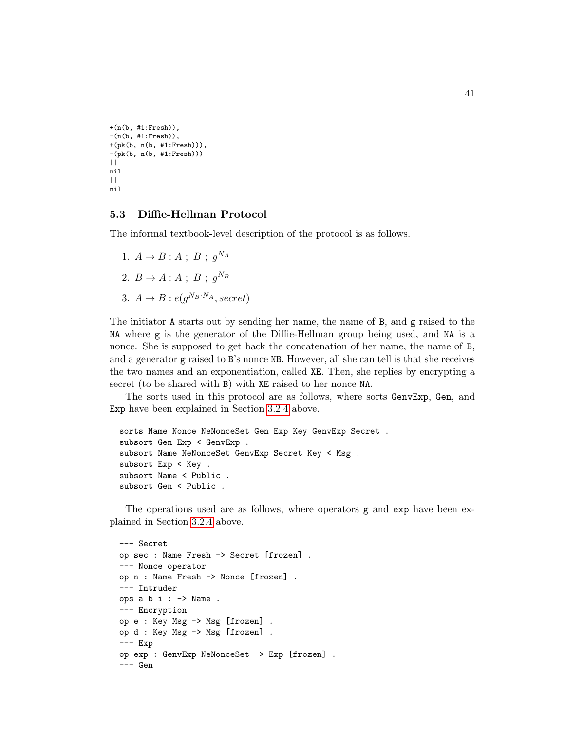```
+(n(b, #1:Fresh)),
-(n(b, #1:Fresh)),
+(pk(b, n(b, #1:Fresh))),
-(pk(b, n(b, #1:Fresh)))
||
nil
||
nil
```

### 5.3 Diffie-Hellman Protocol

The informal textbook-level description of the protocol is as follows.

1. $A \to B : A \ ; \ B \ ; \ g^{N_A}$
2. $B \to A : A \ ; \ B \ ; \ g^{N_B}$
3. $A \to B : e(g^{N_B \cdot N_A}, secret)$

The initiator `A` starts out by sending her name, the name of `B`, and `g` raised to the `NA` where `g` is the generator of the Diffie-Hellman group being used, and `NA` is a nonce. She is supposed to get back the concatenation of her name, the name of `B`, and a generator `g` raised to `B`'s nonce `NB`. However, all she can tell is that she receives the two names and an exponentiation, called `XE`. Then, she replies by encrypting a secret (to be shared with `B`) with `XE` raised to her nonce `NA`.

The sorts used in this protocol are as follows, where sorts `GenvExp`, `Gen`, and `Exp` have been explained in Section 3.2.4 above.

```
sorts Name Nonce NeNonceSet Gen Exp Key GenvExp Secret .
subsort Gen Exp < GenvExp .
subsort Name NeNonceSet GenvExp Secret Key < Msg .
subsort Exp < Key .
subsort Name < Public .
subsort Gen < Public .
```

The operations used are as follows, where operators `g` and `exp` have been explained in Section 3.2.4 above.

```
--- Secret
op sec : Name Fresh -> Secret [frozen] .
--- Nonce operator
op n : Name Fresh -> Nonce [frozen] .
--- Intruder
ops a b i : -> Name .
--- Encryption
op e : Key Msg -> Msg [frozen] .
op d : Key Msg -> Msg [frozen] .
--- Exp
op exp : GenvExp NeNonceSet -> Exp [frozen] .
--- Gen
```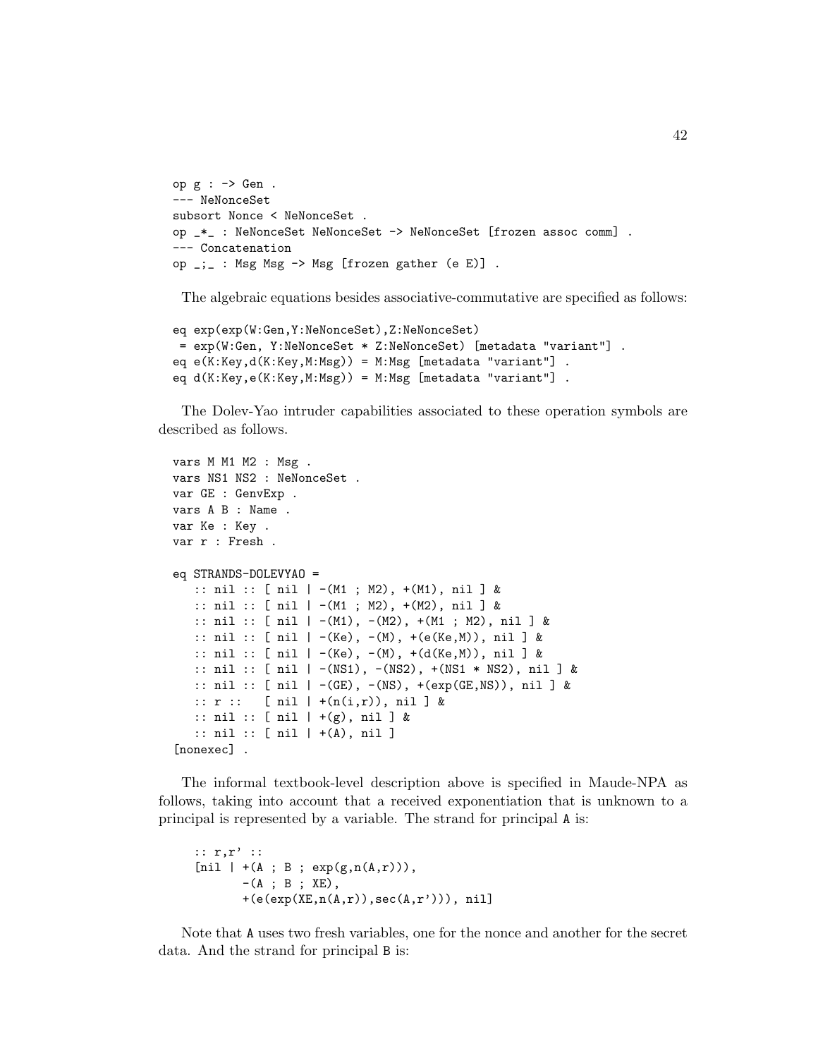```
op g : -> Gen .
--- NeNonceSet
subsort Nonce < NeNonceSet .
op _*_ : NeNonceSet NeNonceSet -> NeNonceSet [frozen assoc comm] .
--- Concatenation
op _;_ : Msg Msg -> Msg [frozen gather (e E)] .
```

The algebraic equations besides associative-commutative are specified as follows:

```
eq exp(exp(W:Gen,Y:NeNonceSet),Z:NeNonceSet)
 = exp(W:Gen, Y:NeNonceSet * Z:NeNonceSet) [metadata "variant"] .
eq e(K:Key,d(K:Key,M:Msg)) = M:Msg [metadata "variant"] .
eq d(K:Key,e(K:Key,M:Msg)) = M:Msg [metadata "variant"] .
```

The Dolev-Yao intruder capabilities associated to these operation symbols are described as follows.

```
vars M M1 M2 : Msg .
vars NS1 NS2 : NeNonceSet .
var GE : GenvExp .
vars A B : Name .
var Ke : Key .
var r : Fresh .

eq STRANDS-DOLEVYAO =
   :: nil :: [ nil | -(M1 ; M2), +(M1), nil ] &
   :: nil :: [ nil | -(M1 ; M2), +(M2), nil ] &
   :: nil :: [ nil | -(M1), -(M2), +(M1 ; M2), nil ] &
   :: nil :: [ nil | -(Ke), -(M), +(e(Ke,M)), nil ] &
   :: nil :: [ nil | -(Ke), -(M), +(d(Ke,M)), nil ] &
   :: nil :: [ nil | -(NS1), -(NS2), +(NS1 * NS2), nil ] &
   :: nil :: [ nil | -(GE), -(NS), +(exp(GE,NS)), nil ] &
   :: r ::   [ nil | +(n(i,r)), nil ] &
   :: nil :: [ nil | +(g), nil ] &
   :: nil :: [ nil | +(A), nil ]
[nonexec] .
```

The informal textbook-level description above is specified in Maude-NPA as follows, taking into account that a received exponentiation that is unknown to a principal is represented by a variable. The strand for principal A is:

```
:: r,r' ::
[nil | +(A ; B ; exp(g,n(A,r))),
       -(A ; B ; XE),
       +(e(exp(XE,n(A,r)),sec(A,r'))), nil]
```

Note that A uses two fresh variables, one for the nonce and another for the secret data. And the strand for principal B is: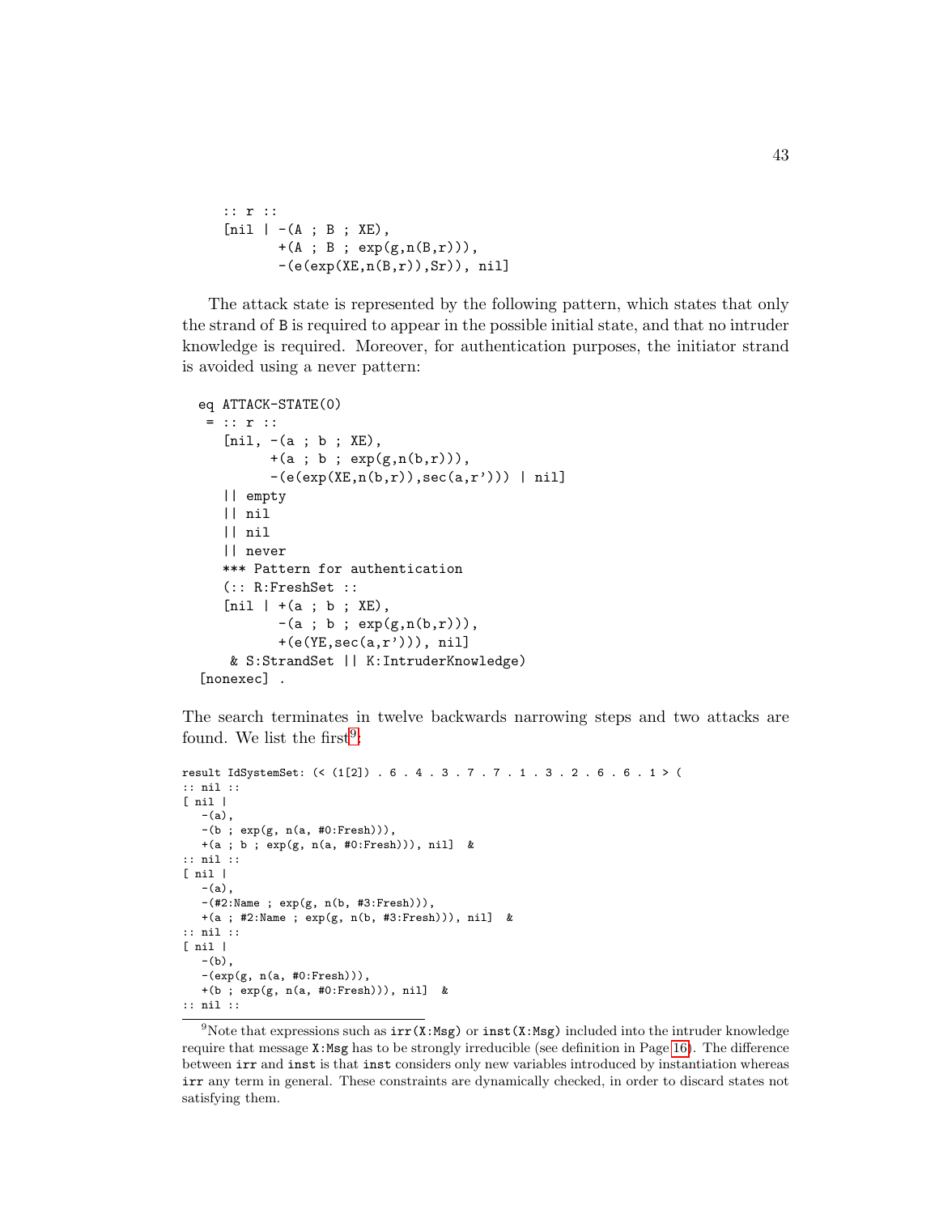```
:: r ::
[nil | -(A ; B ; XE),
       +(A ; B ; exp(g,n(B,r))),
       -(e(exp(XE,n(B,r)),Sr)), nil]
```

The attack state is represented by the following pattern, which states that only the strand of B is required to appear in the possible initial state, and that no intruder knowledge is required. Moreover, for authentication purposes, the initiator strand is avoided using a never pattern:

```
eq ATTACK-STATE(0)
 = :: r ::
   [nil, -(a ; b ; XE),
         +(a ; b ; exp(g,n(b,r))),
         -(e(exp(XE,n(b,r)),sec(a,r'))) | nil]
   || empty
   || nil
   || nil
   || never
   *** Pattern for authentication
   (:: R:FreshSet ::
   [nil | +(a ; b ; XE),
          -(a ; b ; exp(g,n(b,r))),
          +(e(YE,sec(a,r'))), nil]
    & S:StrandSet || K:IntruderKnowledge)
 [nonexec] .
```

The search terminates in twelve backwards narrowing steps and two attacks are found. We list the first[9]:

```
result IdSystemSet: (< (1[2]) . 6 . 4 . 3 . 7 . 7 . 1 . 3 . 2 . 6 . 6 . 1 > (
:: nil ::
[ nil |
   -(a),
   -(b ; exp(g, n(a, #0:Fresh))),
   +(a ; b ; exp(g, n(a, #0:Fresh))), nil]  &
:: nil ::
[ nil |
   -(a),
   -(#2:Name ; exp(g, n(b, #3:Fresh))),
   +(a ; #2:Name ; exp(g, n(b, #3:Fresh))), nil]  &
:: nil ::
[ nil |
   -(b),
   -(exp(g, n(a, #0:Fresh))),
   +(b ; exp(g, n(a, #0:Fresh))), nil]  &
:: nil ::
```

[9]Note that expressions such as irr(X:Msg) or inst(X:Msg) included into the intruder knowledge require that message X:Msg has to be strongly irreducible (see definition in Page 16). The difference between irr and inst is that inst considers only new variables introduced by instantiation whereas irr any term in general. These constraints are dynamically checked, in order to discard states not satisfying them.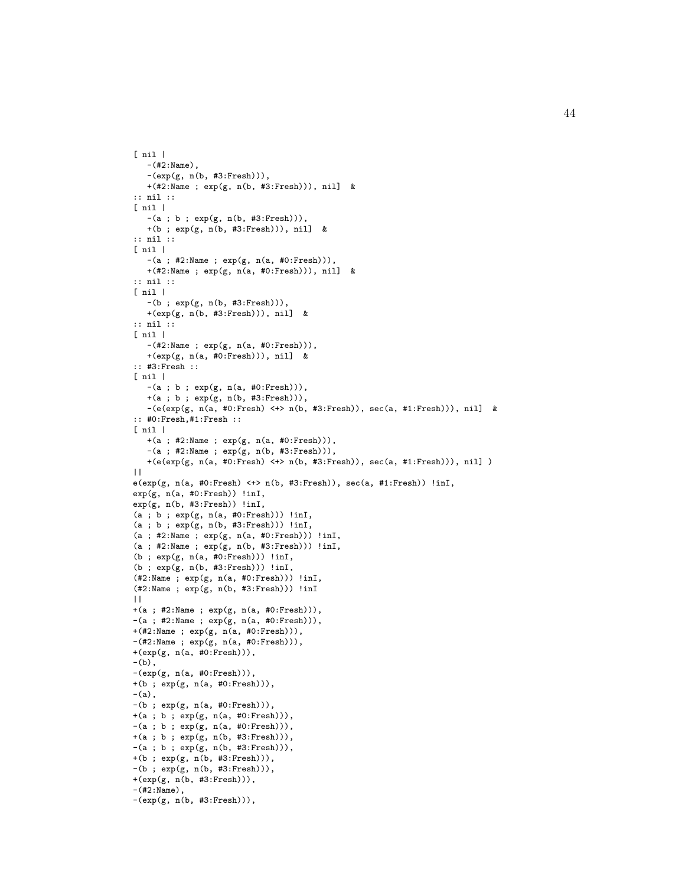```
[ nil |
   -(#2:Name),
   -(exp(g, n(b, #3:Fresh))),
   +(#2:Name ; exp(g, n(b, #3:Fresh))), nil]  &
:: nil ::
[ nil |
   -(a ; b ; exp(g, n(b, #3:Fresh))),
   +(b ; exp(g, n(b, #3:Fresh))), nil]  &
:: nil ::
[ nil |
   -(a ; #2:Name ; exp(g, n(a, #0:Fresh))),
   +(#2:Name ; exp(g, n(a, #0:Fresh))), nil]  &
:: nil ::
[ nil |
   -(b ; exp(g, n(b, #3:Fresh))),
   +(exp(g, n(b, #3:Fresh))), nil]  &
:: nil ::
[ nil |
   -(#2:Name ; exp(g, n(a, #0:Fresh))),
   +(exp(g, n(a, #0:Fresh))), nil]  &
:: #3:Fresh ::
[ nil |
   -(a ; b ; exp(g, n(a, #0:Fresh))),
   +(a ; b ; exp(g, n(b, #3:Fresh))),
   -(e(exp(g, n(a, #0:Fresh) <+> n(b, #3:Fresh)), sec(a, #1:Fresh))), nil]  &
:: #0:Fresh,#1:Fresh ::
[ nil |
   +(a ; #2:Name ; exp(g, n(a, #0:Fresh))),
   -(a ; #2:Name ; exp(g, n(b, #3:Fresh))),
   +(e(exp(g, n(a, #0:Fresh) <+> n(b, #3:Fresh)), sec(a, #1:Fresh))), nil] )
||
e(exp(g, n(a, #0:Fresh) <+> n(b, #3:Fresh)), sec(a, #1:Fresh)) !inI,
exp(g, n(a, #0:Fresh)) !inI,
exp(g, n(b, #3:Fresh)) !inI,
(a ; b ; exp(g, n(a, #0:Fresh))) !inI,
(a ; b ; exp(g, n(b, #3:Fresh))) !inI,
(a ; #2:Name ; exp(g, n(a, #0:Fresh))) !inI,
(a ; #2:Name ; exp(g, n(b, #3:Fresh))) !inI,
(b ; exp(g, n(a, #0:Fresh))) !inI,
(b ; exp(g, n(b, #3:Fresh))) !inI,
(#2:Name ; exp(g, n(a, #0:Fresh))) !inI,
(#2:Name ; exp(g, n(b, #3:Fresh))) !inI
||
+(a ; #2:Name ; exp(g, n(a, #0:Fresh))),
-(a ; #2:Name ; exp(g, n(a, #0:Fresh))),
+(#2:Name ; exp(g, n(a, #0:Fresh))),
-(#2:Name ; exp(g, n(a, #0:Fresh))),
+(exp(g, n(a, #0:Fresh))),
-(b),
-(exp(g, n(a, #0:Fresh))),
+(b ; exp(g, n(a, #0:Fresh))),
-(a),
-(b ; exp(g, n(a, #0:Fresh))),
+(a ; b ; exp(g, n(a, #0:Fresh))),
-(a ; b ; exp(g, n(a, #0:Fresh))),
+(a ; b ; exp(g, n(b, #3:Fresh))),
-(a ; b ; exp(g, n(b, #3:Fresh))),
+(b ; exp(g, n(b, #3:Fresh))),
-(b ; exp(g, n(b, #3:Fresh))),
+(exp(g, n(b, #3:Fresh))),
-(#2:Name),
-(exp(g, n(b, #3:Fresh))),
```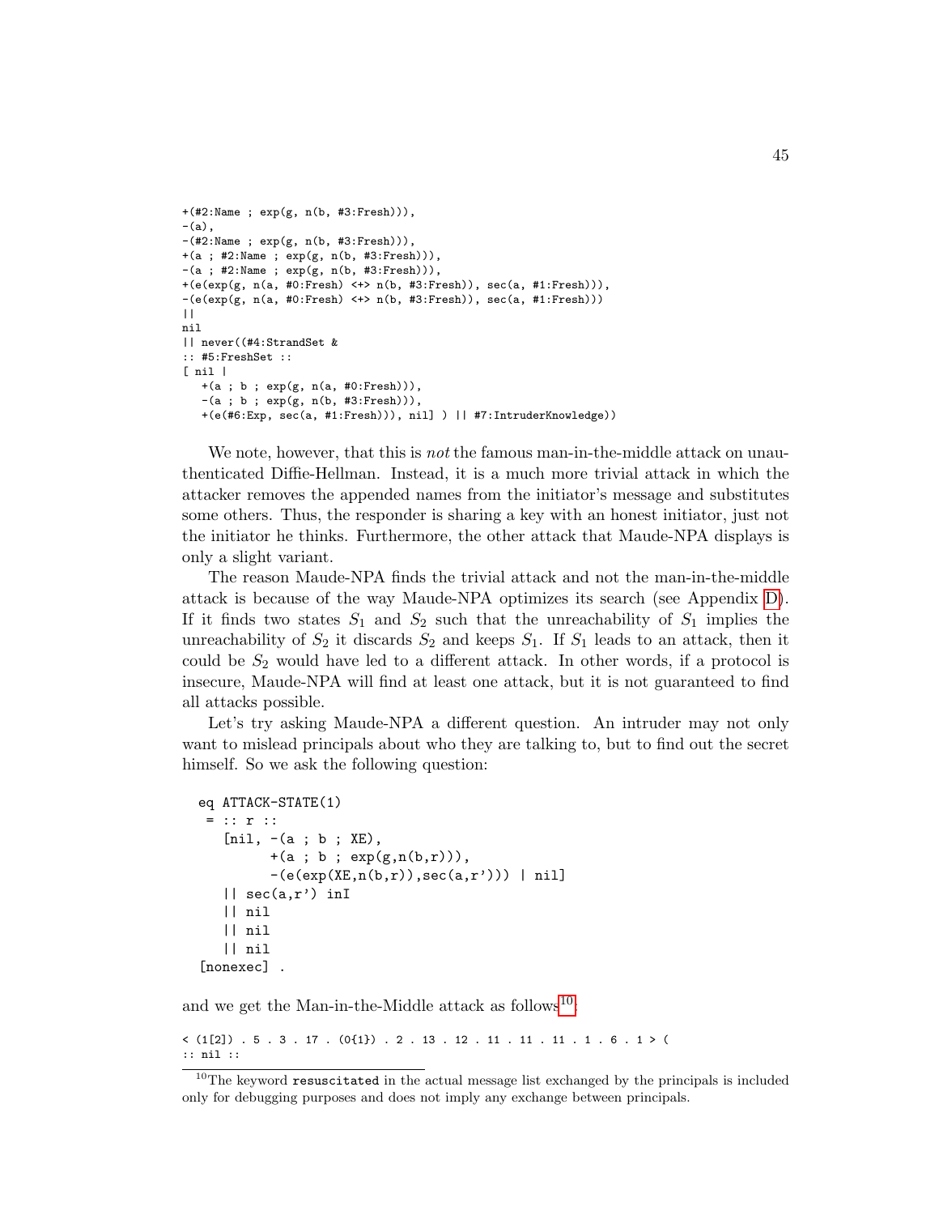```
+(#2:Name ; exp(g, n(b, #3:Fresh))),
-(a),
-(#2:Name ; exp(g, n(b, #3:Fresh))),
+(a ; #2:Name ; exp(g, n(b, #3:Fresh))),
-(a ; #2:Name ; exp(g, n(b, #3:Fresh))),
+(e(exp(g, n(a, #0:Fresh) <+> n(b, #3:Fresh)), sec(a, #1:Fresh))),
-(e(exp(g, n(a, #0:Fresh) <+> n(b, #3:Fresh)), sec(a, #1:Fresh)))
||
nil
|| never((#4:StrandSet &
:: #5:FreshSet ::
[ nil |
   +(a ; b ; exp(g, n(a, #0:Fresh))),
   -(a ; b ; exp(g, n(b, #3:Fresh))),
   +(e(#6:Exp, sec(a, #1:Fresh))), nil] ) || #7:IntruderKnowledge))
```

We note, however, that this is *not* the famous man-in-the-middle attack on unauthenticated Diffie-Hellman. Instead, it is a much more trivial attack in which the attacker removes the appended names from the initiator's message and substitutes some others. Thus, the responder is sharing a key with an honest initiator, just not the initiator he thinks. Furthermore, the other attack that Maude-NPA displays is only a slight variant.

The reason Maude-NPA finds the trivial attack and not the man-in-the-middle attack is because of the way Maude-NPA optimizes its search (see Appendix D). If it finds two states $S_1$ and $S_2$ such that the unreachability of $S_1$ implies the unreachability of $S_2$ it discards $S_2$ and keeps $S_1$. If $S_1$ leads to an attack, then it could be $S_2$ would have led to a different attack. In other words, if a protocol is insecure, Maude-NPA will find at least one attack, but it is not guaranteed to find all attacks possible.

Let's try asking Maude-NPA a different question. An intruder may not only want to mislead principals about who they are talking to, but to find out the secret himself. So we ask the following question:

```
  eq ATTACK-STATE(1)
   = :: r ::
     [nil, -(a ; b ; XE),
           +(a ; b ; exp(g,n(b,r))),
           -(e(exp(XE,n(b,r)),sec(a,r'))) | nil]
     || sec(a,r') inI
     || nil
     || nil
     || nil
  [nonexec] .
```

and we get the Man-in-the-Middle attack as follows[10]:

```
< (1[2]) . 5 . 3 . 17 . (0{1}) . 2 . 13 . 12 . 11 . 11 . 11 . 1 . 6 . 1 > (
:: nil ::
```

[10] The keyword `resuscitated` in the actual message list exchanged by the principals is included only for debugging purposes and does not imply any exchange between principals.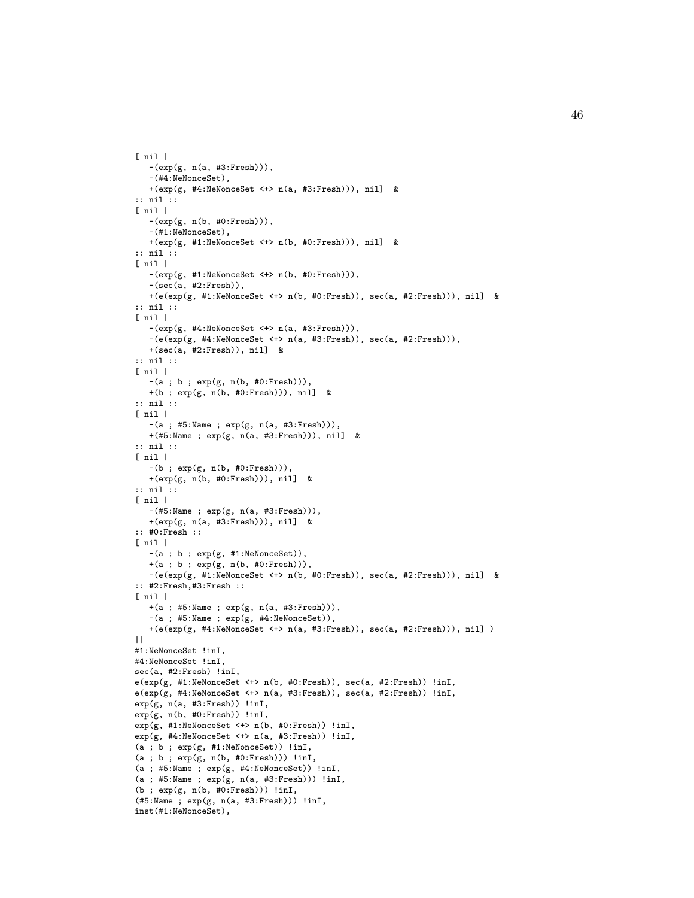```
[ nil |
   -(exp(g, n(a, #3:Fresh))),
   -(#4:NeNonceSet),
   +(exp(g, #4:NeNonceSet <+> n(a, #3:Fresh))), nil]  &
:: nil ::
[ nil |
   -(exp(g, n(b, #0:Fresh))),
   -(#1:NeNonceSet),
   +(exp(g, #1:NeNonceSet <+> n(b, #0:Fresh))), nil]  &
:: nil ::
[ nil |
   -(exp(g, #1:NeNonceSet <+> n(b, #0:Fresh))),
   -(sec(a, #2:Fresh)),
   +(e(exp(g, #1:NeNonceSet <+> n(b, #0:Fresh)), sec(a, #2:Fresh))), nil]  &
:: nil ::
[ nil |
   -(exp(g, #4:NeNonceSet <+> n(a, #3:Fresh))),
   -(e(exp(g, #4:NeNonceSet <+> n(a, #3:Fresh)), sec(a, #2:Fresh))),
   +(sec(a, #2:Fresh)), nil]  &
:: nil ::
[ nil |
   -(a ; b ; exp(g, n(b, #0:Fresh))),
   +(b ; exp(g, n(b, #0:Fresh))), nil]  &
:: nil ::
[ nil |
   -(a ; #5:Name ; exp(g, n(a, #3:Fresh))),
   +(#5:Name ; exp(g, n(a, #3:Fresh))), nil]  &
:: nil ::
[ nil |
   -(b ; exp(g, n(b, #0:Fresh))),
   +(exp(g, n(b, #0:Fresh))), nil]  &
:: nil ::
[ nil |
   -(#5:Name ; exp(g, n(a, #3:Fresh))),
   +(exp(g, n(a, #3:Fresh))), nil]  &
:: #0:Fresh ::
[ nil |
   -(a ; b ; exp(g, #1:NeNonceSet)),
   +(a ; b ; exp(g, n(b, #0:Fresh))),
   -(e(exp(g, #1:NeNonceSet <+> n(b, #0:Fresh)), sec(a, #2:Fresh))), nil]  &
:: #2:Fresh,#3:Fresh ::
[ nil |
   +(a ; #5:Name ; exp(g, n(a, #3:Fresh))),
   -(a ; #5:Name ; exp(g, #4:NeNonceSet)),
   +(e(exp(g, #4:NeNonceSet <+> n(a, #3:Fresh)), sec(a, #2:Fresh))), nil] )
||
#1:NeNonceSet !inI,
#4:NeNonceSet !inI,
sec(a, #2:Fresh) !inI,
e(exp(g, #1:NeNonceSet <+> n(b, #0:Fresh)), sec(a, #2:Fresh)) !inI,
e(exp(g, #4:NeNonceSet <+> n(a, #3:Fresh)), sec(a, #2:Fresh)) !inI,
exp(g, n(a, #3:Fresh)) !inI,
exp(g, n(b, #0:Fresh)) !inI,
exp(g, #1:NeNonceSet <+> n(b, #0:Fresh)) !inI,
exp(g, #4:NeNonceSet <+> n(a, #3:Fresh)) !inI,
(a ; b ; exp(g, #1:NeNonceSet)) !inI,
(a ; b ; exp(g, n(b, #0:Fresh))) !inI,
(a ; #5:Name ; exp(g, #4:NeNonceSet)) !inI,
(a ; #5:Name ; exp(g, n(a, #3:Fresh))) !inI,
(b ; exp(g, n(b, #0:Fresh))) !inI,
(#5:Name ; exp(g, n(a, #3:Fresh))) !inI,
inst(#1:NeNonceSet),
```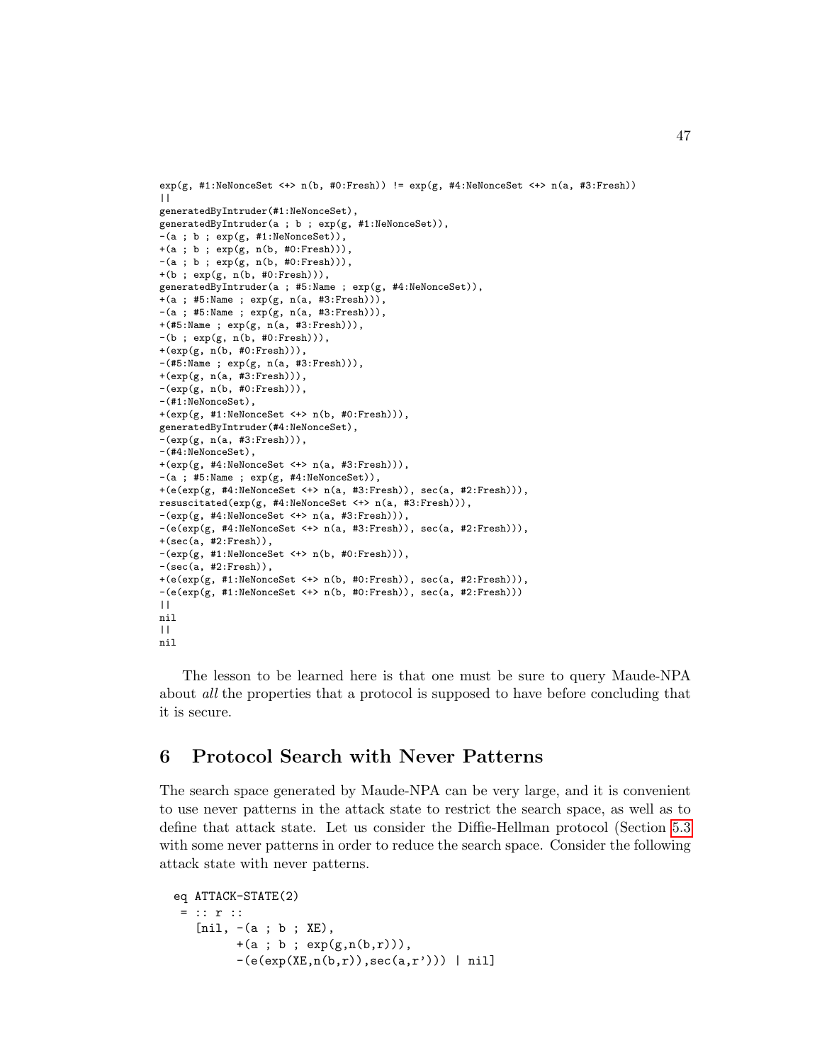```
exp(g, #1:NeNonceSet <+> n(b, #0:Fresh)) != exp(g, #4:NeNonceSet <+> n(a, #3:Fresh))
||
generatedByIntruder(#1:NeNonceSet),
generatedByIntruder(a ; b ; exp(g, #1:NeNonceSet)),
-(a ; b ; exp(g, #1:NeNonceSet)),
+(a ; b ; exp(g, n(b, #0:Fresh))),
-(a ; b ; exp(g, n(b, #0:Fresh))),
+(b ; exp(g, n(b, #0:Fresh))),
generatedByIntruder(a ; #5:Name ; exp(g, #4:NeNonceSet)),
+(a ; #5:Name ; exp(g, n(a, #3:Fresh))),
-(a ; #5:Name ; exp(g, n(a, #3:Fresh))),
+(#5:Name ; exp(g, n(a, #3:Fresh))),
-(b ; exp(g, n(b, #0:Fresh))),
+(exp(g, n(b, #0:Fresh))),
-(#5:Name ; exp(g, n(a, #3:Fresh))),
+(exp(g, n(a, #3:Fresh))),
-(exp(g, n(b, #0:Fresh))),
-(#1:NeNonceSet),
+(exp(g, #1:NeNonceSet <+> n(b, #0:Fresh))),
generatedByIntruder(#4:NeNonceSet),
-(exp(g, n(a, #3:Fresh))),
-(#4:NeNonceSet),
+(exp(g, #4:NeNonceSet <+> n(a, #3:Fresh))),
-(a ; #5:Name ; exp(g, #4:NeNonceSet)),
+(e(exp(g, #4:NeNonceSet <+> n(a, #3:Fresh)), sec(a, #2:Fresh))),
resuscitated(exp(g, #4:NeNonceSet <+> n(a, #3:Fresh))),
-(exp(g, #4:NeNonceSet <+> n(a, #3:Fresh))),
-(e(exp(g, #4:NeNonceSet <+> n(a, #3:Fresh)), sec(a, #2:Fresh))),
+(sec(a, #2:Fresh)),
-(exp(g, #1:NeNonceSet <+> n(b, #0:Fresh))),
-(sec(a, #2:Fresh)),
+(e(exp(g, #1:NeNonceSet <+> n(b, #0:Fresh)), sec(a, #2:Fresh))),
-(e(exp(g, #1:NeNonceSet <+> n(b, #0:Fresh)), sec(a, #2:Fresh)))
||
nil
||
nil
```

The lesson to be learned here is that one must be sure to query Maude-NPA about *all* the properties that a protocol is supposed to have before concluding that it is secure.

# 6 Protocol Search with Never Patterns

The search space generated by Maude-NPA can be very large, and it is convenient to use never patterns in the attack state to restrict the search space, as well as to define that attack state. Let us consider the Diffie-Hellman protocol (Section 5.3 with some never patterns in order to reduce the search space. Consider the following attack state with never patterns.

```
eq ATTACK-STATE(2)
 = :: r ::
   [nil, -(a ; b ; XE),
         +(a ; b ; exp(g,n(b,r))),
         -(e(exp(XE,n(b,r)),sec(a,r'))) | nil]
```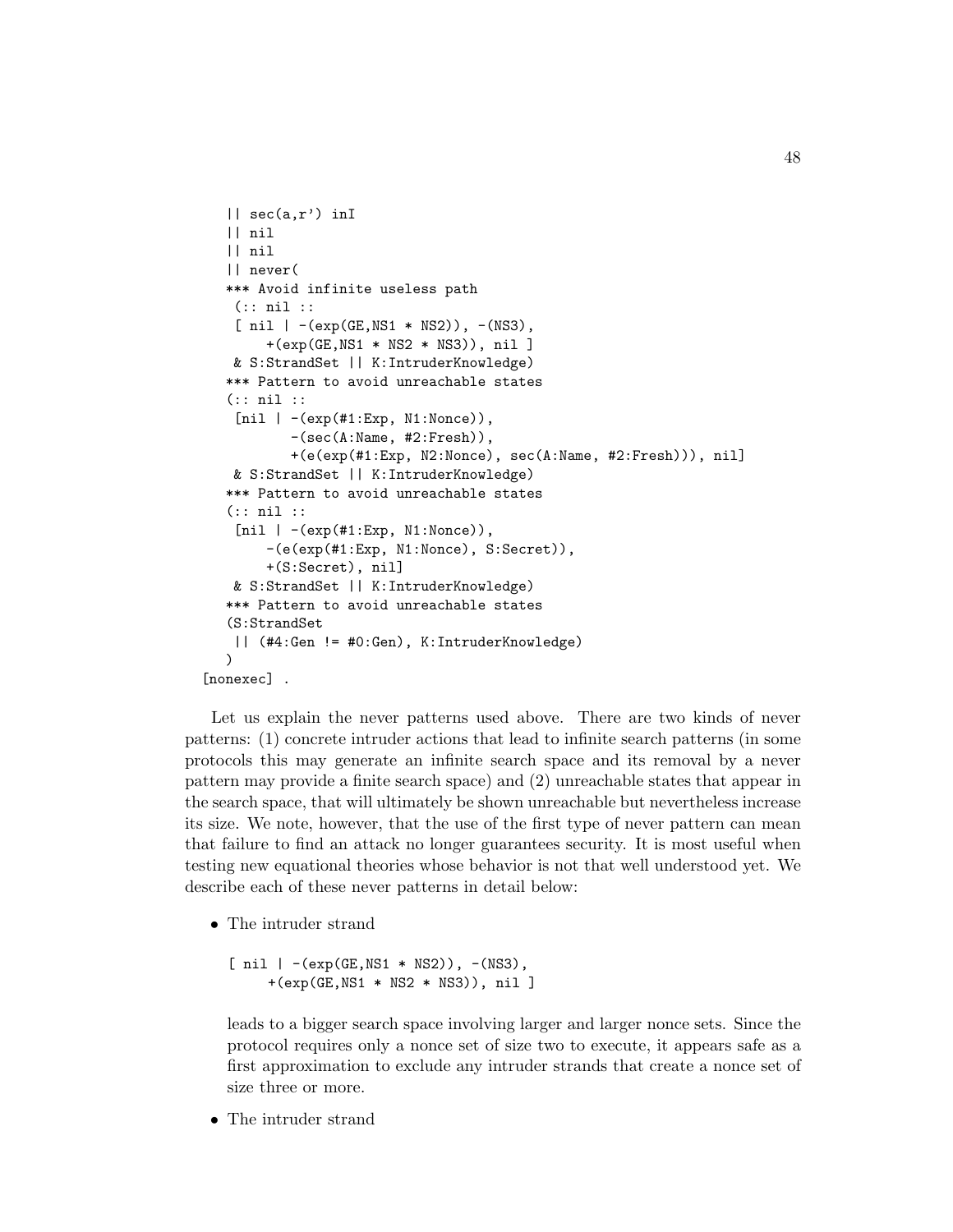```
    || sec(a,r') inI
    || nil
    || nil
    || never(
    *** Avoid infinite useless path
     (:: nil ::
     [ nil | -(exp(GE,NS1 * NS2)), -(NS3),
         +(exp(GE,NS1 * NS2 * NS3)), nil ]
     & S:StrandSet || K:IntruderKnowledge)
    *** Pattern to avoid unreachable states
    (:: nil ::
     [nil | -(exp(#1:Exp, N1:Nonce)),
            -(sec(A:Name, #2:Fresh)),
            +(e(exp(#1:Exp, N2:Nonce), sec(A:Name, #2:Fresh))), nil]
     & S:StrandSet || K:IntruderKnowledge)
    *** Pattern to avoid unreachable states
    (:: nil ::
     [nil | -(exp(#1:Exp, N1:Nonce)),
         -(e(exp(#1:Exp, N1:Nonce), S:Secret)),
         +(S:Secret), nil]
     & S:StrandSet || K:IntruderKnowledge)
    *** Pattern to avoid unreachable states
    (S:StrandSet
     || (#4:Gen != #0:Gen), K:IntruderKnowledge)
    )
  [nonexec] .
```

Let us explain the never patterns used above. There are two kinds of never patterns: (1) concrete intruder actions that lead to infinite search patterns (in some protocols this may generate an infinite search space and its removal by a never pattern may provide a finite search space) and (2) unreachable states that appear in the search space, that will ultimately be shown unreachable but nevertheless increase its size. We note, however, that the use of the first type of never pattern can mean that failure to find an attack no longer guarantees security. It is most useful when testing new equational theories whose behavior is not that well understood yet. We describe each of these never patterns in detail below:

- The intruder strand

  ```
  [ nil | -(exp(GE,NS1 * NS2)), -(NS3),
       +(exp(GE,NS1 * NS2 * NS3)), nil ]
  ```

  leads to a bigger search space involving larger and larger nonce sets. Since the protocol requires only a nonce set of size two to execute, it appears safe as a first approximation to exclude any intruder strands that create a nonce set of size three or more.

- The intruder strand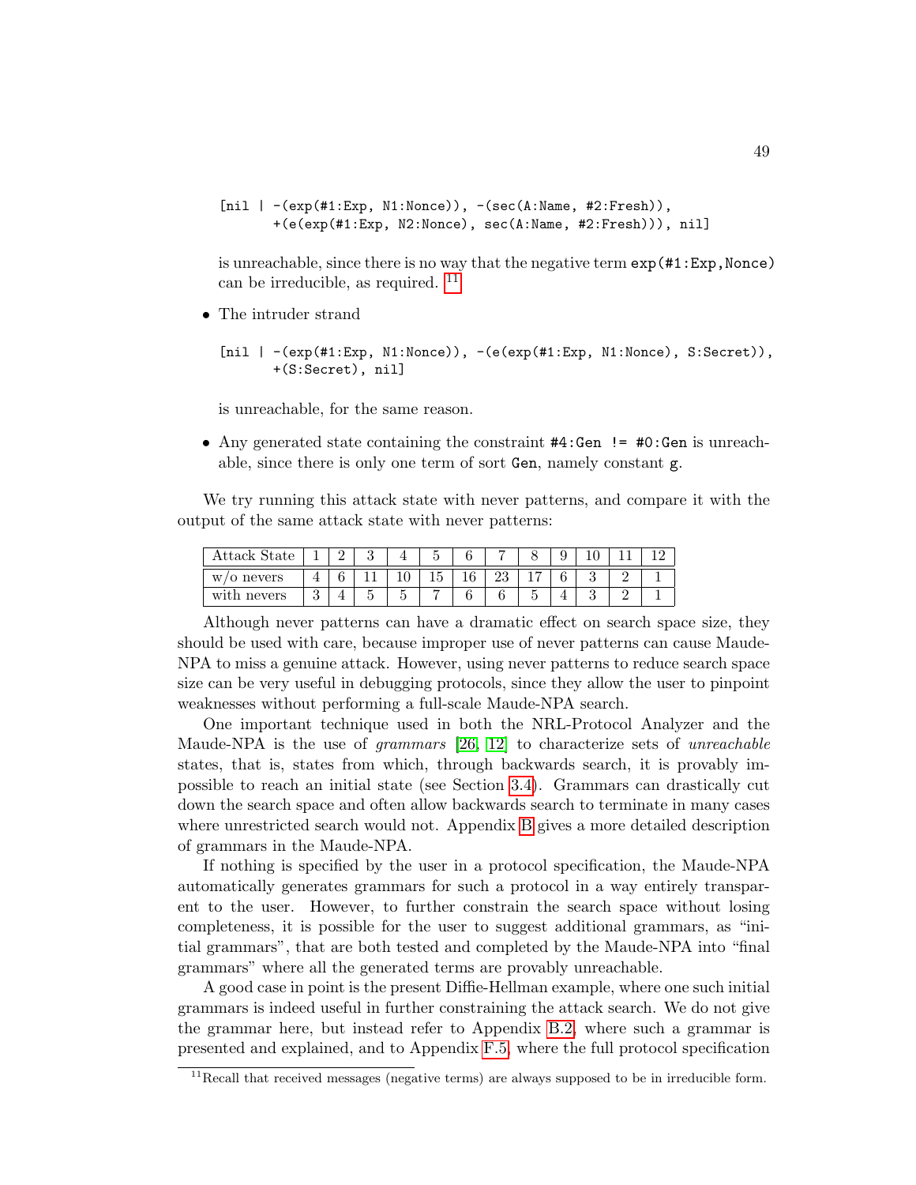```
[nil | -(exp(#1:Exp, N1:Nonce)), -(sec(A:Name, #2:Fresh)),
       +(e(exp(#1:Exp, N2:Nonce), sec(A:Name, #2:Fresh))), nil]
```

is unreachable, since there is no way that the negative term `exp(#1:Exp,Nonce)` can be irreducible, as required. [11]

- The intruder strand

  ```
  [nil | -(exp(#1:Exp, N1:Nonce)), -(e(exp(#1:Exp, N1:Nonce), S:Secret)),
         +(S:Secret), nil]
  ```

  is unreachable, for the same reason.

- Any generated state containing the constraint `#4:Gen != #0:Gen` is unreachable, since there is only one term of sort `Gen`, namely constant `g`.

We try running this attack state with never patterns, and compare it with the output of the same attack state with never patterns:

| Attack State | 1 | 2 | 3 | 4 | 5 | 6 | 7 | 8 | 9 | 10 | 11 | 12 |
|---|---|---|---|---|---|---|---|---|---|---|---|---|
| w/o nevers | 4 | 6 | 11 | 10 | 15 | 16 | 23 | 17 | 6 | 3 | 2 | 1 |
| with nevers | 3 | 4 | 5 | 5 | 7 | 6 | 6 | 5 | 4 | 3 | 2 | 1 |

Although never patterns can have a dramatic effect on search space size, they should be used with care, because improper use of never patterns can cause Maude-NPA to miss a genuine attack. However, using never patterns to reduce search space size can be very useful in debugging protocols, since they allow the user to pinpoint weaknesses without performing a full-scale Maude-NPA search.

One important technique used in both the NRL-Protocol Analyzer and the Maude-NPA is the use of *grammars* [26, 12] to characterize sets of *unreachable* states, that is, states from which, through backwards search, it is provably impossible to reach an initial state (see Section 3.4). Grammars can drastically cut down the search space and often allow backwards search to terminate in many cases where unrestricted search would not. Appendix B gives a more detailed description of grammars in the Maude-NPA.

If nothing is specified by the user in a protocol specification, the Maude-NPA automatically generates grammars for such a protocol in a way entirely transparent to the user. However, to further constrain the search space without losing completeness, it is possible for the user to suggest additional grammars, as "initial grammars", that are both tested and completed by the Maude-NPA into "final grammars" where all the generated terms are provably unreachable.

A good case in point is the present Diffie-Hellman example, where one such initial grammars is indeed useful in further constraining the attack search. We do not give the grammar here, but instead refer to Appendix B.2, where such a grammar is presented and explained, and to Appendix F.5, where the full protocol specification

[11] Recall that received messages (negative terms) are always supposed to be in irreducible form.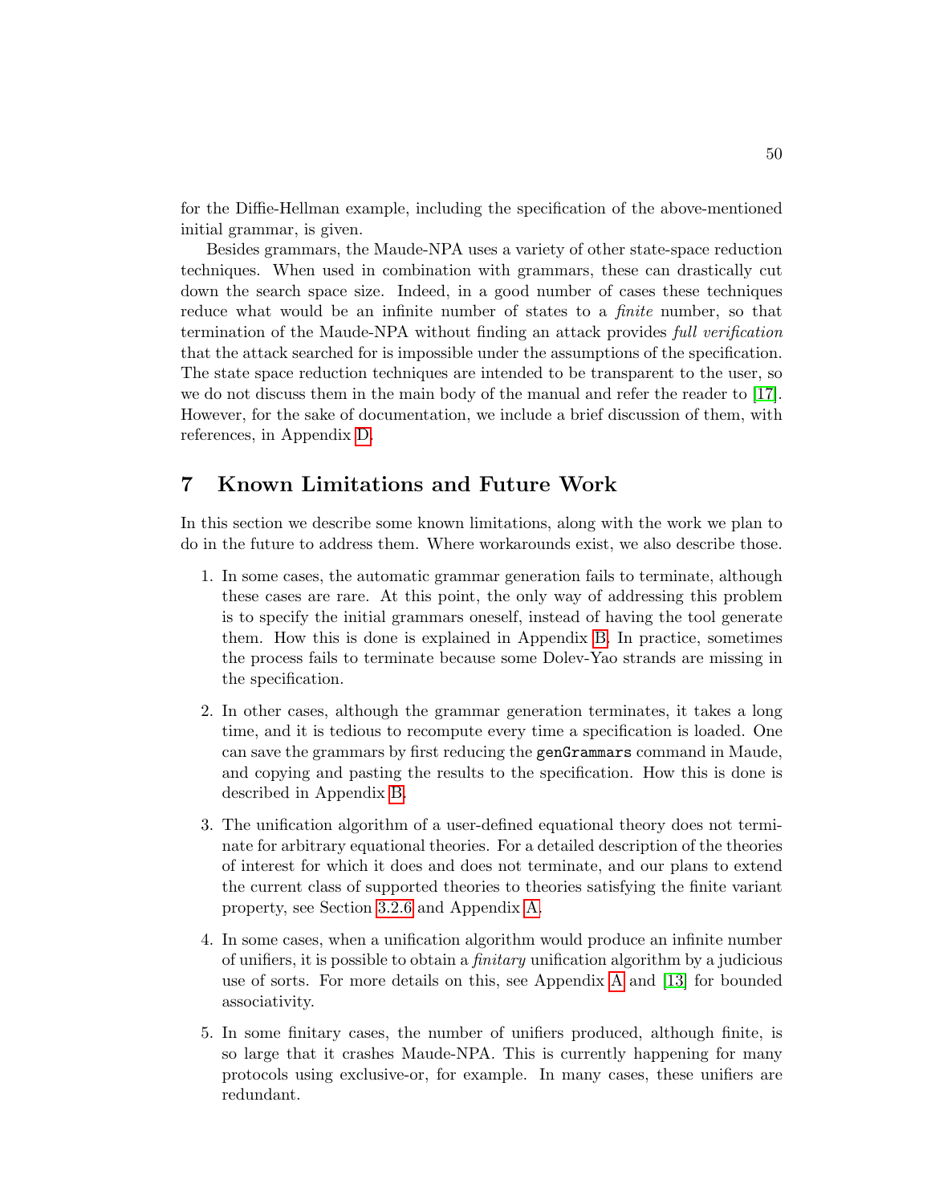for the Diffie-Hellman example, including the specification of the above-mentioned initial grammar, is given.

Besides grammars, the Maude-NPA uses a variety of other state-space reduction techniques. When used in combination with grammars, these can drastically cut down the search space size. Indeed, in a good number of cases these techniques reduce what would be an infinite number of states to a *finite* number, so that termination of the Maude-NPA without finding an attack provides *full verification* that the attack searched for is impossible under the assumptions of the specification. The state space reduction techniques are intended to be transparent to the user, so we do not discuss them in the main body of the manual and refer the reader to [17]. However, for the sake of documentation, we include a brief discussion of them, with references, in Appendix D.

# 7 Known Limitations and Future Work

In this section we describe some known limitations, along with the work we plan to do in the future to address them. Where workarounds exist, we also describe those.

1. In some cases, the automatic grammar generation fails to terminate, although these cases are rare. At this point, the only way of addressing this problem is to specify the initial grammars oneself, instead of having the tool generate them. How this is done is explained in Appendix B. In practice, sometimes the process fails to terminate because some Dolev-Yao strands are missing in the specification.
2. In other cases, although the grammar generation terminates, it takes a long time, and it is tedious to recompute every time a specification is loaded. One can save the grammars by first reducing the `genGrammars` command in Maude, and copying and pasting the results to the specification. How this is done is described in Appendix B.
3. The unification algorithm of a user-defined equational theory does not terminate for arbitrary equational theories. For a detailed description of the theories of interest for which it does and does not terminate, and our plans to extend the current class of supported theories to theories satisfying the finite variant property, see Section 3.2.6 and Appendix A.
4. In some cases, when a unification algorithm would produce an infinite number of unifiers, it is possible to obtain a *finitary* unification algorithm by a judicious use of sorts. For more details on this, see Appendix A and [13] for bounded associativity.
5. In some finitary cases, the number of unifiers produced, although finite, is so large that it crashes Maude-NPA. This is currently happening for many protocols using exclusive-or, for example. In many cases, these unifiers are redundant.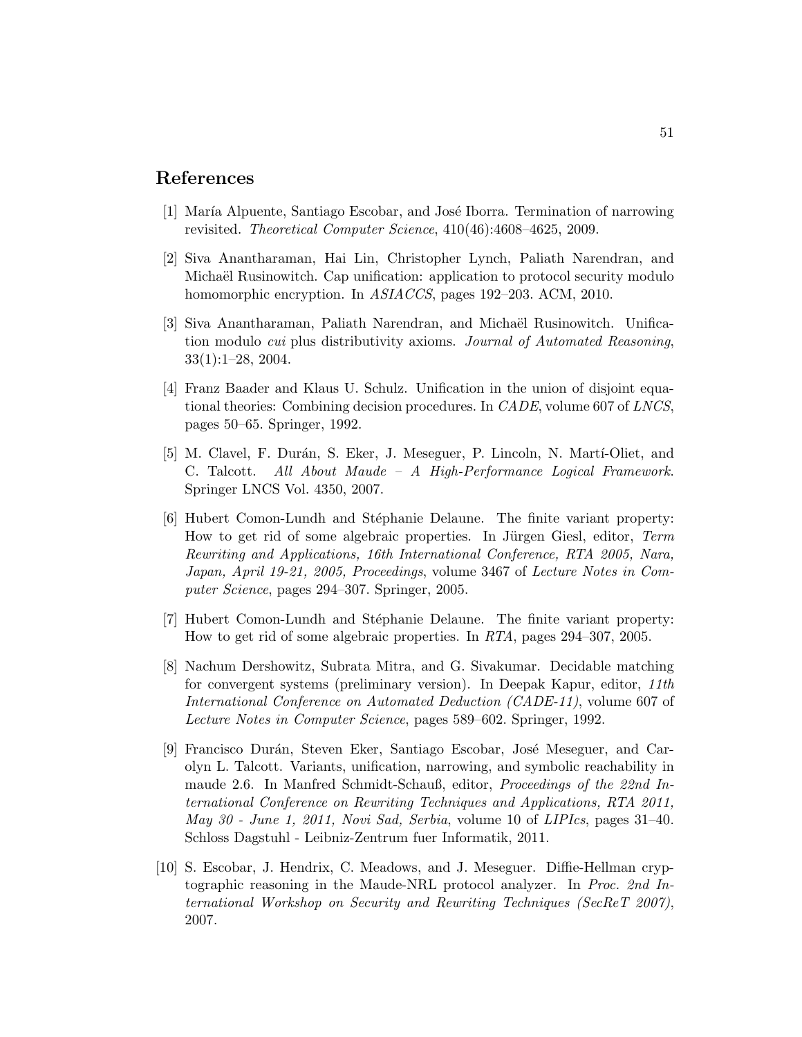## References

[1] María Alpuente, Santiago Escobar, and José Iborra. Termination of narrowing revisited. *Theoretical Computer Science*, 410(46):4608–4625, 2009.

[2] Siva Anantharaman, Hai Lin, Christopher Lynch, Paliath Narendran, and Michaël Rusinowitch. Cap unification: application to protocol security modulo homomorphic encryption. In *ASIACCS*, pages 192–203. ACM, 2010.

[3] Siva Anantharaman, Paliath Narendran, and Michaël Rusinowitch. Unification modulo *cui* plus distributivity axioms. *Journal of Automated Reasoning*, 33(1):1–28, 2004.

[4] Franz Baader and Klaus U. Schulz. Unification in the union of disjoint equational theories: Combining decision procedures. In *CADE*, volume 607 of *LNCS*, pages 50–65. Springer, 1992.

[5] M. Clavel, F. Durán, S. Eker, J. Meseguer, P. Lincoln, N. Martí-Oliet, and C. Talcott. *All About Maude – A High-Performance Logical Framework*. Springer LNCS Vol. 4350, 2007.

[6] Hubert Comon-Lundh and Stéphanie Delaune. The finite variant property: How to get rid of some algebraic properties. In Jürgen Giesl, editor, *Term Rewriting and Applications, 16th International Conference, RTA 2005, Nara, Japan, April 19-21, 2005, Proceedings*, volume 3467 of *Lecture Notes in Computer Science*, pages 294–307. Springer, 2005.

[7] Hubert Comon-Lundh and Stéphanie Delaune. The finite variant property: How to get rid of some algebraic properties. In *RTA*, pages 294–307, 2005.

[8] Nachum Dershowitz, Subrata Mitra, and G. Sivakumar. Decidable matching for convergent systems (preliminary version). In Deepak Kapur, editor, *11th International Conference on Automated Deduction (CADE-11)*, volume 607 of *Lecture Notes in Computer Science*, pages 589–602. Springer, 1992.

[9] Francisco Durán, Steven Eker, Santiago Escobar, José Meseguer, and Carolyn L. Talcott. Variants, unification, narrowing, and symbolic reachability in maude 2.6. In Manfred Schmidt-Schauß, editor, *Proceedings of the 22nd International Conference on Rewriting Techniques and Applications, RTA 2011, May 30 - June 1, 2011, Novi Sad, Serbia*, volume 10 of *LIPIcs*, pages 31–40. Schloss Dagstuhl - Leibniz-Zentrum fuer Informatik, 2011.

[10] S. Escobar, J. Hendrix, C. Meadows, and J. Meseguer. Diffie-Hellman cryptographic reasoning in the Maude-NRL protocol analyzer. In *Proc. 2nd International Workshop on Security and Rewriting Techniques (SecReT 2007)*, 2007.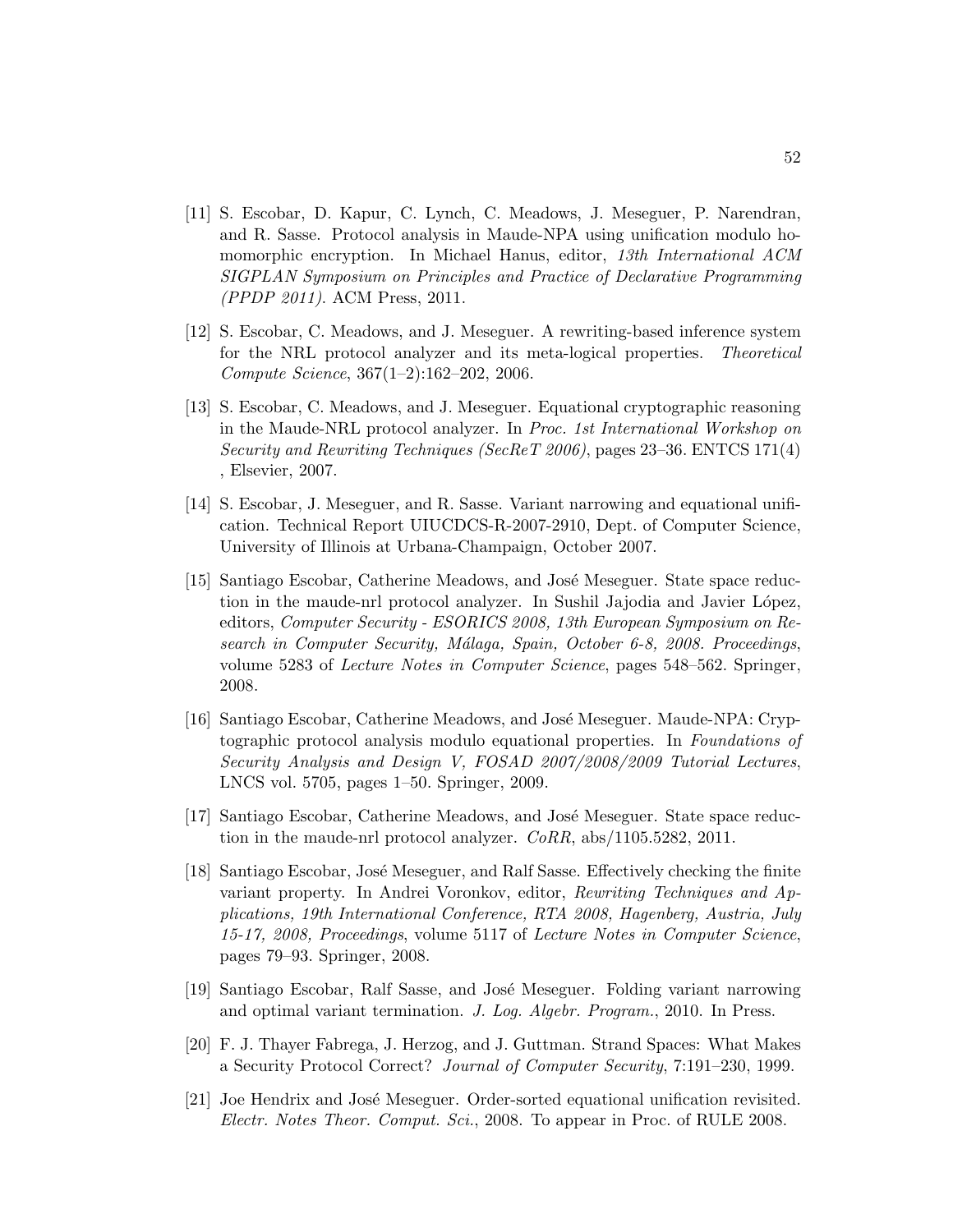[11] S. Escobar, D. Kapur, C. Lynch, C. Meadows, J. Meseguer, P. Narendran, and R. Sasse. Protocol analysis in Maude-NPA using unification modulo homomorphic encryption. In Michael Hanus, editor, *13th International ACM SIGPLAN Symposium on Principles and Practice of Declarative Programming (PPDP 2011)*. ACM Press, 2011.

[12] S. Escobar, C. Meadows, and J. Meseguer. A rewriting-based inference system for the NRL protocol analyzer and its meta-logical properties. *Theoretical Compute Science*, 367(1–2):162–202, 2006.

[13] S. Escobar, C. Meadows, and J. Meseguer. Equational cryptographic reasoning in the Maude-NRL protocol analyzer. In *Proc. 1st International Workshop on Security and Rewriting Techniques (SecReT 2006)*, pages 23–36. ENTCS 171(4) , Elsevier, 2007.

[14] S. Escobar, J. Meseguer, and R. Sasse. Variant narrowing and equational unification. Technical Report UIUCDCS-R-2007-2910, Dept. of Computer Science, University of Illinois at Urbana-Champaign, October 2007.

[15] Santiago Escobar, Catherine Meadows, and José Meseguer. State space reduction in the maude-nrl protocol analyzer. In Sushil Jajodia and Javier López, editors, *Computer Security - ESORICS 2008, 13th European Symposium on Research in Computer Security, Málaga, Spain, October 6-8, 2008. Proceedings*, volume 5283 of *Lecture Notes in Computer Science*, pages 548–562. Springer, 2008.

[16] Santiago Escobar, Catherine Meadows, and José Meseguer. Maude-NPA: Cryptographic protocol analysis modulo equational properties. In *Foundations of Security Analysis and Design V, FOSAD 2007/2008/2009 Tutorial Lectures*, LNCS vol. 5705, pages 1–50. Springer, 2009.

[17] Santiago Escobar, Catherine Meadows, and José Meseguer. State space reduction in the maude-nrl protocol analyzer. *CoRR*, abs/1105.5282, 2011.

[18] Santiago Escobar, José Meseguer, and Ralf Sasse. Effectively checking the finite variant property. In Andrei Voronkov, editor, *Rewriting Techniques and Applications, 19th International Conference, RTA 2008, Hagenberg, Austria, July 15-17, 2008, Proceedings*, volume 5117 of *Lecture Notes in Computer Science*, pages 79–93. Springer, 2008.

[19] Santiago Escobar, Ralf Sasse, and José Meseguer. Folding variant narrowing and optimal variant termination. *J. Log. Algebr. Program.*, 2010. In Press.

[20] F. J. Thayer Fabrega, J. Herzog, and J. Guttman. Strand Spaces: What Makes a Security Protocol Correct? *Journal of Computer Security*, 7:191–230, 1999.

[21] Joe Hendrix and José Meseguer. Order-sorted equational unification revisited. *Electr. Notes Theor. Comput. Sci.*, 2008. To appear in Proc. of RULE 2008.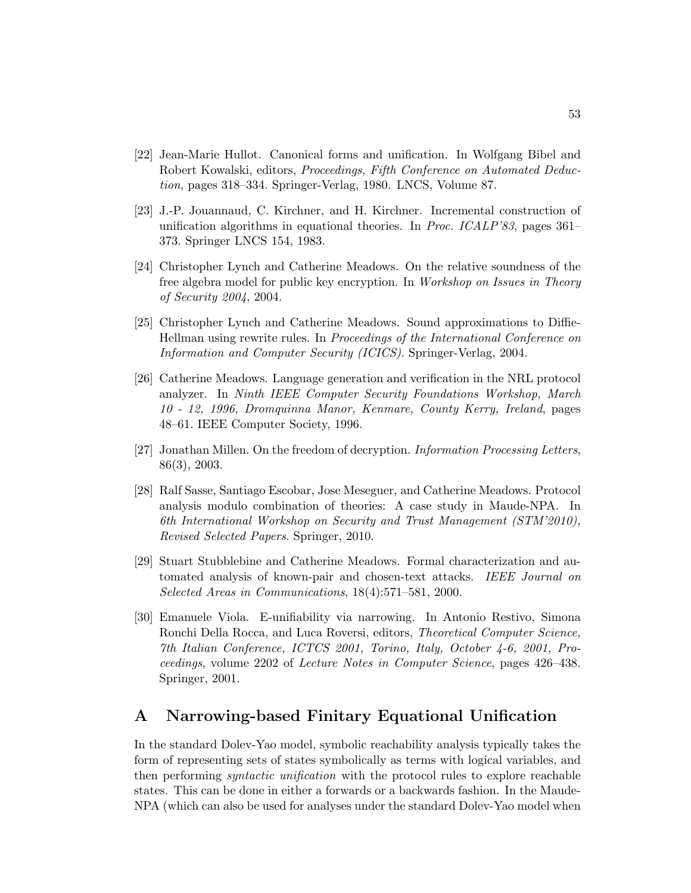[22] Jean-Marie Hullot. Canonical forms and unification. In Wolfgang Bibel and Robert Kowalski, editors, *Proceedings, Fifth Conference on Automated Deduction*, pages 318–334. Springer-Verlag, 1980. LNCS, Volume 87.

[23] J.-P. Jouannaud, C. Kirchner, and H. Kirchner. Incremental construction of unification algorithms in equational theories. In *Proc. ICALP'83*, pages 361–373. Springer LNCS 154, 1983.

[24] Christopher Lynch and Catherine Meadows. On the relative soundness of the free algebra model for public key encryption. In *Workshop on Issues in Theory of Security 2004*, 2004.

[25] Christopher Lynch and Catherine Meadows. Sound approximations to Diffie-Hellman using rewrite rules. In *Proceedings of the International Conference on Information and Computer Security (ICICS)*. Springer-Verlag, 2004.

[26] Catherine Meadows. Language generation and verification in the NRL protocol analyzer. In *Ninth IEEE Computer Security Foundations Workshop, March 10 - 12, 1996, Dromquinna Manor, Kenmare, County Kerry, Ireland*, pages 48–61. IEEE Computer Society, 1996.

[27] Jonathan Millen. On the freedom of decryption. *Information Processing Letters*, 86(3), 2003.

[28] Ralf Sasse, Santiago Escobar, Jose Meseguer, and Catherine Meadows. Protocol analysis modulo combination of theories: A case study in Maude-NPA. In *6th International Workshop on Security and Trust Management (STM'2010), Revised Selected Papers*. Springer, 2010.

[29] Stuart Stubblebine and Catherine Meadows. Formal characterization and automated analysis of known-pair and chosen-text attacks. *IEEE Journal on Selected Areas in Communications*, 18(4):571–581, 2000.

[30] Emanuele Viola. E-unifiability via narrowing. In Antonio Restivo, Simona Ronchi Della Rocca, and Luca Roversi, editors, *Theoretical Computer Science, 7th Italian Conference, ICTCS 2001, Torino, Italy, October 4-6, 2001, Proceedings*, volume 2202 of *Lecture Notes in Computer Science*, pages 426–438. Springer, 2001.

# A Narrowing-based Finitary Equational Unification

In the standard Dolev-Yao model, symbolic reachability analysis typically takes the form of representing sets of states symbolically as terms with logical variables, and then performing *syntactic unification* with the protocol rules to explore reachable states. This can be done in either a forwards or a backwards fashion. In the Maude-NPA (which can also be used for analyses under the standard Dolev-Yao model when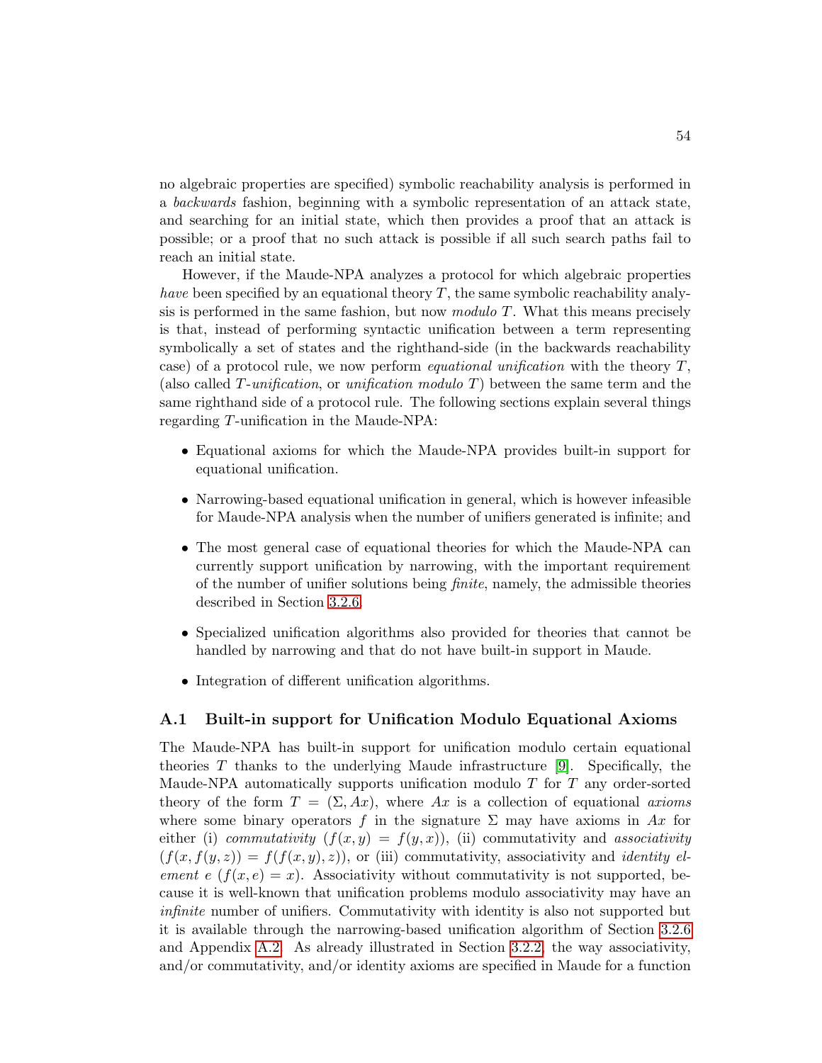no algebraic properties are specified) symbolic reachability analysis is performed in a *backwards* fashion, beginning with a symbolic representation of an attack state, and searching for an initial state, which then provides a proof that an attack is possible; or a proof that no such attack is possible if all such search paths fail to reach an initial state.

However, if the Maude-NPA analyzes a protocol for which algebraic properties *have* been specified by an equational theory $T$, the same symbolic reachability analysis is performed in the same fashion, but now *modulo* $T$. What this means precisely is that, instead of performing syntactic unification between a term representing symbolically a set of states and the righthand-side (in the backwards reachability case) of a protocol rule, we now perform *equational unification* with the theory $T$, (also called $T$-*unification*, or *unification modulo* $T$) between the same term and the same righthand side of a protocol rule. The following sections explain several things regarding $T$-unification in the Maude-NPA:

- Equational axioms for which the Maude-NPA provides built-in support for equational unification.
- Narrowing-based equational unification in general, which is however infeasible for Maude-NPA analysis when the number of unifiers generated is infinite; and
- The most general case of equational theories for which the Maude-NPA can currently support unification by narrowing, with the important requirement of the number of unifier solutions being *finite*, namely, the admissible theories described in Section 3.2.6.
- Specialized unification algorithms also provided for theories that cannot be handled by narrowing and that do not have built-in support in Maude.
- Integration of different unification algorithms.

## A.1 Built-in support for Unification Modulo Equational Axioms

The Maude-NPA has built-in support for unification modulo certain equational theories $T$ thanks to the underlying Maude infrastructure [9]. Specifically, the Maude-NPA automatically supports unification modulo $T$ for $T$ any order-sorted theory of the form $T = (\Sigma, Ax)$, where $Ax$ is a collection of equational *axioms* where some binary operators $f$ in the signature $\Sigma$ may have axioms in $Ax$ for either (i) *commutativity* ($f(x, y) = f(y, x)$), (ii) commutativity and *associativity* ($f(x, f(y, z)) = f(f(x, y), z)$), or (iii) commutativity, associativity and *identity element* $e$ ($f(x, e) = x$). Associativity without commutativity is not supported, because it is well-known that unification problems modulo associativity may have an *infinite* number of unifiers. Commutativity with identity is also not supported but it is available through the narrowing-based unification algorithm of Section 3.2.6 and Appendix A.2. As already illustrated in Section 3.2.2, the way associativity, and/or commutativity, and/or identity axioms are specified in Maude for a function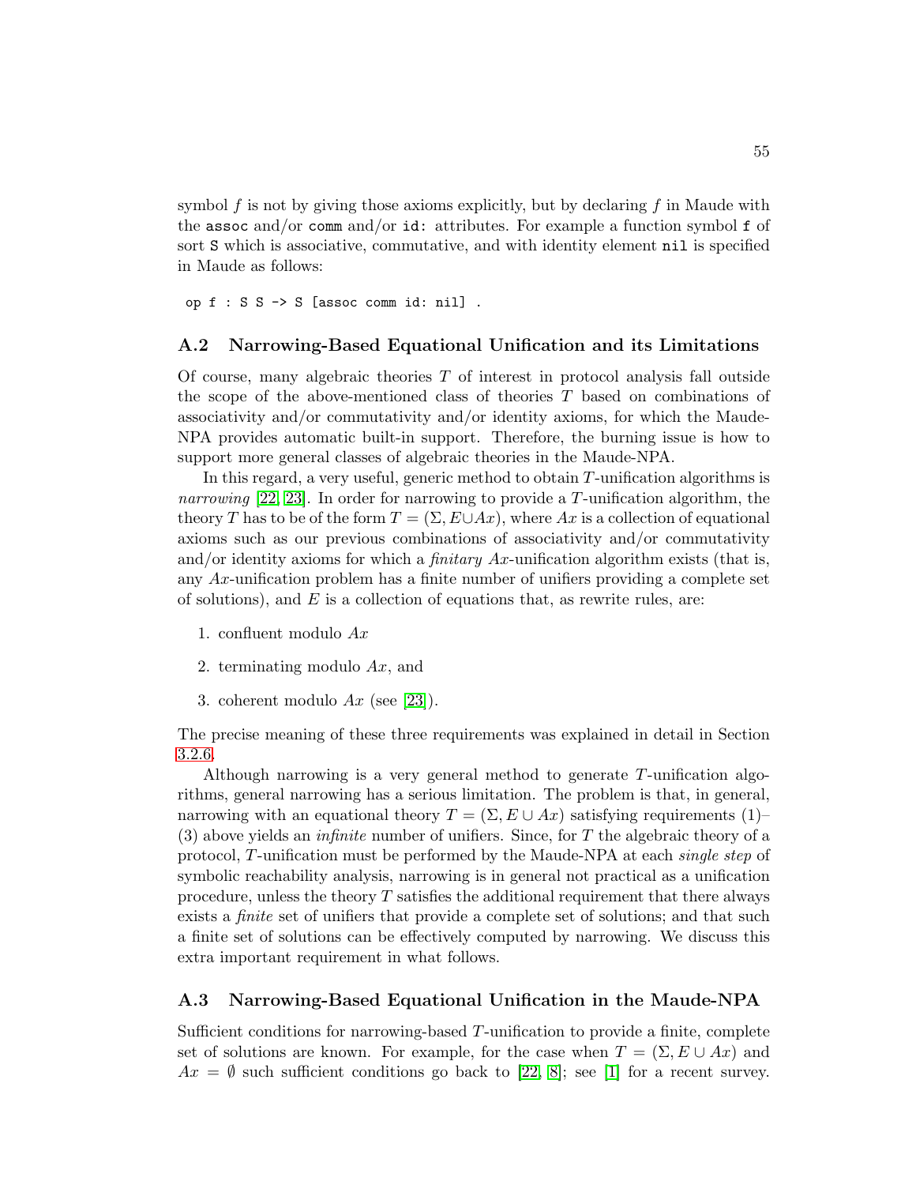symbol $f$ is not by giving those axioms explicitly, but by declaring $f$ in Maude with the `assoc` and/or `comm` and/or `id:` attributes. For example a function symbol `f` of sort `S` which is associative, commutative, and with identity element `nil` is specified in Maude as follows:

```
op f : S S -> S [assoc comm id: nil] .
```

### A.2 Narrowing-Based Equational Unification and its Limitations

Of course, many algebraic theories $T$ of interest in protocol analysis fall outside the scope of the above-mentioned class of theories $T$ based on combinations of associativity and/or commutativity and/or identity axioms, for which the Maude-NPA provides automatic built-in support. Therefore, the burning issue is how to support more general classes of algebraic theories in the Maude-NPA.

In this regard, a very useful, generic method to obtain $T$-unification algorithms is *narrowing* [22, 23]. In order for narrowing to provide a $T$-unification algorithm, the theory $T$ has to be of the form $T = (\Sigma, E \cup Ax)$, where $Ax$ is a collection of equational axioms such as our previous combinations of associativity and/or commutativity and/or identity axioms for which a *finitary* $Ax$-unification algorithm exists (that is, any $Ax$-unification problem has a finite number of unifiers providing a complete set of solutions), and $E$ is a collection of equations that, as rewrite rules, are:

1. confluent modulo $Ax$
2. terminating modulo $Ax$, and
3. coherent modulo $Ax$ (see [23]).

The precise meaning of these three requirements was explained in detail in Section 3.2.6.

Although narrowing is a very general method to generate $T$-unification algorithms, general narrowing has a serious limitation. The problem is that, in general, narrowing with an equational theory $T = (\Sigma, E \cup Ax)$ satisfying requirements (1)–(3) above yields an *infinite* number of unifiers. Since, for $T$ the algebraic theory of a protocol, $T$-unification must be performed by the Maude-NPA at each *single step* of symbolic reachability analysis, narrowing is in general not practical as a unification procedure, unless the theory $T$ satisfies the additional requirement that there always exists a *finite* set of unifiers that provide a complete set of solutions; and that such a finite set of solutions can be effectively computed by narrowing. We discuss this extra important requirement in what follows.

### A.3 Narrowing-Based Equational Unification in the Maude-NPA

Sufficient conditions for narrowing-based $T$-unification to provide a finite, complete set of solutions are known. For example, for the case when $T = (\Sigma, E \cup Ax)$ and $Ax = \emptyset$ such sufficient conditions go back to [22, 8]; see [1] for a recent survey.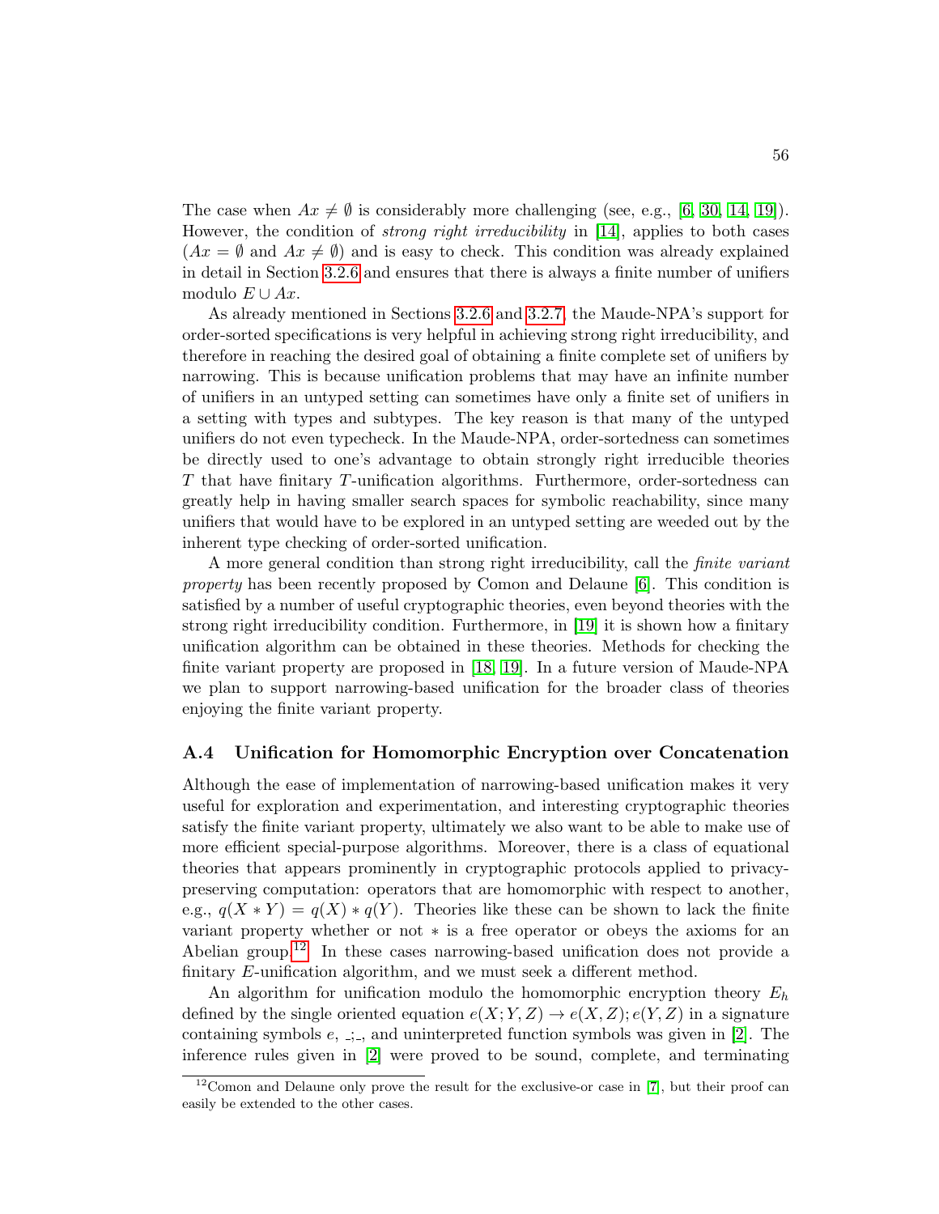The case when $Ax \neq \emptyset$ is considerably more challenging (see, e.g., [6, 30, 14, 19]). However, the condition of *strong right irreducibility* in [14], applies to both cases ($Ax = \emptyset$ and $Ax \neq \emptyset$) and is easy to check. This condition was already explained in detail in Section 3.2.6 and ensures that there is always a finite number of unifiers modulo $E \cup Ax$.

As already mentioned in Sections 3.2.6 and 3.2.7, the Maude-NPA's support for order-sorted specifications is very helpful in achieving strong right irreducibility, and therefore in reaching the desired goal of obtaining a finite complete set of unifiers by narrowing. This is because unification problems that may have an infinite number of unifiers in an untyped setting can sometimes have only a finite set of unifiers in a setting with types and subtypes. The key reason is that many of the untyped unifiers do not even typecheck. In the Maude-NPA, order-sortedness can sometimes be directly used to one's advantage to obtain strongly right irreducible theories $T$ that have finitary $T$-unification algorithms. Furthermore, order-sortedness can greatly help in having smaller search spaces for symbolic reachability, since many unifiers that would have to be explored in an untyped setting are weeded out by the inherent type checking of order-sorted unification.

A more general condition than strong right irreducibility, call the *finite variant property* has been recently proposed by Comon and Delaune [6]. This condition is satisfied by a number of useful cryptographic theories, even beyond theories with the strong right irreducibility condition. Furthermore, in [19] it is shown how a finitary unification algorithm can be obtained in these theories. Methods for checking the finite variant property are proposed in [18, 19]. In a future version of Maude-NPA we plan to support narrowing-based unification for the broader class of theories enjoying the finite variant property.

## A.4 Unification for Homomorphic Encryption over Concatenation

Although the ease of implementation of narrowing-based unification makes it very useful for exploration and experimentation, and interesting cryptographic theories satisfy the finite variant property, ultimately we also want to be able to make use of more efficient special-purpose algorithms. Moreover, there is a class of equational theories that appears prominently in cryptographic protocols applied to privacy-preserving computation: operators that are homomorphic with respect to another, e.g., $q(X * Y) = q(X) * q(Y)$. Theories like these can be shown to lack the finite variant property whether or not $*$ is a free operator or obeys the axioms for an Abelian group.[12] In these cases narrowing-based unification does not provide a finitary $E$-unification algorithm, and we must seek a different method.

An algorithm for unification modulo the homomorphic encryption theory $E_h$ defined by the single oriented equation $e(X;Y,Z) \rightarrow e(X,Z);e(Y,Z)$ in a signature containing symbols $e$, $\_;\_$, and uninterpreted function symbols was given in [2]. The inference rules given in [2] were proved to be sound, complete, and terminating

[12] Comon and Delaune only prove the result for the exclusive-or case in [7], but their proof can easily be extended to the other cases.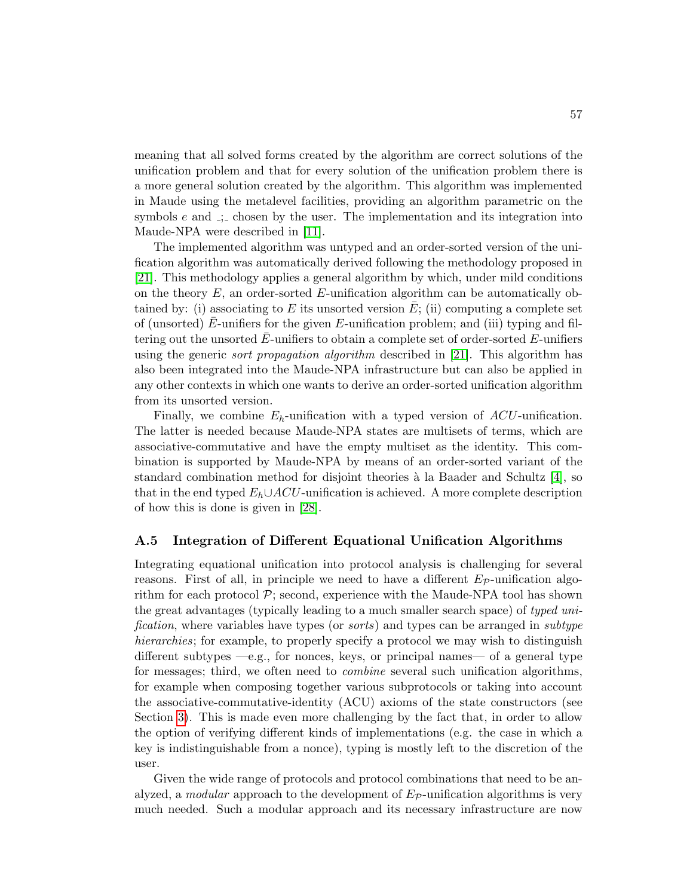meaning that all solved forms created by the algorithm are correct solutions of the unification problem and that for every solution of the unification problem there is a more general solution created by the algorithm. This algorithm was implemented in Maude using the metalevel facilities, providing an algorithm parametric on the symbols $e$ and $\_;\_$ chosen by the user. The implementation and its integration into Maude-NPA were described in [11].

The implemented algorithm was untyped and an order-sorted version of the unification algorithm was automatically derived following the methodology proposed in [21]. This methodology applies a general algorithm by which, under mild conditions on the theory $E$, an order-sorted $E$-unification algorithm can be automatically obtained by: (i) associating to $E$ its unsorted version $\bar{E}$; (ii) computing a complete set of (unsorted) $\bar{E}$-unifiers for the given $E$-unification problem; and (iii) typing and filtering out the unsorted $\bar{E}$-unifiers to obtain a complete set of order-sorted $E$-unifiers using the generic *sort propagation algorithm* described in [21]. This algorithm has also been integrated into the Maude-NPA infrastructure but can also be applied in any other contexts in which one wants to derive an order-sorted unification algorithm from its unsorted version.

Finally, we combine $E_h$-unification with a typed version of $ACU$-unification. The latter is needed because Maude-NPA states are multisets of terms, which are associative-commutative and have the empty multiset as the identity. This combination is supported by Maude-NPA by means of an order-sorted variant of the standard combination method for disjoint theories à la Baader and Schultz [4], so that in the end typed $E_h \cup ACU$-unification is achieved. A more complete description of how this is done is given in [28].

### A.5 Integration of Different Equational Unification Algorithms

Integrating equational unification into protocol analysis is challenging for several reasons. First of all, in principle we need to have a different $E_{\mathcal{P}}$-unification algorithm for each protocol $\mathcal{P}$; second, experience with the Maude-NPA tool has shown the great advantages (typically leading to a much smaller search space) of *typed unification*, where variables have types (or *sorts*) and types can be arranged in *subtype hierarchies*; for example, to properly specify a protocol we may wish to distinguish different subtypes —e.g., for nonces, keys, or principal names— of a general type for messages; third, we often need to *combine* several such unification algorithms, for example when composing together various subprotocols or taking into account the associative-commutative-identity (ACU) axioms of the state constructors (see Section 3). This is made even more challenging by the fact that, in order to allow the option of verifying different kinds of implementations (e.g. the case in which a key is indistinguishable from a nonce), typing is mostly left to the discretion of the user.

Given the wide range of protocols and protocol combinations that need to be analyzed, a *modular* approach to the development of $E_{\mathcal{P}}$-unification algorithms is very much needed. Such a modular approach and its necessary infrastructure are now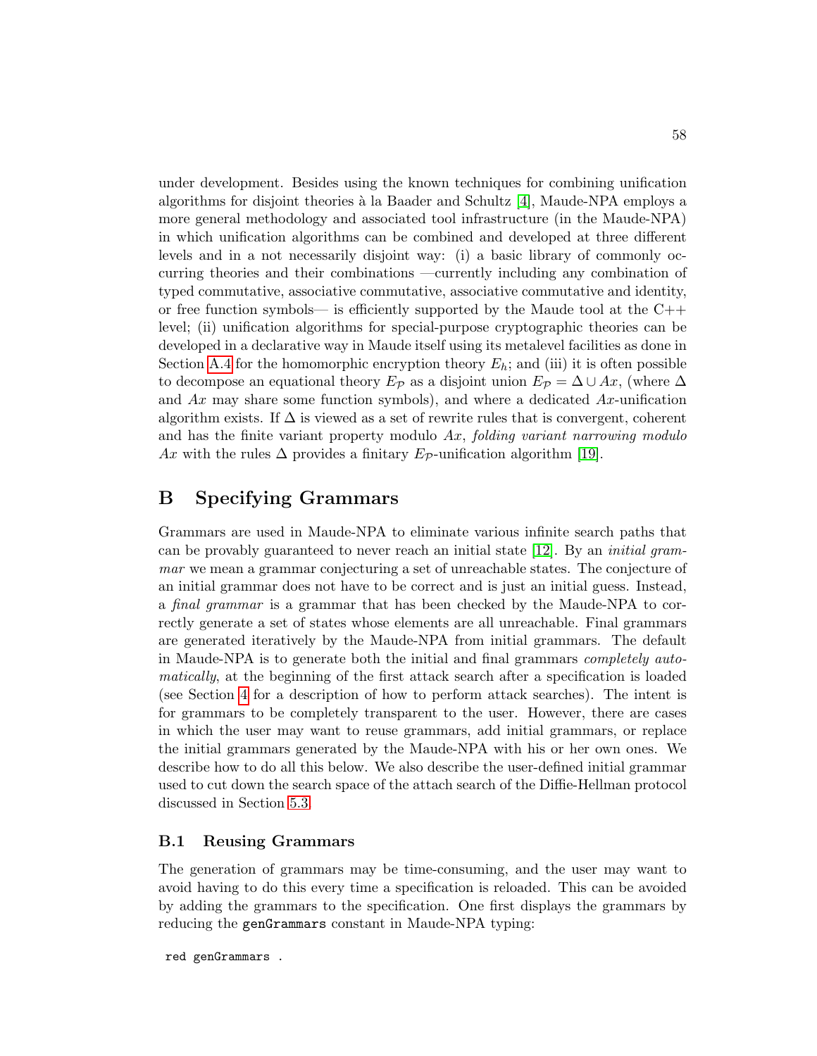under development. Besides using the known techniques for combining unification algorithms for disjoint theories à la Baader and Schultz [4], Maude-NPA employs a more general methodology and associated tool infrastructure (in the Maude-NPA) in which unification algorithms can be combined and developed at three different levels and in a not necessarily disjoint way: (i) a basic library of commonly occurring theories and their combinations —currently including any combination of typed commutative, associative commutative, associative commutative and identity, or free function symbols— is efficiently supported by the Maude tool at the C++ level; (ii) unification algorithms for special-purpose cryptographic theories can be developed in a declarative way in Maude itself using its metalevel facilities as done in Section A.4 for the homomorphic encryption theory $E_h$; and (iii) it is often possible to decompose an equational theory $E_\mathcal{P}$ as a disjoint union $E_\mathcal{P} = \Delta \cup Ax$, (where $\Delta$ and $Ax$ may share some function symbols), and where a dedicated $Ax$-unification algorithm exists. If $\Delta$ is viewed as a set of rewrite rules that is convergent, coherent and has the finite variant property modulo $Ax$, *folding variant narrowing modulo* $Ax$ with the rules $\Delta$ provides a finitary $E_\mathcal{P}$-unification algorithm [19].

# B Specifying Grammars

Grammars are used in Maude-NPA to eliminate various infinite search paths that can be provably guaranteed to never reach an initial state [12]. By an *initial grammar* we mean a grammar conjecturing a set of unreachable states. The conjecture of an initial grammar does not have to be correct and is just an initial guess. Instead, a *final grammar* is a grammar that has been checked by the Maude-NPA to correctly generate a set of states whose elements are all unreachable. Final grammars are generated iteratively by the Maude-NPA from initial grammars. The default in Maude-NPA is to generate both the initial and final grammars *completely automatically*, at the beginning of the first attack search after a specification is loaded (see Section 4 for a description of how to perform attack searches). The intent is for grammars to be completely transparent to the user. However, there are cases in which the user may want to reuse grammars, add initial grammars, or replace the initial grammars generated by the Maude-NPA with his or her own ones. We describe how to do all this below. We also describe the user-defined initial grammar used to cut down the search space of the attach search of the Diffie-Hellman protocol discussed in Section 5.3.

## B.1 Reusing Grammars

The generation of grammars may be time-consuming, and the user may want to avoid having to do this every time a specification is reloaded. This can be avoided by adding the grammars to the specification. One first displays the grammars by reducing the `genGrammars` constant in Maude-NPA typing:

```
red genGrammars .
```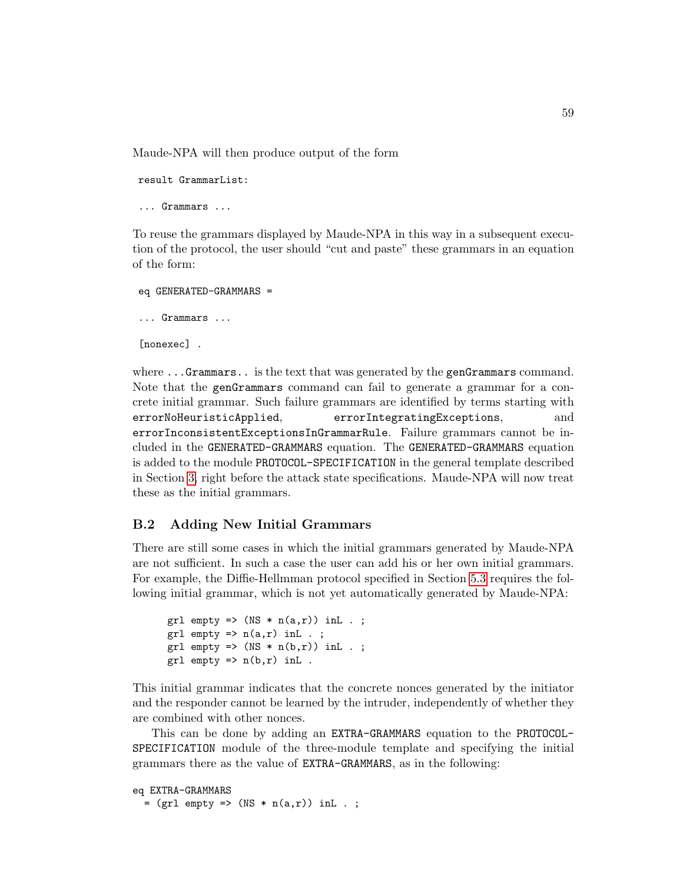Maude-NPA will then produce output of the form

```
result GrammarList:

... Grammars ...
```

To reuse the grammars displayed by Maude-NPA in this way in a subsequent execution of the protocol, the user should "cut and paste" these grammars in an equation of the form:

```
eq GENERATED-GRAMMARS =

... Grammars ...

[nonexec] .
```

where `...Grammars..` is the text that was generated by the `genGrammars` command. Note that the `genGrammars` command can fail to generate a grammar for a concrete initial grammar. Such failure grammars are identified by terms starting with `errorNoHeuristicApplied`, `errorIntegratingExceptions`, and `errorInconsistentExceptionsInGrammarRule`. Failure grammars cannot be included in the `GENERATED-GRAMMARS` equation. The `GENERATED-GRAMMARS` equation is added to the module `PROTOCOL-SPECIFICATION` in the general template described in Section 3, right before the attack state specifications. Maude-NPA will now treat these as the initial grammars.

## B.2 Adding New Initial Grammars

There are still some cases in which the initial grammars generated by Maude-NPA are not sufficient. In such a case the user can add his or her own initial grammars. For example, the Diffie-Hellmman protocol specified in Section 5.3 requires the following initial grammar, which is not yet automatically generated by Maude-NPA:

```
grl empty => (NS * n(a,r)) inL . ;
grl empty => n(a,r) inL . ;
grl empty => (NS * n(b,r)) inL . ;
grl empty => n(b,r) inL .
```

This initial grammar indicates that the concrete nonces generated by the initiator and the responder cannot be learned by the intruder, independently of whether they are combined with other nonces.

This can be done by adding an `EXTRA-GRAMMARS` equation to the `PROTOCOL-SPECIFICATION` module of the three-module template and specifying the initial grammars there as the value of `EXTRA-GRAMMARS`, as in the following:

```
eq EXTRA-GRAMMARS
  = (grl empty => (NS * n(a,r)) inL . ;
```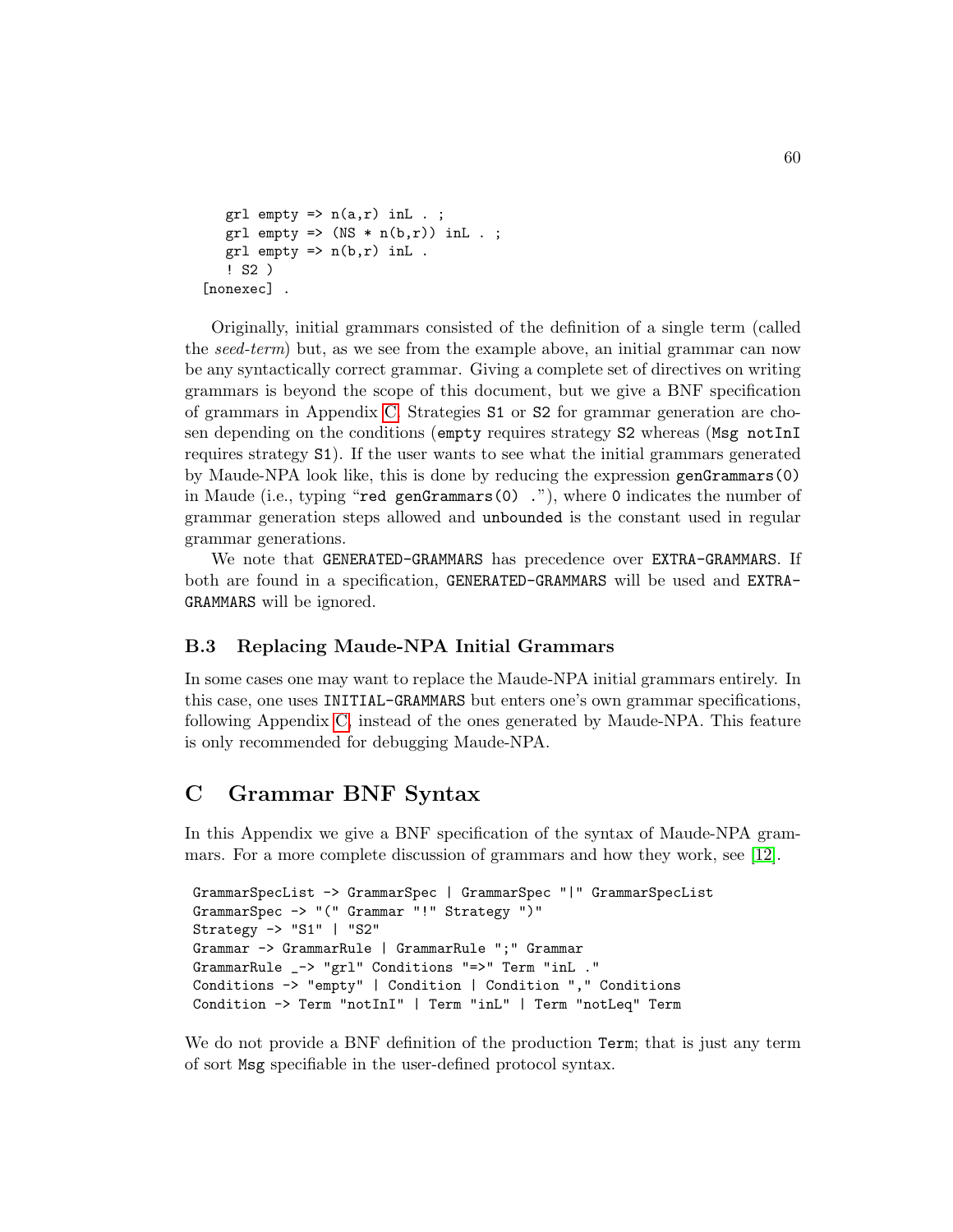```
    grl empty => n(a,r) inL . ;
    grl empty => (NS * n(b,r)) inL . ;
    grl empty => n(b,r) inL .
    ! S2 )
  [nonexec] .
```

Originally, initial grammars consisted of the definition of a single term (called the *seed-term*) but, as we see from the example above, an initial grammar can now be any syntactically correct grammar. Giving a complete set of directives on writing grammars is beyond the scope of this document, but we give a BNF specification of grammars in Appendix C. Strategies `S1` or `S2` for grammar generation are chosen depending on the conditions (`empty` requires strategy `S2` whereas (`Msg notInI` requires strategy `S1`). If the user wants to see what the initial grammars generated by Maude-NPA look like, this is done by reducing the expression `genGrammars(0)` in Maude (i.e., typing "`red genGrammars(0) .`"), where `0` indicates the number of grammar generation steps allowed and `unbounded` is the constant used in regular grammar generations.

We note that `GENERATED-GRAMMARS` has precedence over `EXTRA-GRAMMARS`. If both are found in a specification, `GENERATED-GRAMMARS` will be used and `EXTRA-GRAMMARS` will be ignored.

### B.3 Replacing Maude-NPA Initial Grammars

In some cases one may want to replace the Maude-NPA initial grammars entirely. In this case, one uses `INITIAL-GRAMMARS` but enters one's own grammar specifications, following Appendix C, instead of the ones generated by Maude-NPA. This feature is only recommended for debugging Maude-NPA.

## C Grammar BNF Syntax

In this Appendix we give a BNF specification of the syntax of Maude-NPA grammars. For a more complete discussion of grammars and how they work, see [12].

```
GrammarSpecList -> GrammarSpec | GrammarSpec "|" GrammarSpecList
GrammarSpec -> "(" Grammar "!" Strategy ")"
Strategy -> "S1" | "S2"
Grammar -> GrammarRule | GrammarRule ";" Grammar
GrammarRule _-> "grl" Conditions "=>" Term "inL ."
Conditions -> "empty" | Condition | Condition "," Conditions
Condition -> Term "notInI" | Term "inL" | Term "notLeq" Term
```

We do not provide a BNF definition of the production `Term`; that is just any term of sort `Msg` specifiable in the user-defined protocol syntax.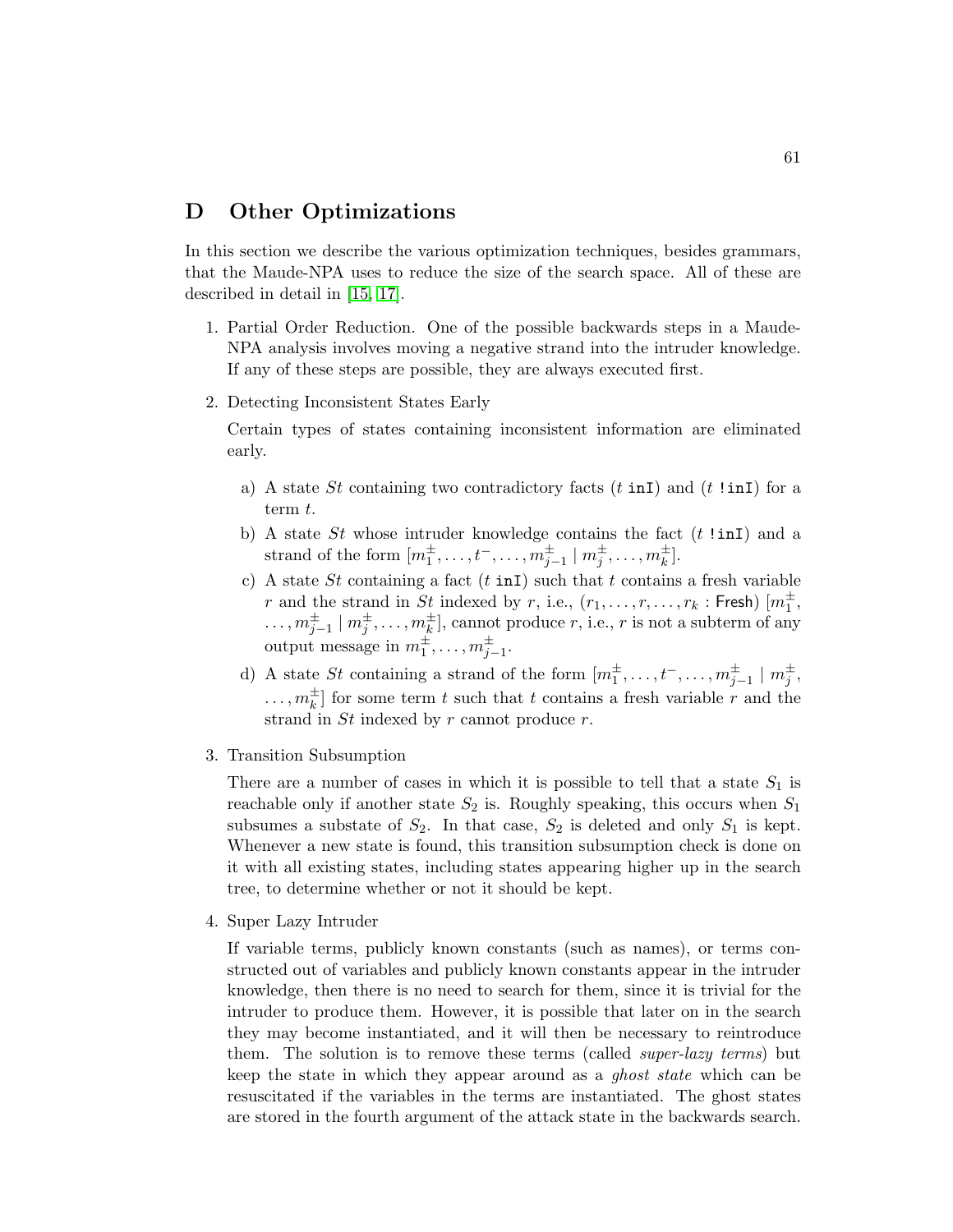# D Other Optimizations

In this section we describe the various optimization techniques, besides grammars, that the Maude-NPA uses to reduce the size of the search space. All of these are described in detail in [15, 17].

1. Partial Order Reduction. One of the possible backwards steps in a Maude-NPA analysis involves moving a negative strand into the intruder knowledge. If any of these steps are possible, they are always executed first.

2. Detecting Inconsistent States Early

   Certain types of states containing inconsistent information are eliminated early.

   a) A state $St$ containing two contradictory facts ($t$ `inI`) and ($t$ `!inI`) for a term $t$.
   b) A state $St$ whose intruder knowledge contains the fact ($t$ `!inI`) and a strand of the form $[m_1^{\pm}, \ldots, t^{-}, \ldots, m_{j-1}^{\pm} \mid m_j^{\pm}, \ldots, m_k^{\pm}]$.
   c) A state $St$ containing a fact ($t$ `inI`) such that $t$ contains a fresh variable $r$ and the strand in $St$ indexed by $r$, i.e., $(r_1, \ldots, r, \ldots, r_k : \mathsf{Fresh})$ $[m_1^{\pm}, \ldots, m_{j-1}^{\pm} \mid m_j^{\pm}, \ldots, m_k^{\pm}]$, cannot produce $r$, i.e., $r$ is not a subterm of any output message in $m_1^{\pm}, \ldots, m_{j-1}^{\pm}$.
   d) A state $St$ containing a strand of the form $[m_1^{\pm}, \ldots, t^{-}, \ldots, m_{j-1}^{\pm} \mid m_j^{\pm}, \ldots, m_k^{\pm}]$ for some term $t$ such that $t$ contains a fresh variable $r$ and the strand in $St$ indexed by $r$ cannot produce $r$.

3. Transition Subsumption

   There are a number of cases in which it is possible to tell that a state $S_1$ is reachable only if another state $S_2$ is. Roughly speaking, this occurs when $S_1$ subsumes a substate of $S_2$. In that case, $S_2$ is deleted and only $S_1$ is kept. Whenever a new state is found, this transition subsumption check is done on it with all existing states, including states appearing higher up in the search tree, to determine whether or not it should be kept.

4. Super Lazy Intruder

   If variable terms, publicly known constants (such as names), or terms constructed out of variables and publicly known constants appear in the intruder knowledge, then there is no need to search for them, since it is trivial for the intruder to produce them. However, it is possible that later on in the search they may become instantiated, and it will then be necessary to reintroduce them. The solution is to remove these terms (called *super-lazy terms*) but keep the state in which they appear around as a *ghost state* which can be resuscitated if the variables in the terms are instantiated. The ghost states are stored in the fourth argument of the attack state in the backwards search.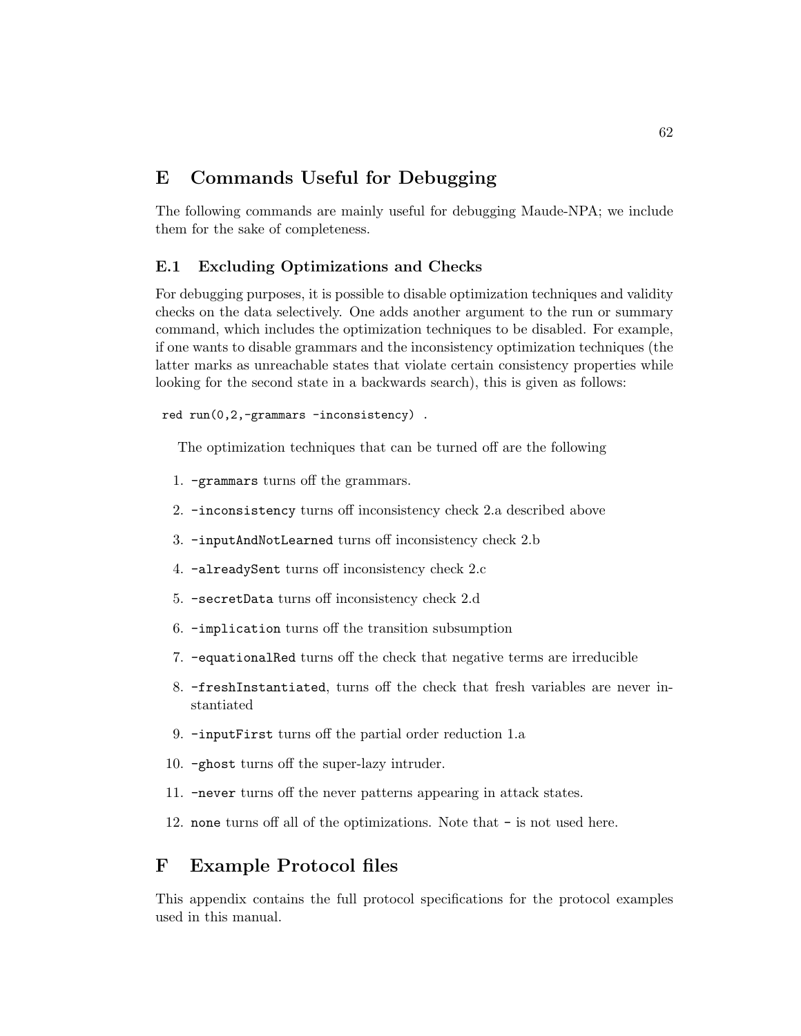# E Commands Useful for Debugging

The following commands are mainly useful for debugging Maude-NPA; we include them for the sake of completeness.

## E.1 Excluding Optimizations and Checks

For debugging purposes, it is possible to disable optimization techniques and validity checks on the data selectively. One adds another argument to the run or summary command, which includes the optimization techniques to be disabled. For example, if one wants to disable grammars and the inconsistency optimization techniques (the latter marks as unreachable states that violate certain consistency properties while looking for the second state in a backwards search), this is given as follows:

```
red run(0,2,-grammars -inconsistency) .
```

The optimization techniques that can be turned off are the following

1. `-grammars` turns off the grammars.
2. `-inconsistency` turns off inconsistency check 2.a described above
3. `-inputAndNotLearned` turns off inconsistency check 2.b
4. `-alreadySent` turns off inconsistency check 2.c
5. `-secretData` turns off inconsistency check 2.d
6. `-implication` turns off the transition subsumption
7. `-equationalRed` turns off the check that negative terms are irreducible
8. `-freshInstantiated`, turns off the check that fresh variables are never instantiated
9. `-inputFirst` turns off the partial order reduction 1.a
10. `-ghost` turns off the super-lazy intruder.
11. `-never` turns off the never patterns appearing in attack states.
12. `none` turns off all of the optimizations. Note that `-` is not used here.

# F Example Protocol files

This appendix contains the full protocol specifications for the protocol examples used in this manual.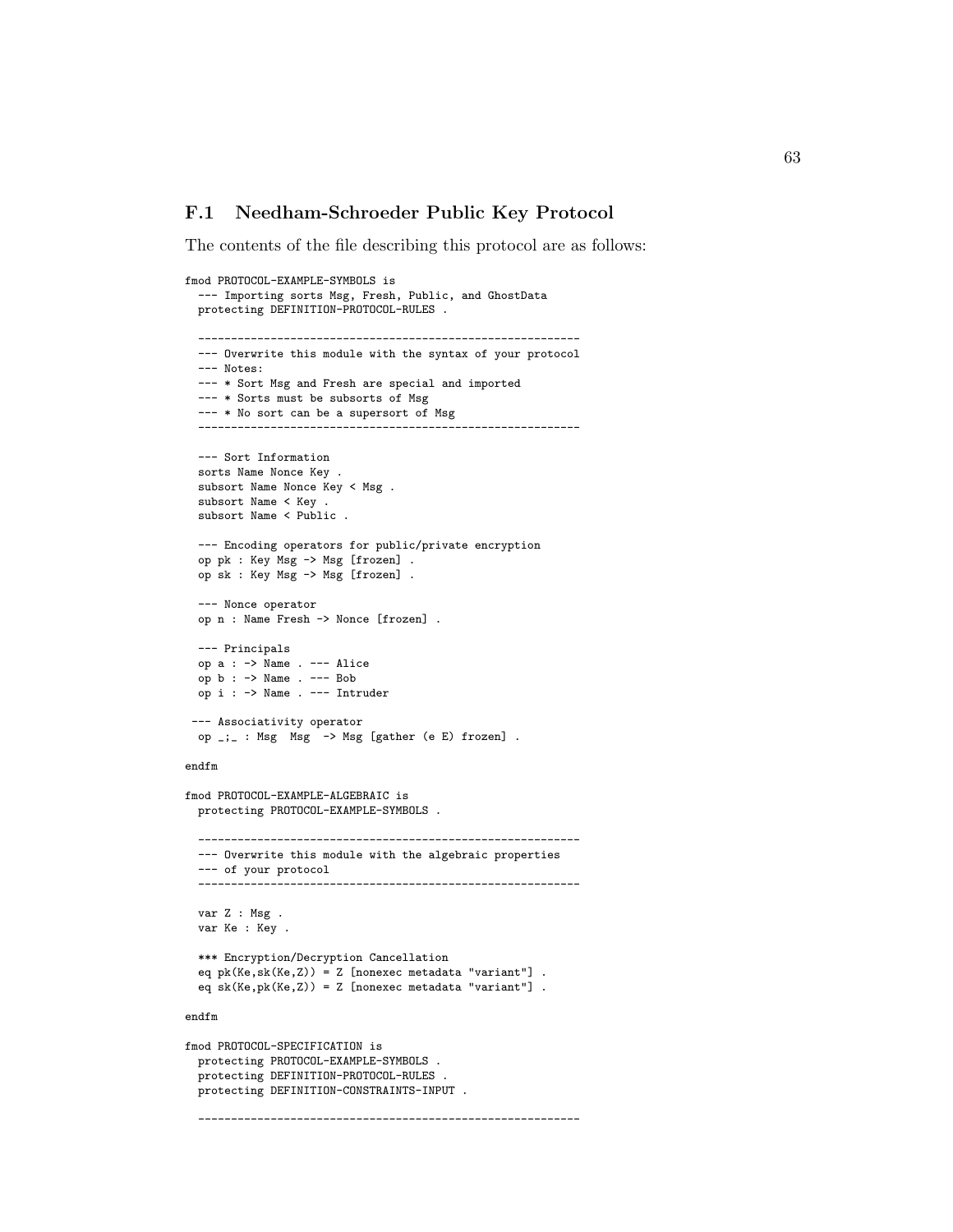## F.1 Needham-Schroeder Public Key Protocol

The contents of the file describing this protocol are as follows:

```
fmod PROTOCOL-EXAMPLE-SYMBOLS is
  --- Importing sorts Msg, Fresh, Public, and GhostData
  protecting DEFINITION-PROTOCOL-RULES .

  ----------------------------------------------------------
  --- Overwrite this module with the syntax of your protocol
  --- Notes:
  --- * Sort Msg and Fresh are special and imported
  --- * Sorts must be subsorts of Msg
  --- * No sort can be a supersort of Msg
  ----------------------------------------------------------

  --- Sort Information
  sorts Name Nonce Key .
  subsort Name Nonce Key < Msg .
  subsort Name < Key .
  subsort Name < Public .

  --- Encoding operators for public/private encryption
  op pk : Key Msg -> Msg [frozen] .
  op sk : Key Msg -> Msg [frozen] .

  --- Nonce operator
  op n : Name Fresh -> Nonce [frozen] .

  --- Principals
  op a : -> Name . --- Alice
  op b : -> Name . --- Bob
  op i : -> Name . --- Intruder

 --- Associativity operator
  op _;_ : Msg  Msg  -> Msg [gather (e E) frozen] .

endfm

fmod PROTOCOL-EXAMPLE-ALGEBRAIC is
  protecting PROTOCOL-EXAMPLE-SYMBOLS .

  ----------------------------------------------------------
  --- Overwrite this module with the algebraic properties
  --- of your protocol
  ----------------------------------------------------------

  var Z : Msg .
  var Ke : Key .

  *** Encryption/Decryption Cancellation
  eq pk(Ke,sk(Ke,Z)) = Z [nonexec metadata "variant"] .
  eq sk(Ke,pk(Ke,Z)) = Z [nonexec metadata "variant"] .

endfm

fmod PROTOCOL-SPECIFICATION is
  protecting PROTOCOL-EXAMPLE-SYMBOLS .
  protecting DEFINITION-PROTOCOL-RULES .
  protecting DEFINITION-CONSTRAINTS-INPUT .

  ----------------------------------------------------------
```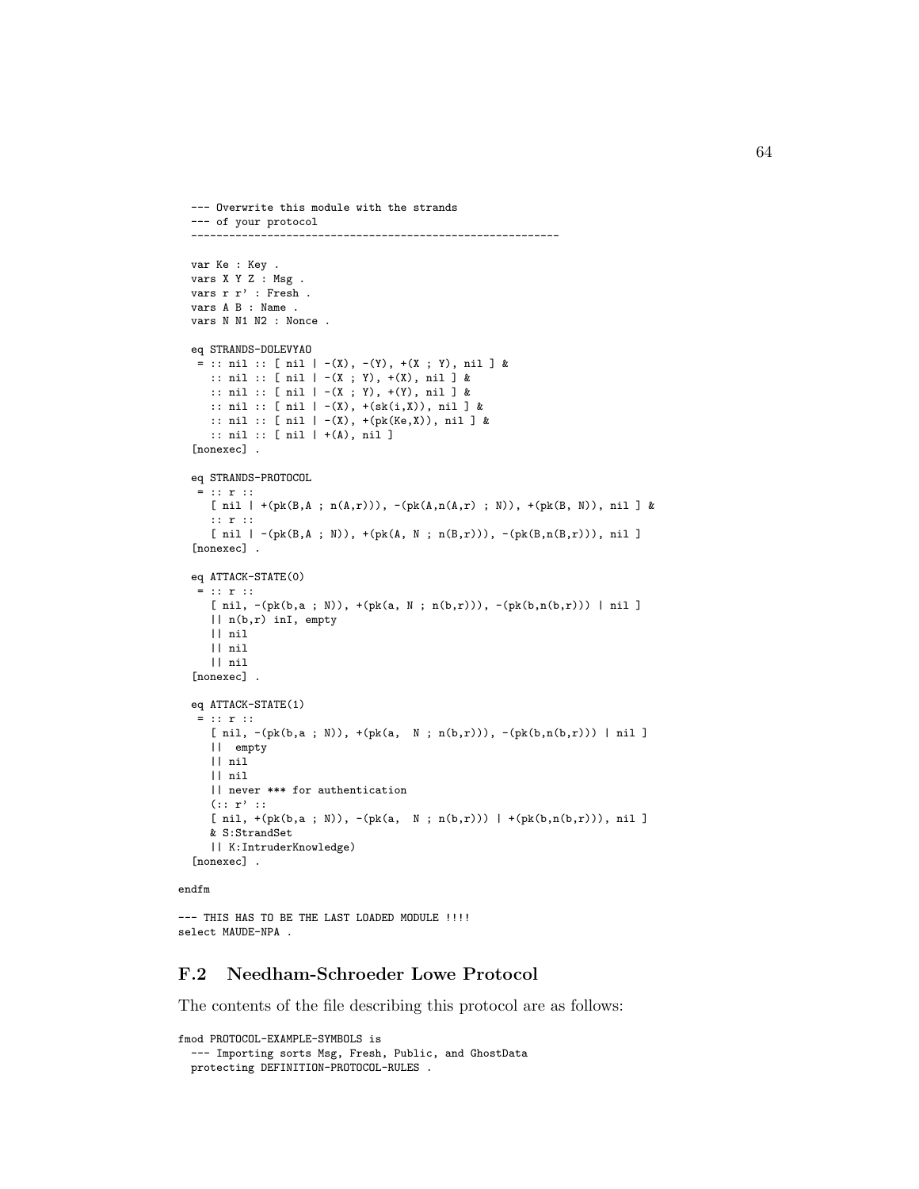```
  --- Overwrite this module with the strands
  --- of your protocol
  ----------------------------------------------------------

  var Ke : Key .
  vars X Y Z : Msg .
  vars r r' : Fresh .
  vars A B : Name .
  vars N N1 N2 : Nonce .

  eq STRANDS-DOLEVYAO
   = :: nil :: [ nil | -(X), -(Y), +(X ; Y), nil ] &
     :: nil :: [ nil | -(X ; Y), +(X), nil ] &
     :: nil :: [ nil | -(X ; Y), +(Y), nil ] &
     :: nil :: [ nil | -(X), +(sk(i,X)), nil ] &
     :: nil :: [ nil | -(X), +(pk(Ke,X)), nil ] &
     :: nil :: [ nil | +(A), nil ]
  [nonexec] .

  eq STRANDS-PROTOCOL
   = :: r ::
     [ nil | +(pk(B,A ; n(A,r))), -(pk(A,n(A,r) ; N)), +(pk(B, N)), nil ] &
     :: r ::
     [ nil | -(pk(B,A ; N)), +(pk(A, N ; n(B,r))), -(pk(B,n(B,r))), nil ]
  [nonexec] .

  eq ATTACK-STATE(0)
   = :: r ::
     [ nil, -(pk(b,a ; N)), +(pk(a, N ; n(b,r))), -(pk(b,n(b,r))) | nil ]
     || n(b,r) inI, empty
     || nil
     || nil
     || nil
  [nonexec] .

  eq ATTACK-STATE(1)
   = :: r ::
     [ nil, -(pk(b,a ; N)), +(pk(a,  N ; n(b,r))), -(pk(b,n(b,r))) | nil ]
     ||  empty
     || nil
     || nil
     || never *** for authentication
     (:: r' ::
     [ nil, +(pk(b,a ; N)), -(pk(a,  N ; n(b,r))) | +(pk(b,n(b,r))), nil ]
     & S:StrandSet
     || K:IntruderKnowledge)
  [nonexec] .

endfm

--- THIS HAS TO BE THE LAST LOADED MODULE !!!!
select MAUDE-NPA .
```

## F.2 Needham-Schroeder Lowe Protocol

The contents of the file describing this protocol are as follows:

```
fmod PROTOCOL-EXAMPLE-SYMBOLS is
  --- Importing sorts Msg, Fresh, Public, and GhostData
  protecting DEFINITION-PROTOCOL-RULES .
```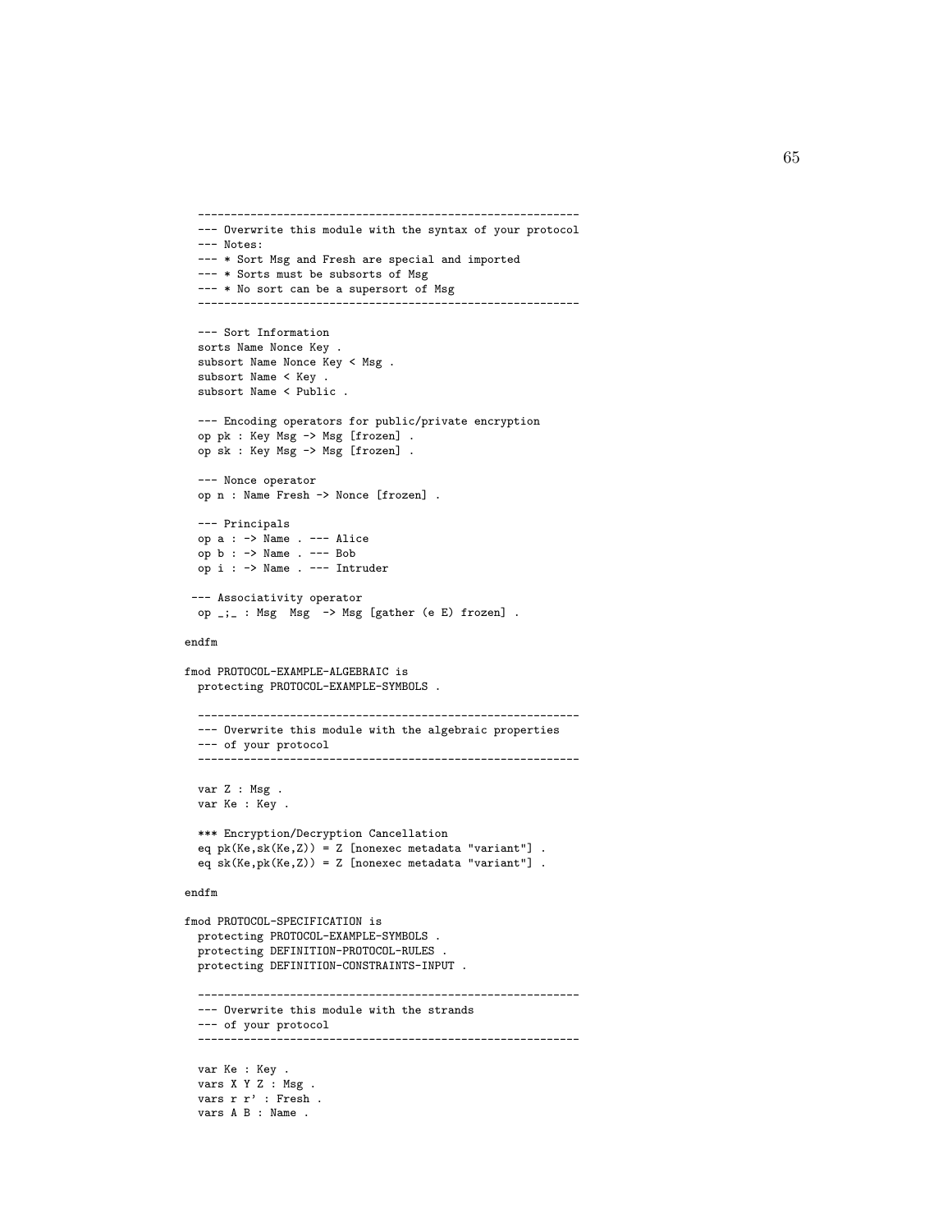```
  ----------------------------------------------------------
  --- Overwrite this module with the syntax of your protocol
  --- Notes:
  --- * Sort Msg and Fresh are special and imported
  --- * Sorts must be subsorts of Msg
  --- * No sort can be a supersort of Msg
  ----------------------------------------------------------

  --- Sort Information
  sorts Name Nonce Key .
  subsort Name Nonce Key < Msg .
  subsort Name < Key .
  subsort Name < Public .

  --- Encoding operators for public/private encryption
  op pk : Key Msg -> Msg [frozen] .
  op sk : Key Msg -> Msg [frozen] .

  --- Nonce operator
  op n : Name Fresh -> Nonce [frozen] .

  --- Principals
  op a : -> Name . --- Alice
  op b : -> Name . --- Bob
  op i : -> Name . --- Intruder

 --- Associativity operator
  op _;_ : Msg  Msg  -> Msg [gather (e E) frozen] .

endfm

fmod PROTOCOL-EXAMPLE-ALGEBRAIC is
  protecting PROTOCOL-EXAMPLE-SYMBOLS .

  ----------------------------------------------------------
  --- Overwrite this module with the algebraic properties
  --- of your protocol
  ----------------------------------------------------------

  var Z : Msg .
  var Ke : Key .

  *** Encryption/Decryption Cancellation
  eq pk(Ke,sk(Ke,Z)) = Z [nonexec metadata "variant"] .
  eq sk(Ke,pk(Ke,Z)) = Z [nonexec metadata "variant"] .

endfm

fmod PROTOCOL-SPECIFICATION is
  protecting PROTOCOL-EXAMPLE-SYMBOLS .
  protecting DEFINITION-PROTOCOL-RULES .
  protecting DEFINITION-CONSTRAINTS-INPUT .

  ----------------------------------------------------------
  --- Overwrite this module with the strands
  --- of your protocol
  ----------------------------------------------------------

  var Ke : Key .
  vars X Y Z : Msg .
  vars r r' : Fresh .
  vars A B : Name .
```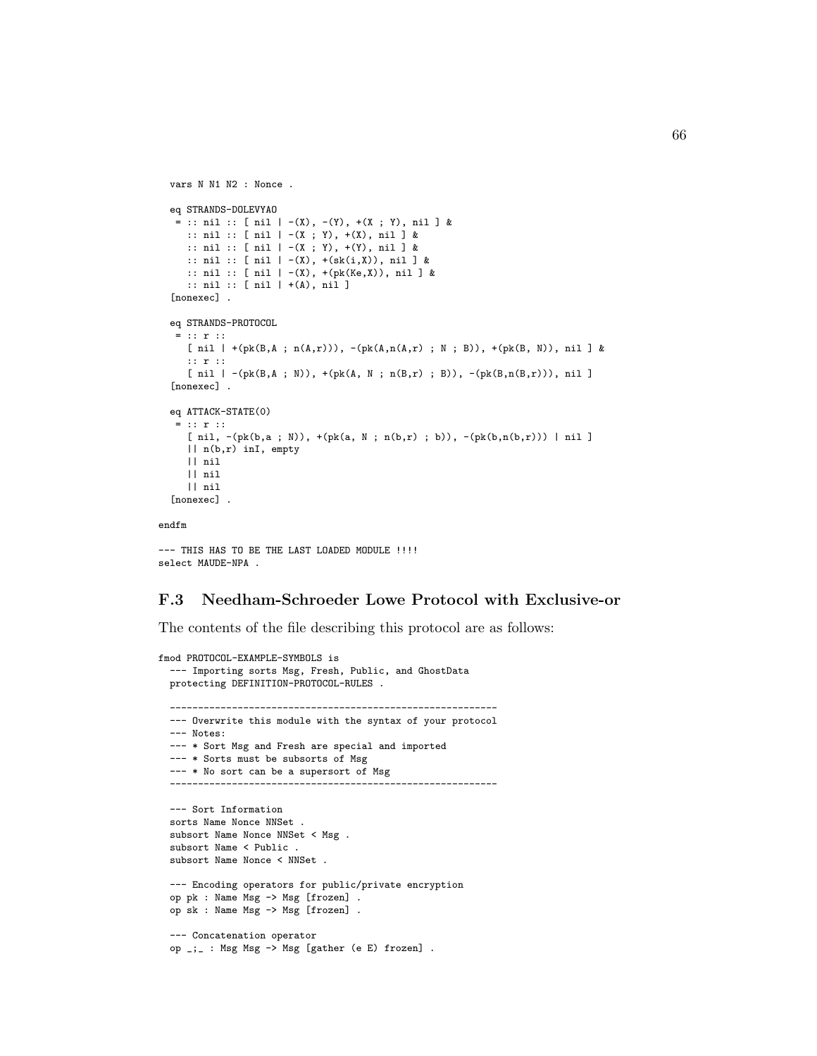```
  vars N N1 N2 : Nonce .

  eq STRANDS-DOLEVYAO
   = :: nil :: [ nil | -(X), -(Y), +(X ; Y), nil ] &
     :: nil :: [ nil | -(X ; Y), +(X), nil ] &
     :: nil :: [ nil | -(X ; Y), +(Y), nil ] &
     :: nil :: [ nil | -(X), +(sk(i,X)), nil ] &
     :: nil :: [ nil | -(X), +(pk(Ke,X)), nil ] &
     :: nil :: [ nil | +(A), nil ]
  [nonexec] .

  eq STRANDS-PROTOCOL
   = :: r ::
     [ nil | +(pk(B,A ; n(A,r))), -(pk(A,n(A,r) ; N ; B)), +(pk(B, N)), nil ] &
     :: r ::
     [ nil | -(pk(B,A ; N)), +(pk(A, N ; n(B,r) ; B)), -(pk(B,n(B,r))), nil ]
  [nonexec] .

  eq ATTACK-STATE(0)
   = :: r ::
     [ nil, -(pk(b,a ; N)), +(pk(a, N ; n(b,r) ; b)), -(pk(b,n(b,r))) | nil ]
     || n(b,r) inI, empty
     || nil
     || nil
     || nil
  [nonexec] .

endfm

--- THIS HAS TO BE THE LAST LOADED MODULE !!!!
select MAUDE-NPA .
```

## F.3 Needham-Schroeder Lowe Protocol with Exclusive-or

The contents of the file describing this protocol are as follows:

```
fmod PROTOCOL-EXAMPLE-SYMBOLS is
  --- Importing sorts Msg, Fresh, Public, and GhostData
  protecting DEFINITION-PROTOCOL-RULES .

  ----------------------------------------------------------
  --- Overwrite this module with the syntax of your protocol
  --- Notes:
  --- * Sort Msg and Fresh are special and imported
  --- * Sorts must be subsorts of Msg
  --- * No sort can be a supersort of Msg
  ----------------------------------------------------------

  --- Sort Information
  sorts Name Nonce NNSet .
  subsort Name Nonce NNSet < Msg .
  subsort Name < Public .
  subsort Name Nonce < NNSet .

  --- Encoding operators for public/private encryption
  op pk : Name Msg -> Msg [frozen] .
  op sk : Name Msg -> Msg [frozen] .

  --- Concatenation operator
  op _;_ : Msg Msg -> Msg [gather (e E) frozen] .
```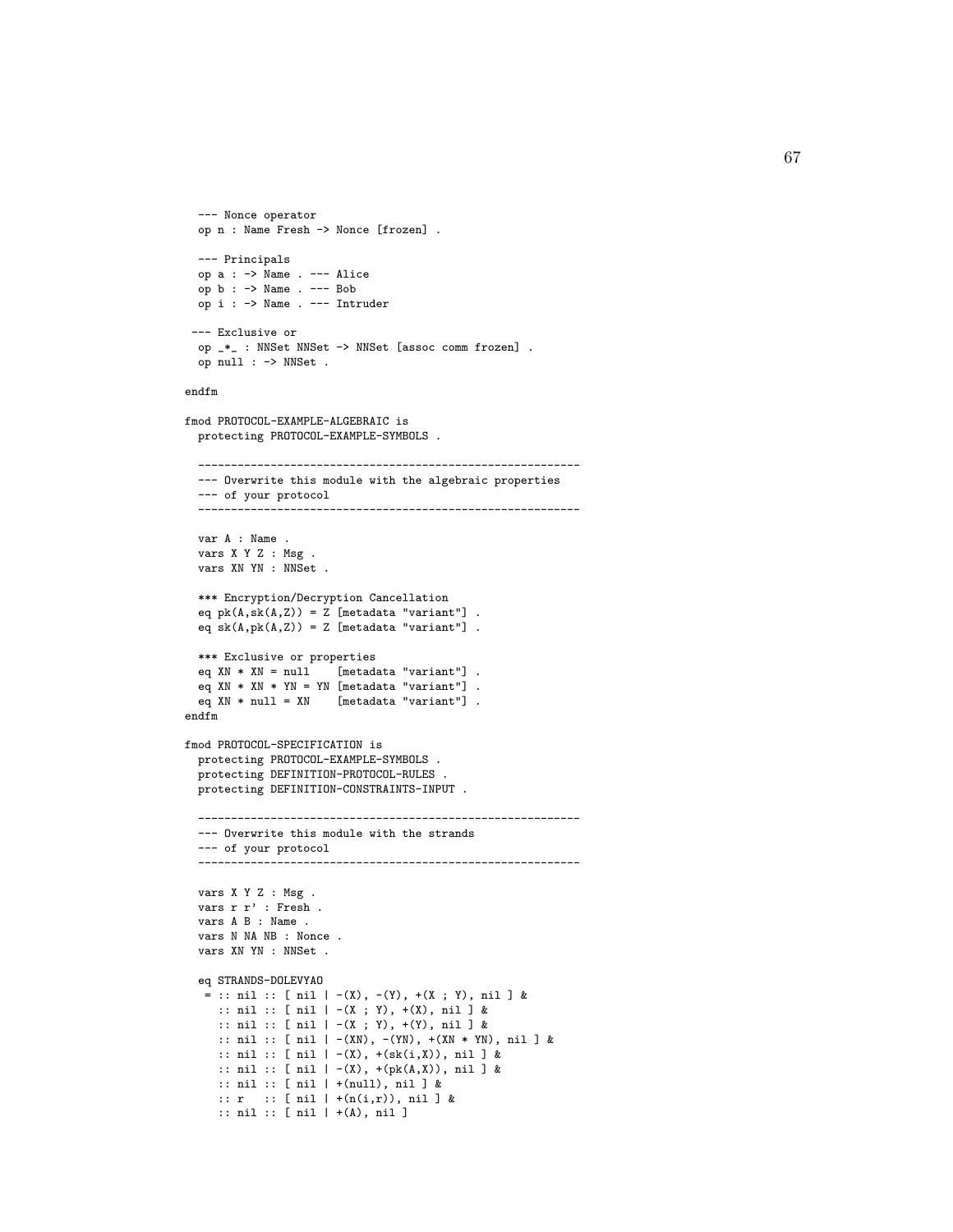```
  --- Nonce operator
  op n : Name Fresh -> Nonce [frozen] .

  --- Principals
  op a : -> Name . --- Alice
  op b : -> Name . --- Bob
  op i : -> Name . --- Intruder

 --- Exclusive or
  op _*_ : NNSet NNSet -> NNSet [assoc comm frozen] .
  op null : -> NNSet .

endfm

fmod PROTOCOL-EXAMPLE-ALGEBRAIC is
  protecting PROTOCOL-EXAMPLE-SYMBOLS .

  ----------------------------------------------------------
  --- Overwrite this module with the algebraic properties
  --- of your protocol
  ----------------------------------------------------------

  var A : Name .
  vars X Y Z : Msg .
  vars XN YN : NNSet .

  *** Encryption/Decryption Cancellation
  eq pk(A,sk(A,Z)) = Z [metadata "variant"] .
  eq sk(A,pk(A,Z)) = Z [metadata "variant"] .

  *** Exclusive or properties
  eq XN * XN = null    [metadata "variant"] .
  eq XN * XN * YN = YN [metadata "variant"] .
  eq XN * null = XN    [metadata "variant"] .
endfm

fmod PROTOCOL-SPECIFICATION is
  protecting PROTOCOL-EXAMPLE-SYMBOLS .
  protecting DEFINITION-PROTOCOL-RULES .
  protecting DEFINITION-CONSTRAINTS-INPUT .

  ----------------------------------------------------------
  --- Overwrite this module with the strands
  --- of your protocol
  ----------------------------------------------------------

  vars X Y Z : Msg .
  vars r r' : Fresh .
  vars A B : Name .
  vars N NA NB : Nonce .
  vars XN YN : NNSet .

  eq STRANDS-DOLEVYAO
   = :: nil :: [ nil | -(X), -(Y), +(X ; Y), nil ] &
     :: nil :: [ nil | -(X ; Y), +(X), nil ] &
     :: nil :: [ nil | -(X ; Y), +(Y), nil ] &
     :: nil :: [ nil | -(XN), -(YN), +(XN * YN), nil ] &
     :: nil :: [ nil | -(X), +(sk(i,X)), nil ] &
     :: nil :: [ nil | -(X), +(pk(A,X)), nil ] &
     :: nil :: [ nil | +(null), nil ] &
     :: r   :: [ nil | +(n(i,r)), nil ] &
     :: nil :: [ nil | +(A), nil ]
```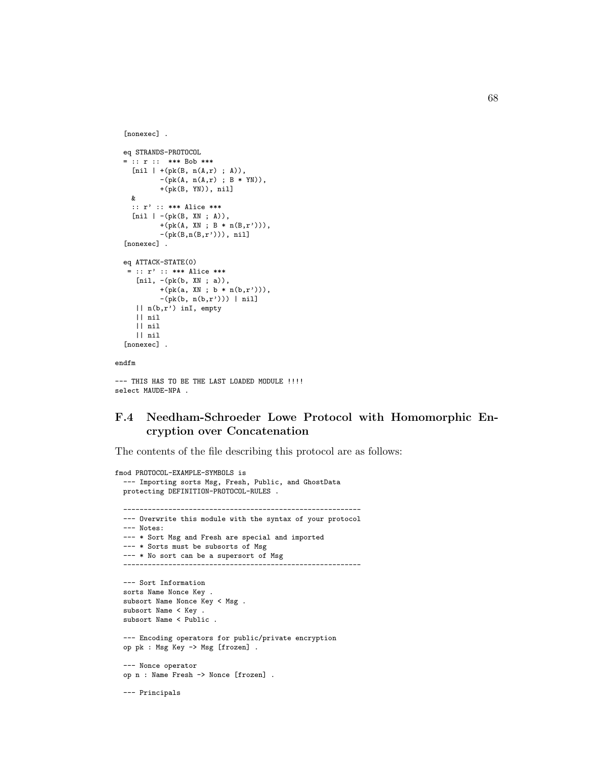```
  [nonexec] .

  eq STRANDS-PROTOCOL
  = :: r ::  *** Bob ***
    [nil | +(pk(B, n(A,r) ; A)),
           -(pk(A, n(A,r) ; B * YN)),
           +(pk(B, YN)), nil]
    &
    :: r' :: *** Alice ***
    [nil | -(pk(B, XN ; A)),
           +(pk(A, XN ; B * n(B,r'))),
           -(pk(B,n(B,r'))), nil]
  [nonexec] .

  eq ATTACK-STATE(0)
   = :: r' :: *** Alice ***
     [nil, -(pk(b, XN ; a)),
           +(pk(a, XN ; b * n(b,r'))),
           -(pk(b, n(b,r'))) | nil]
     || n(b,r') inI, empty
     || nil
     || nil
     || nil
  [nonexec] .

endfm

--- THIS HAS TO BE THE LAST LOADED MODULE !!!!
select MAUDE-NPA .
```

## F.4 Needham-Schroeder Lowe Protocol with Homomorphic Encryption over Concatenation

The contents of the file describing this protocol are as follows:

```
fmod PROTOCOL-EXAMPLE-SYMBOLS is
  --- Importing sorts Msg, Fresh, Public, and GhostData
  protecting DEFINITION-PROTOCOL-RULES .

  ----------------------------------------------------------
  --- Overwrite this module with the syntax of your protocol
  --- Notes:
  --- * Sort Msg and Fresh are special and imported
  --- * Sorts must be subsorts of Msg
  --- * No sort can be a supersort of Msg
  ----------------------------------------------------------

  --- Sort Information
  sorts Name Nonce Key .
  subsort Name Nonce Key < Msg .
  subsort Name < Key .
  subsort Name < Public .

  --- Encoding operators for public/private encryption
  op pk : Msg Key -> Msg [frozen] .

  --- Nonce operator
  op n : Name Fresh -> Nonce [frozen] .

  --- Principals
```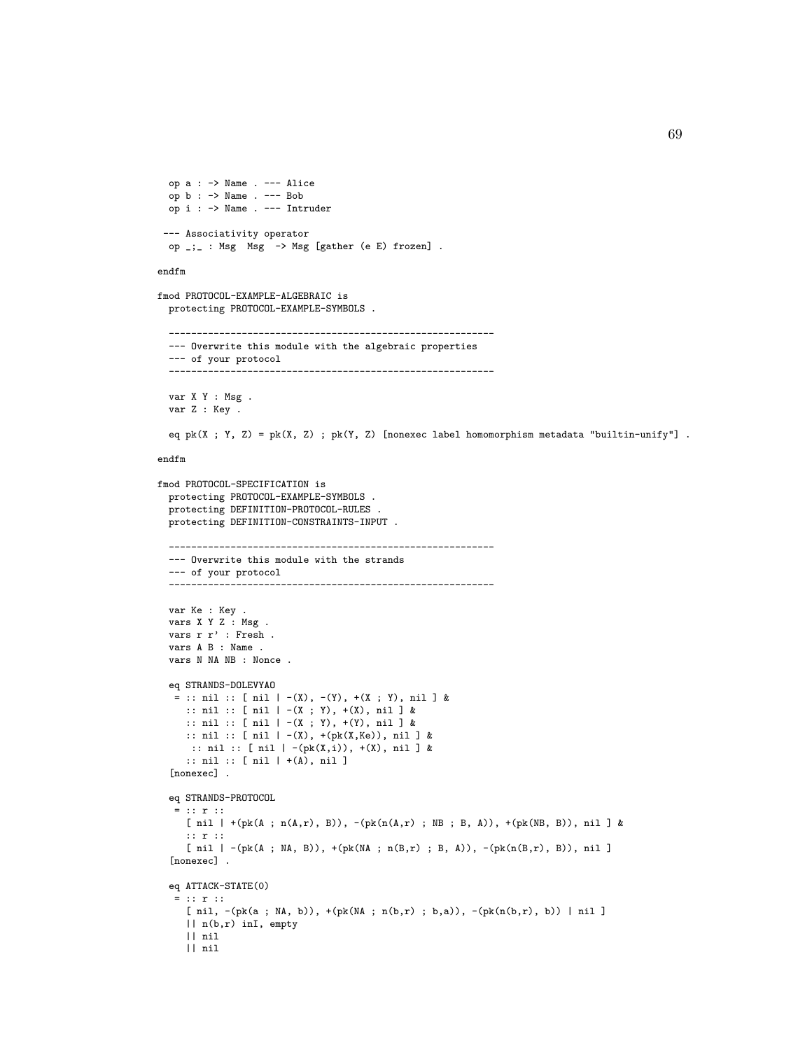```
  op a : -> Name . --- Alice
  op b : -> Name . --- Bob
  op i : -> Name . --- Intruder

 --- Associativity operator
  op _;_ : Msg  Msg  -> Msg [gather (e E) frozen] .

endfm

fmod PROTOCOL-EXAMPLE-ALGEBRAIC is
  protecting PROTOCOL-EXAMPLE-SYMBOLS .

  ----------------------------------------------------------
  --- Overwrite this module with the algebraic properties
  --- of your protocol
  ----------------------------------------------------------

  var X Y : Msg .
  var Z : Key .

  eq pk(X ; Y, Z) = pk(X, Z) ; pk(Y, Z) [nonexec label homomorphism metadata "builtin-unify"] .

endfm

fmod PROTOCOL-SPECIFICATION is
  protecting PROTOCOL-EXAMPLE-SYMBOLS .
  protecting DEFINITION-PROTOCOL-RULES .
  protecting DEFINITION-CONSTRAINTS-INPUT .

  ----------------------------------------------------------
  --- Overwrite this module with the strands
  --- of your protocol
  ----------------------------------------------------------

  var Ke : Key .
  vars X Y Z : Msg .
  vars r r' : Fresh .
  vars A B : Name .
  vars N NA NB : Nonce .

  eq STRANDS-DOLEVYAO
   = :: nil :: [ nil | -(X), -(Y), +(X ; Y), nil ] &
     :: nil :: [ nil | -(X ; Y), +(X), nil ] &
     :: nil :: [ nil | -(X ; Y), +(Y), nil ] &
     :: nil :: [ nil | -(X), +(pk(X,Ke)), nil ] &
      :: nil :: [ nil | -(pk(X,i)), +(X), nil ] &
     :: nil :: [ nil | +(A), nil ]
  [nonexec] .

  eq STRANDS-PROTOCOL
   = :: r ::
     [ nil | +(pk(A ; n(A,r), B)), -(pk(n(A,r) ; NB ; B, A)), +(pk(NB, B)), nil ] &
     :: r ::
     [ nil | -(pk(A ; NA, B)), +(pk(NA ; n(B,r) ; B, A)), -(pk(n(B,r), B)), nil ]
  [nonexec] .

  eq ATTACK-STATE(0)
   = :: r ::
     [ nil, -(pk(a ; NA, b)), +(pk(NA ; n(b,r) ; b,a)), -(pk(n(b,r), b)) | nil ]
     || n(b,r) inI, empty
     || nil
     || nil
```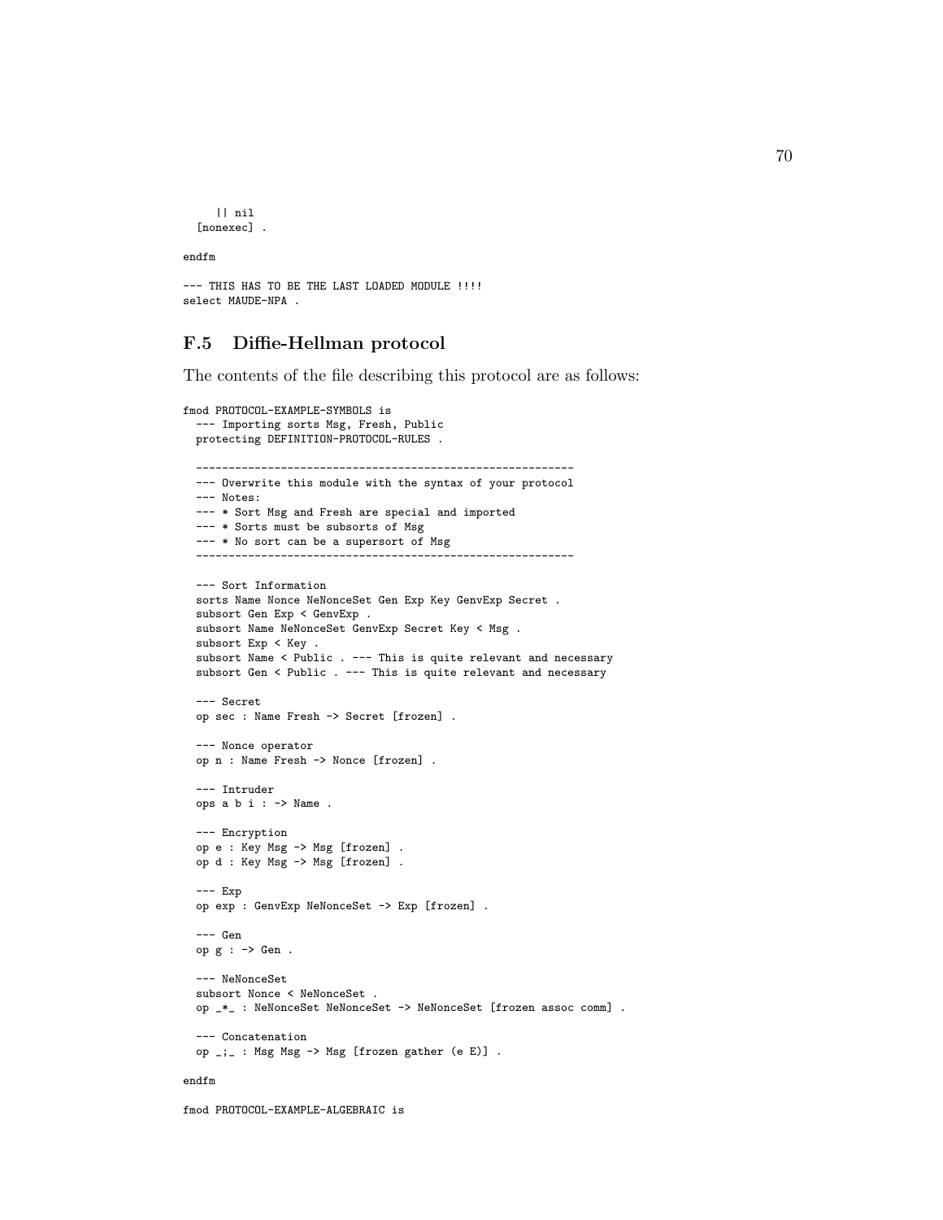```
    || nil
  [nonexec] .

endfm

--- THIS HAS TO BE THE LAST LOADED MODULE !!!!
select MAUDE-NPA .
```

### F.5 Diffie-Hellman protocol

The contents of the file describing this protocol are as follows:

```
fmod PROTOCOL-EXAMPLE-SYMBOLS is
  --- Importing sorts Msg, Fresh, Public
  protecting DEFINITION-PROTOCOL-RULES .

  ----------------------------------------------------------
  --- Overwrite this module with the syntax of your protocol
  --- Notes:
  --- * Sort Msg and Fresh are special and imported
  --- * Sorts must be subsorts of Msg
  --- * No sort can be a supersort of Msg
  ----------------------------------------------------------

  --- Sort Information
  sorts Name Nonce NeNonceSet Gen Exp Key GenvExp Secret .
  subsort Gen Exp < GenvExp .
  subsort Name NeNonceSet GenvExp Secret Key < Msg .
  subsort Exp < Key .
  subsort Name < Public . --- This is quite relevant and necessary
  subsort Gen < Public . --- This is quite relevant and necessary

  --- Secret
  op sec : Name Fresh -> Secret [frozen] .

  --- Nonce operator
  op n : Name Fresh -> Nonce [frozen] .

  --- Intruder
  ops a b i : -> Name .

  --- Encryption
  op e : Key Msg -> Msg [frozen] .
  op d : Key Msg -> Msg [frozen] .

  --- Exp
  op exp : GenvExp NeNonceSet -> Exp [frozen] .

  --- Gen
  op g : -> Gen .

  --- NeNonceSet
  subsort Nonce < NeNonceSet .
  op _*_ : NeNonceSet NeNonceSet -> NeNonceSet [frozen assoc comm] .

  --- Concatenation
  op _;_ : Msg Msg -> Msg [frozen gather (e E)] .

endfm

fmod PROTOCOL-EXAMPLE-ALGEBRAIC is
```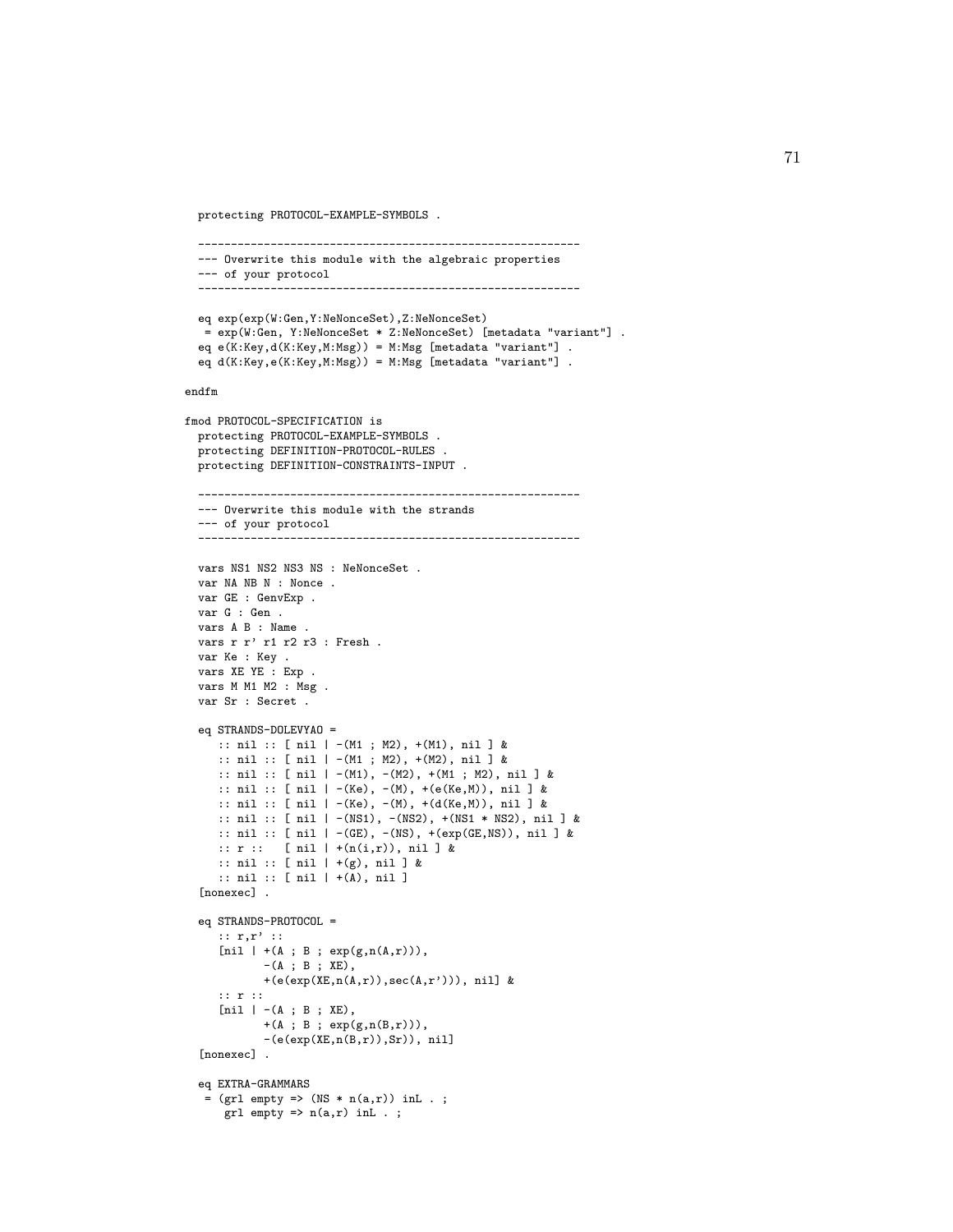```
  protecting PROTOCOL-EXAMPLE-SYMBOLS .

  ----------------------------------------------------------
  --- Overwrite this module with the algebraic properties
  --- of your protocol
  ----------------------------------------------------------

  eq exp(exp(W:Gen,Y:NeNonceSet),Z:NeNonceSet)
   = exp(W:Gen, Y:NeNonceSet * Z:NeNonceSet) [metadata "variant"] .
  eq e(K:Key,d(K:Key,M:Msg)) = M:Msg [metadata "variant"] .
  eq d(K:Key,e(K:Key,M:Msg)) = M:Msg [metadata "variant"] .

endfm

fmod PROTOCOL-SPECIFICATION is
  protecting PROTOCOL-EXAMPLE-SYMBOLS .
  protecting DEFINITION-PROTOCOL-RULES .
  protecting DEFINITION-CONSTRAINTS-INPUT .

  ----------------------------------------------------------
  --- Overwrite this module with the strands
  --- of your protocol
  ----------------------------------------------------------

  vars NS1 NS2 NS3 NS : NeNonceSet .
  var NA NB N : Nonce .
  var GE : GenvExp .
  var G : Gen .
  vars A B : Name .
  vars r r' r1 r2 r3 : Fresh .
  var Ke : Key .
  vars XE YE : Exp .
  vars M M1 M2 : Msg .
  var Sr : Secret .

  eq STRANDS-DOLEVYAO =
     :: nil :: [ nil | -(M1 ; M2), +(M1), nil ] &
     :: nil :: [ nil | -(M1 ; M2), +(M2), nil ] &
     :: nil :: [ nil | -(M1), -(M2), +(M1 ; M2), nil ] &
     :: nil :: [ nil | -(Ke), -(M), +(e(Ke,M)), nil ] &
     :: nil :: [ nil | -(Ke), -(M), +(d(Ke,M)), nil ] &
     :: nil :: [ nil | -(NS1), -(NS2), +(NS1 * NS2), nil ] &
     :: nil :: [ nil | -(GE), -(NS), +(exp(GE,NS)), nil ] &
     :: r ::   [ nil | +(n(i,r)), nil ] &
     :: nil :: [ nil | +(g), nil ] &
     :: nil :: [ nil | +(A), nil ]
  [nonexec] .

  eq STRANDS-PROTOCOL =
     :: r,r' ::
     [nil | +(A ; B ; exp(g,n(A,r))),
            -(A ; B ; XE),
            +(e(exp(XE,n(A,r)),sec(A,r'))), nil] &
     :: r ::
     [nil | -(A ; B ; XE),
            +(A ; B ; exp(g,n(B,r))),
            -(e(exp(XE,n(B,r)),Sr)), nil]
  [nonexec] .

  eq EXTRA-GRAMMARS
   = (grl empty => (NS * n(a,r)) inL . ;
      grl empty => n(a,r) inL . ;
```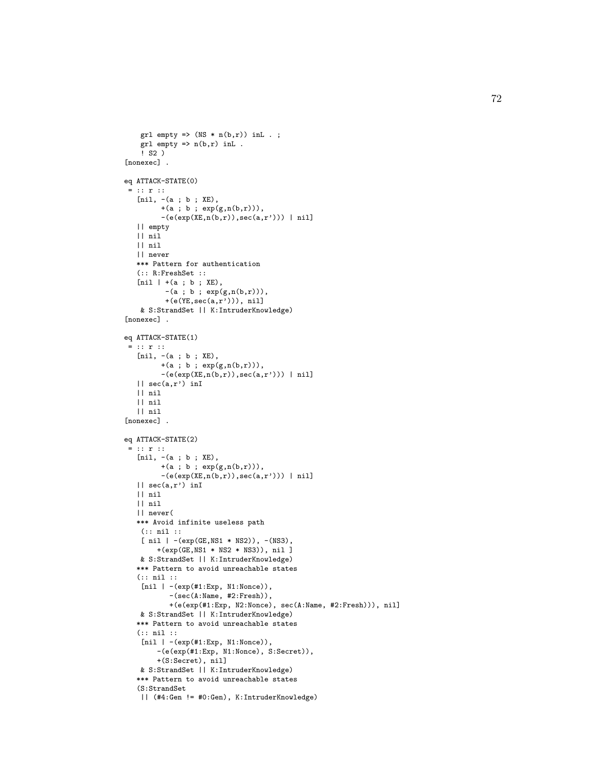```
    grl empty => (NS * n(b,r)) inL . ;
    grl empty => n(b,r) inL .
    ! S2 )
[nonexec] .

eq ATTACK-STATE(0)
 = :: r ::
   [nil, -(a ; b ; XE),
         +(a ; b ; exp(g,n(b,r))),
         -(e(exp(XE,n(b,r)),sec(a,r'))) | nil]
   || empty
   || nil
   || nil
   || never
   *** Pattern for authentication
   (:: R:FreshSet ::
   [nil | +(a ; b ; XE),
          -(a ; b ; exp(g,n(b,r))),
          +(e(YE,sec(a,r'))), nil]
    & S:StrandSet || K:IntruderKnowledge)
[nonexec] .

eq ATTACK-STATE(1)
 = :: r ::
   [nil, -(a ; b ; XE),
         +(a ; b ; exp(g,n(b,r))),
         -(e(exp(XE,n(b,r)),sec(a,r'))) | nil]
   || sec(a,r') inI
   || nil
   || nil
   || nil
[nonexec] .

eq ATTACK-STATE(2)
 = :: r ::
   [nil, -(a ; b ; XE),
         +(a ; b ; exp(g,n(b,r))),
         -(e(exp(XE,n(b,r)),sec(a,r'))) | nil]
   || sec(a,r') inI
   || nil
   || nil
   || never(
   *** Avoid infinite useless path
    (:: nil ::
    [ nil | -(exp(GE,NS1 * NS2)), -(NS3),
        +(exp(GE,NS1 * NS2 * NS3)), nil ]
    & S:StrandSet || K:IntruderKnowledge)
   *** Pattern to avoid unreachable states
   (:: nil ::
    [nil | -(exp(#1:Exp, N1:Nonce)),
           -(sec(A:Name, #2:Fresh)),
           +(e(exp(#1:Exp, N2:Nonce), sec(A:Name, #2:Fresh))), nil]
    & S:StrandSet || K:IntruderKnowledge)
   *** Pattern to avoid unreachable states
   (:: nil ::
    [nil | -(exp(#1:Exp, N1:Nonce)),
        -(e(exp(#1:Exp, N1:Nonce), S:Secret)),
        +(S:Secret), nil]
    & S:StrandSet || K:IntruderKnowledge)
   *** Pattern to avoid unreachable states
   (S:StrandSet
    || (#4:Gen != #0:Gen), K:IntruderKnowledge)
```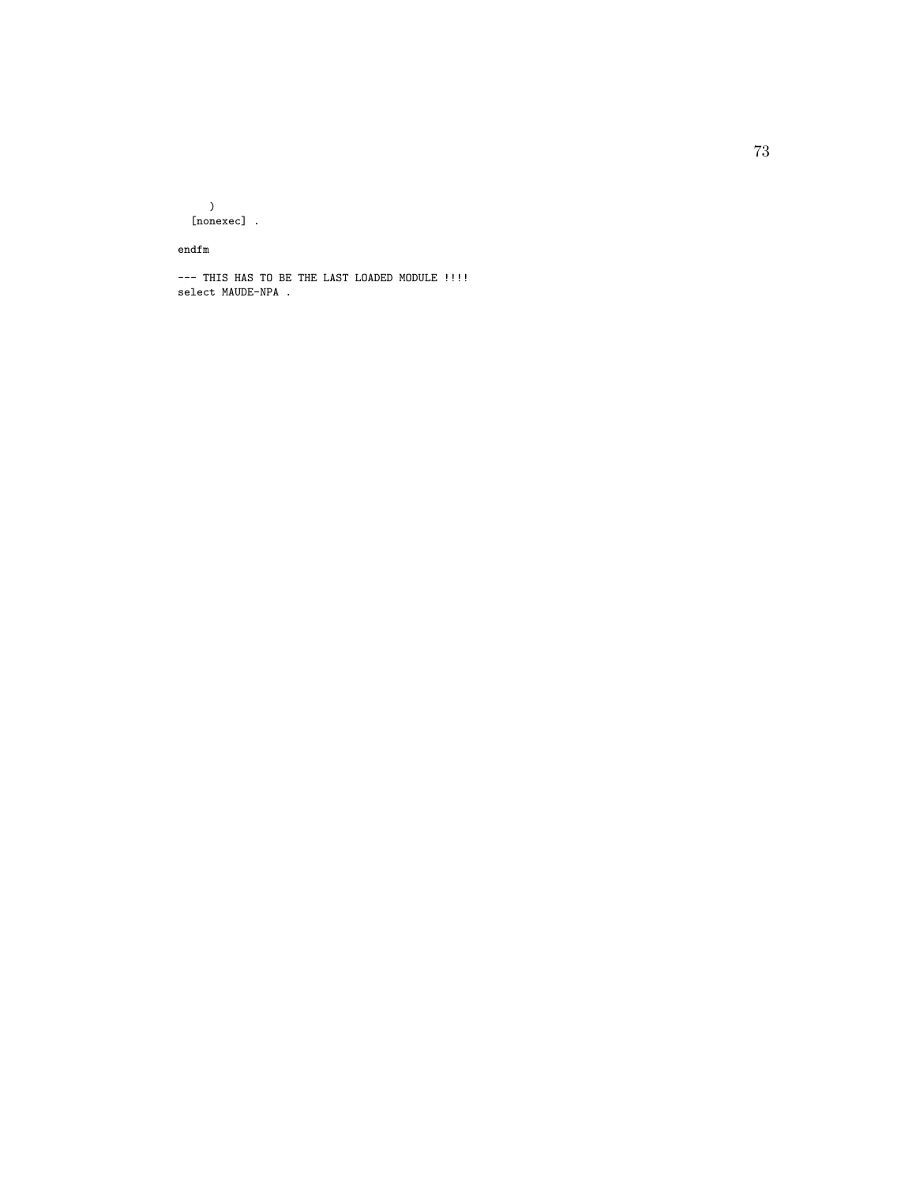```
    )
  [nonexec] .

endfm

--- THIS HAS TO BE THE LAST LOADED MODULE !!!!
select MAUDE-NPA .
```